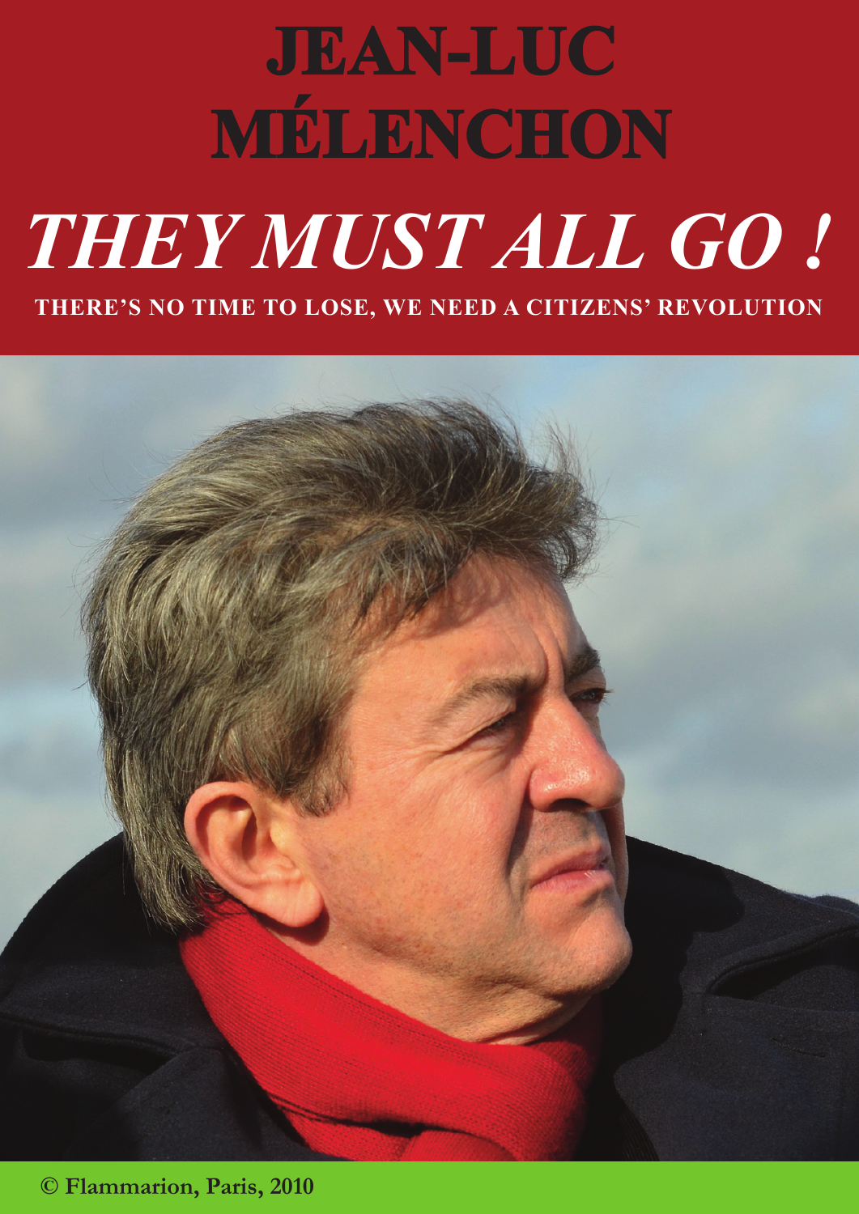# JEAN-LUC MÉLENCHON

# *THEY MUST ALL GO !*

**THERE'S NO TIME TO LOSE, WE NEED A CITIZENS' REVOLUTION**

**© Flammarion, Paris, 2010**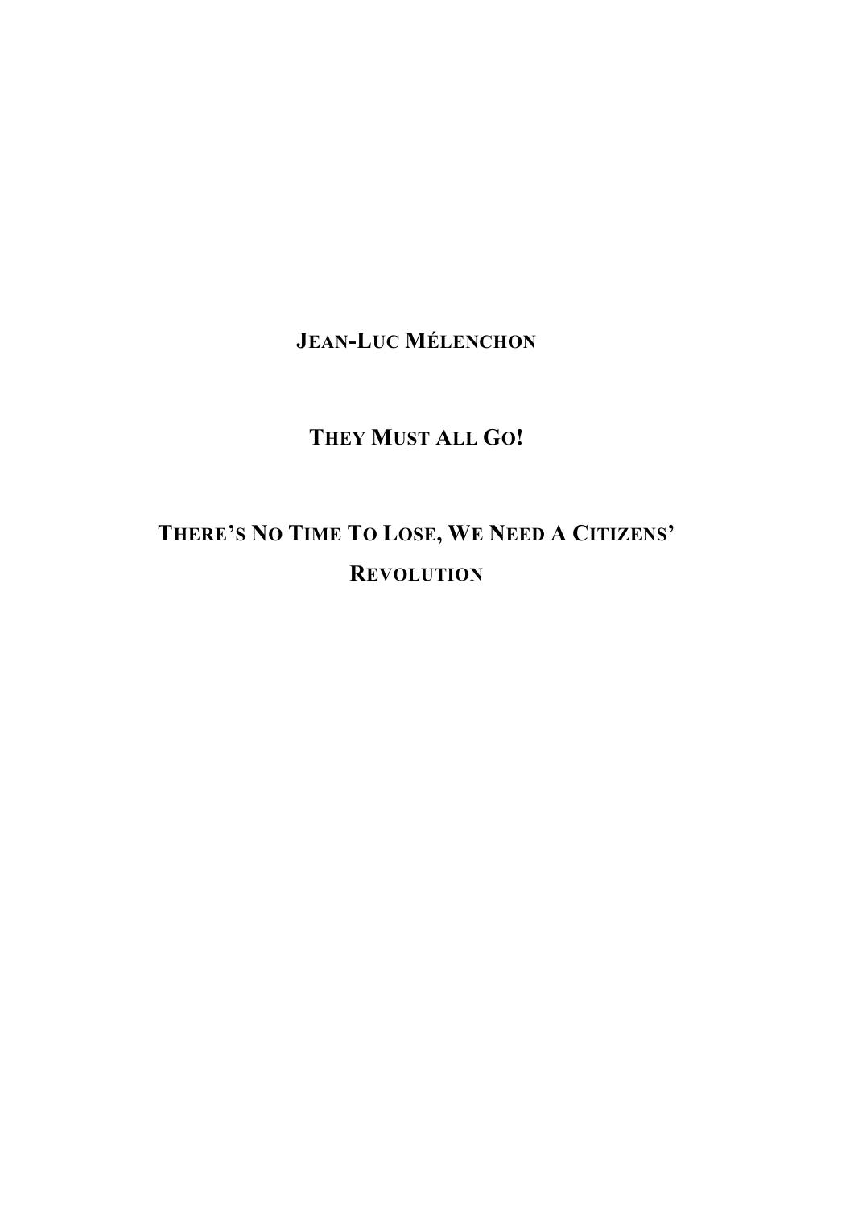**JEAN-LUC MÉLENCHON**

# THEY MUST ALL GO!

## THERE'S NO TIME TO LOSE, WE NEED A CITIZENS' REVOLUTION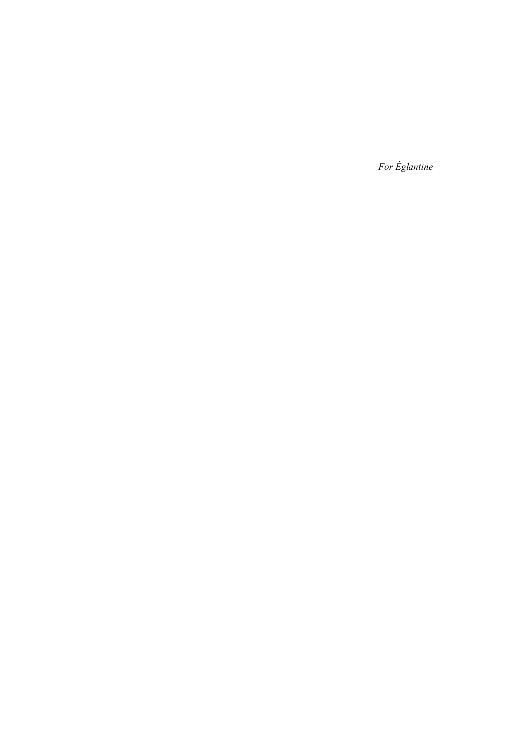*For Églantine*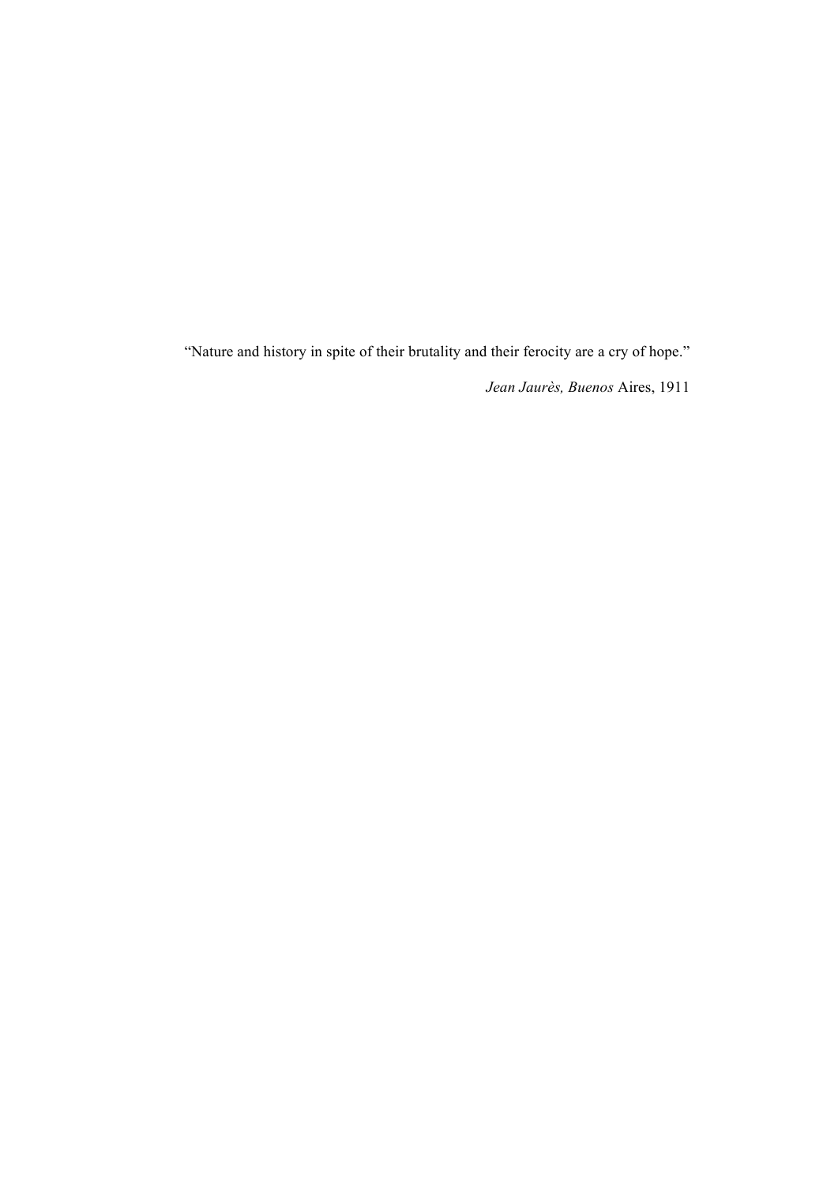"Nature and history in spite of their brutality and their ferocity are a cry of hope."

*Jean Jaurès, Buenos* Aires, 1911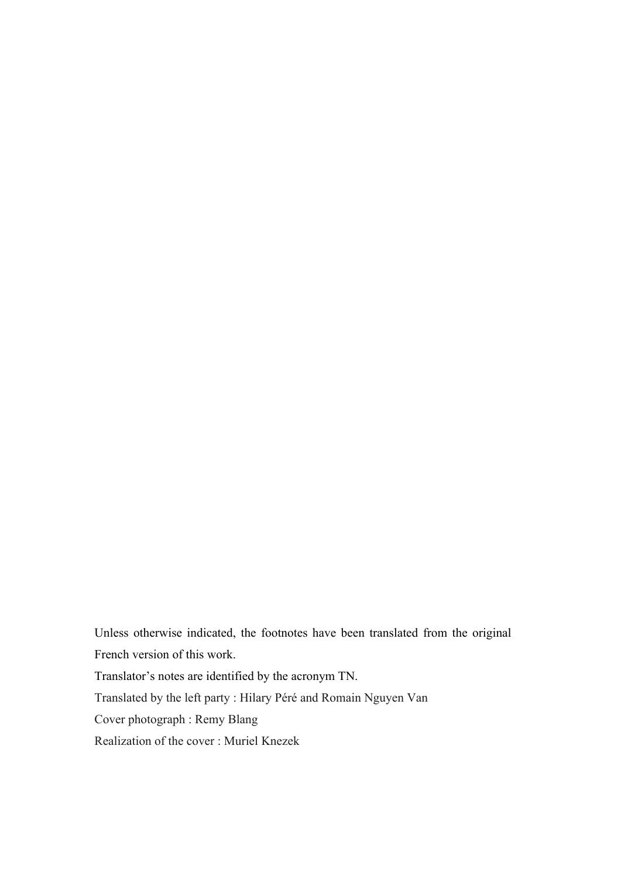Unless otherwise indicated, the footnotes have been translated from the original French version of this work.

Translator’s notes are identified by the acronym TN.

Translated by the left party : Hilary Péré and Romain Nguyen Van

Cover photograph : Remy Blang

Realization of the cover : Muriel Knezek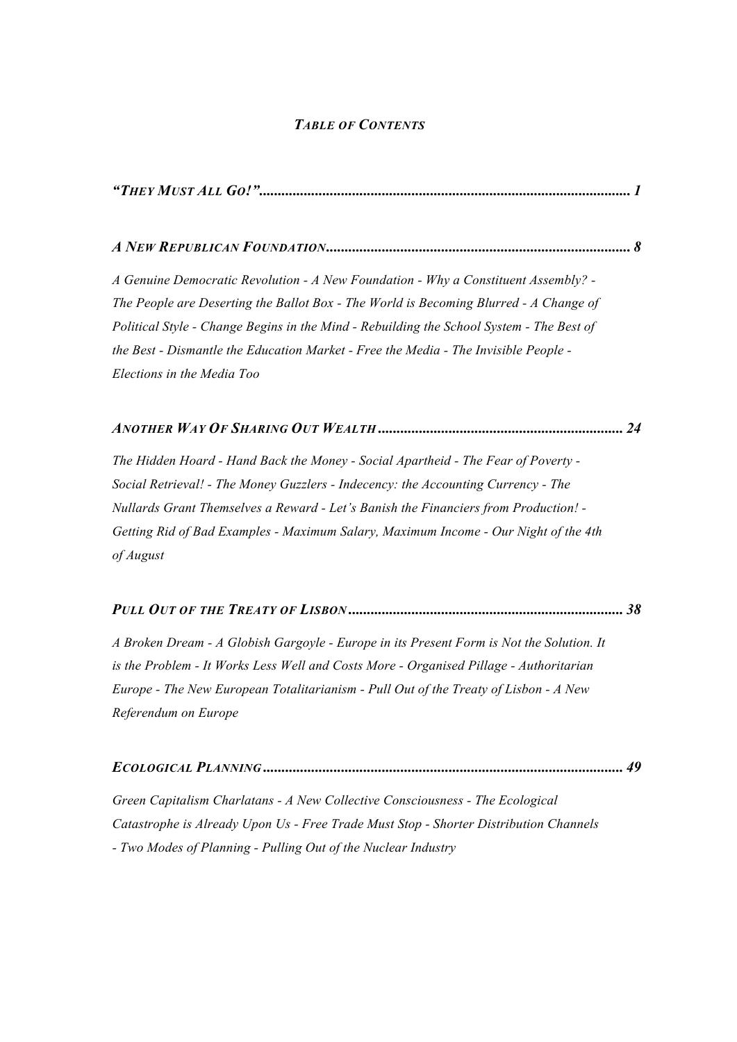## *Table of Contents*

***"They Must All Go!"*** ........................................................................................................ ***1***

***A New Republican Foundation*** ................................................................................ ***8***

*A Genuine Democratic Revolution - A New Foundation - Why a Constituent Assembly? - The People are Deserting the Ballot Box - The World is Becoming Blurred - A Change of Political Style - Change Begins in the Mind - Rebuilding the School System - The Best of the Best - Dismantle the Education Market - Free the Media - The Invisible People - Elections in the Media Too*

***Another Way Of Sharing Out Wealth*** ...................................................................... ***24***

*The Hidden Hoard - Hand Back the Money - Social Apartheid - The Fear of Poverty - Social Retrieval! - The Money Guzzlers - Indecency: the Accounting Currency - The Nullards Grant Themselves a Reward - Let's Banish the Financiers from Production! - Getting Rid of Bad Examples - Maximum Salary, Maximum Income - Our Night of the 4th of August*

***Pull Out of the Treaty of Lisbon*** ............................................................................ ***38***

*A Broken Dream - A Globish Gargoyle - Europe in its Present Form is Not the Solution. It is the Problem - It Works Less Well and Costs More - Organised Pillage - Authoritarian Europe - The New European Totalitarianism - Pull Out of the Treaty of Lisbon - A New Referendum on Europe*

***Ecological Planning*** ................................................................................................ ***49***

*Green Capitalism Charlatans - A New Collective Consciousness - The Ecological Catastrophe is Already Upon Us - Free Trade Must Stop - Shorter Distribution Channels - Two Modes of Planning - Pulling Out of the Nuclear Industry*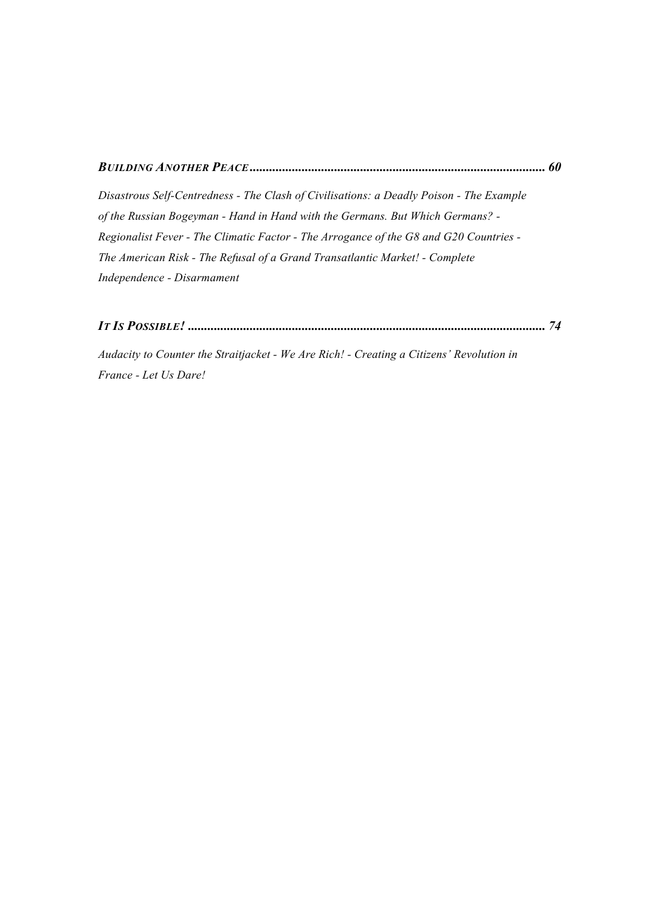***Building Another Peace*** ........................................................................................... ***60***

*Disastrous Self-Centredness - The Clash of Civilisations: a Deadly Poison - The Example of the Russian Bogeyman - Hand in Hand with the Germans. But Which Germans? - Regionalist Fever - The Climatic Factor - The Arrogance of the G8 and G20 Countries - The American Risk - The Refusal of a Grand Transatlantic Market! - Complete Independence - Disarmament*

***It Is Possible!*** ............................................................................................................. ***74***

*Audacity to Counter the Straitjacket - We Are Rich! - Creating a Citizens' Revolution in France - Let Us Dare!*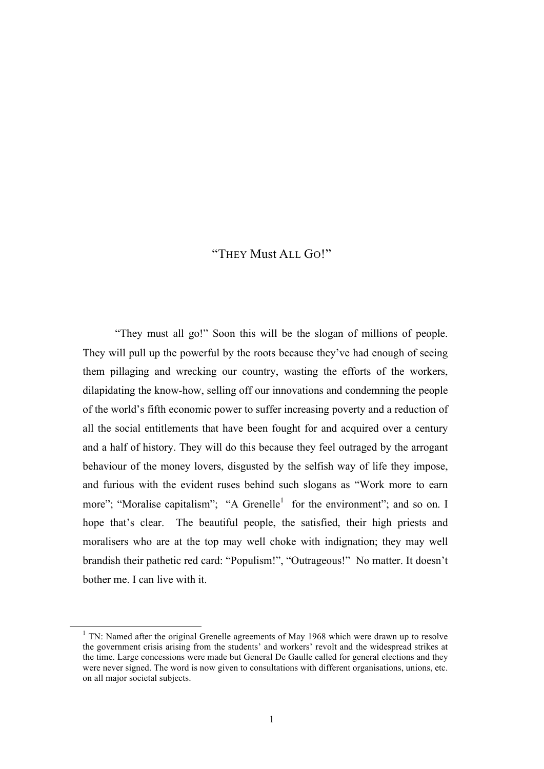# "They Must All Go!"

"They must all go!" Soon this will be the slogan of millions of people. They will pull up the powerful by the roots because they've had enough of seeing them pillaging and wrecking our country, wasting the efforts of the workers, dilapidating the know-how, selling off our innovations and condemning the people of the world's fifth economic power to suffer increasing poverty and a reduction of all the social entitlements that have been fought for and acquired over a century and a half of history. They will do this because they feel outraged by the arrogant behaviour of the money lovers, disgusted by the selfish way of life they impose, and furious with the evident ruses behind such slogans as "Work more to earn more"; "Moralise capitalism"; "A Grenelle[1] for the environment"; and so on. I hope that's clear. The beautiful people, the satisfied, their high priests and moralisers who are at the top may well choke with indignation; they may well brandish their pathetic red card: "Populism!", "Outrageous!" No matter. It doesn't bother me. I can live with it.

---

[1] TN: Named after the original Grenelle agreements of May 1968 which were drawn up to resolve the government crisis arising from the students' and workers' revolt and the widespread strikes at the time. Large concessions were made but General De Gaulle called for general elections and they were never signed. The word is now given to consultations with different organisations, unions, etc. on all major societal subjects.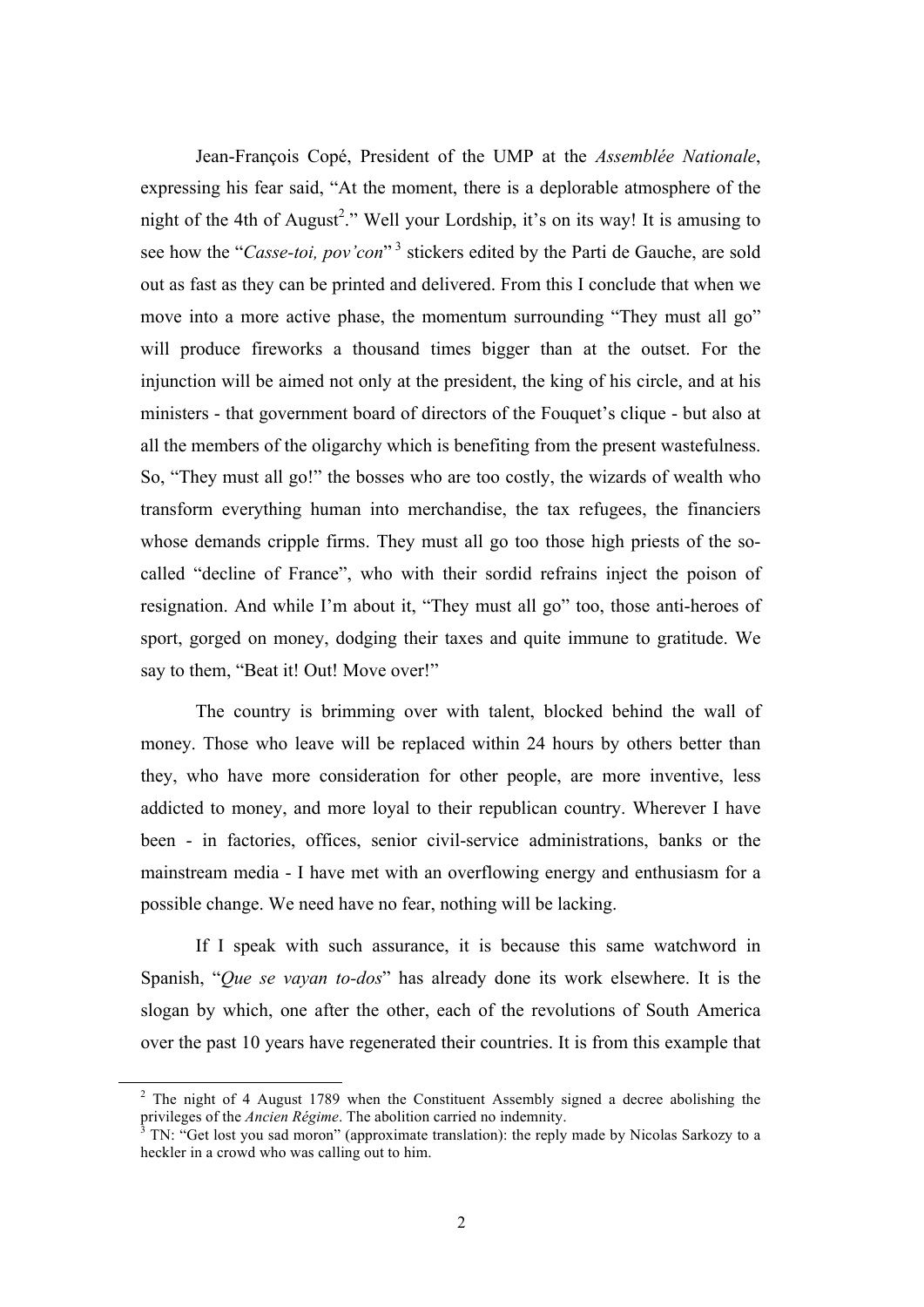Jean-François Copé, President of the UMP at the *Assemblée Nationale*, expressing his fear said, "At the moment, there is a deplorable atmosphere of the night of the 4th of August[2]." Well your Lordship, it's on its way! It is amusing to see how the "*Casse-toi, pov'con*"[3] stickers edited by the Parti de Gauche, are sold out as fast as they can be printed and delivered. From this I conclude that when we move into a more active phase, the momentum surrounding "They must all go" will produce fireworks a thousand times bigger than at the outset. For the injunction will be aimed not only at the president, the king of his circle, and at his ministers - that government board of directors of the Fouquet's clique - but also at all the members of the oligarchy which is benefiting from the present wastefulness. So, "They must all go!" the bosses who are too costly, the wizards of wealth who transform everything human into merchandise, the tax refugees, the financiers whose demands cripple firms. They must all go too those high priests of the so-called "decline of France", who with their sordid refrains inject the poison of resignation. And while I'm about it, "They must all go" too, those anti-heroes of sport, gorged on money, dodging their taxes and quite immune to gratitude. We say to them, "Beat it! Out! Move over!"

The country is brimming over with talent, blocked behind the wall of money. Those who leave will be replaced within 24 hours by others better than they, who have more consideration for other people, are more inventive, less addicted to money, and more loyal to their republican country. Wherever I have been - in factories, offices, senior civil-service administrations, banks or the mainstream media - I have met with an overflowing energy and enthusiasm for a possible change. We need have no fear, nothing will be lacking.

If I speak with such assurance, it is because this same watchword in Spanish, "*Que se vayan to-dos*" has already done its work elsewhere. It is the slogan by which, one after the other, each of the revolutions of South America over the past 10 years have regenerated their countries. It is from this example that

---

[2] The night of 4 August 1789 when the Constituent Assembly signed a decree abolishing the privileges of the *Ancien Régime*. The abolition carried no indemnity.

[3] TN: "Get lost you sad moron" (approximate translation): the reply made by Nicolas Sarkozy to a heckler in a crowd who was calling out to him.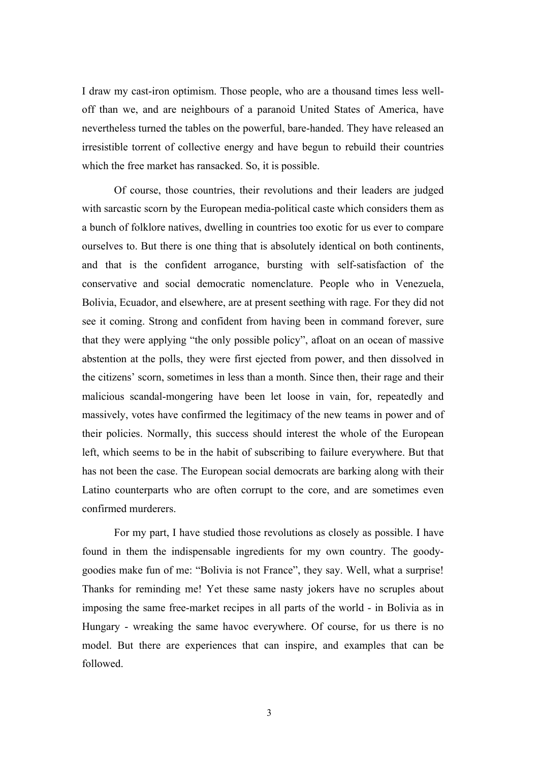I draw my cast-iron optimism. Those people, who are a thousand times less well-off than we, and are neighbours of a paranoid United States of America, have nevertheless turned the tables on the powerful, bare-handed. They have released an irresistible torrent of collective energy and have begun to rebuild their countries which the free market has ransacked. So, it is possible.

Of course, those countries, their revolutions and their leaders are judged with sarcastic scorn by the European media-political caste which considers them as a bunch of folklore natives, dwelling in countries too exotic for us ever to compare ourselves to. But there is one thing that is absolutely identical on both continents, and that is the confident arrogance, bursting with self-satisfaction of the conservative and social democratic nomenclature. People who in Venezuela, Bolivia, Ecuador, and elsewhere, are at present seething with rage. For they did not see it coming. Strong and confident from having been in command forever, sure that they were applying "the only possible policy", afloat on an ocean of massive abstention at the polls, they were first ejected from power, and then dissolved in the citizens' scorn, sometimes in less than a month. Since then, their rage and their malicious scandal-mongering have been let loose in vain, for, repeatedly and massively, votes have confirmed the legitimacy of the new teams in power and of their policies. Normally, this success should interest the whole of the European left, which seems to be in the habit of subscribing to failure everywhere. But that has not been the case. The European social democrats are barking along with their Latino counterparts who are often corrupt to the core, and are sometimes even confirmed murderers.

For my part, I have studied those revolutions as closely as possible. I have found in them the indispensable ingredients for my own country. The goody-goodies make fun of me: "Bolivia is not France", they say. Well, what a surprise! Thanks for reminding me! Yet these same nasty jokers have no scruples about imposing the same free-market recipes in all parts of the world - in Bolivia as in Hungary - wreaking the same havoc everywhere. Of course, for us there is no model. But there are experiences that can inspire, and examples that can be followed.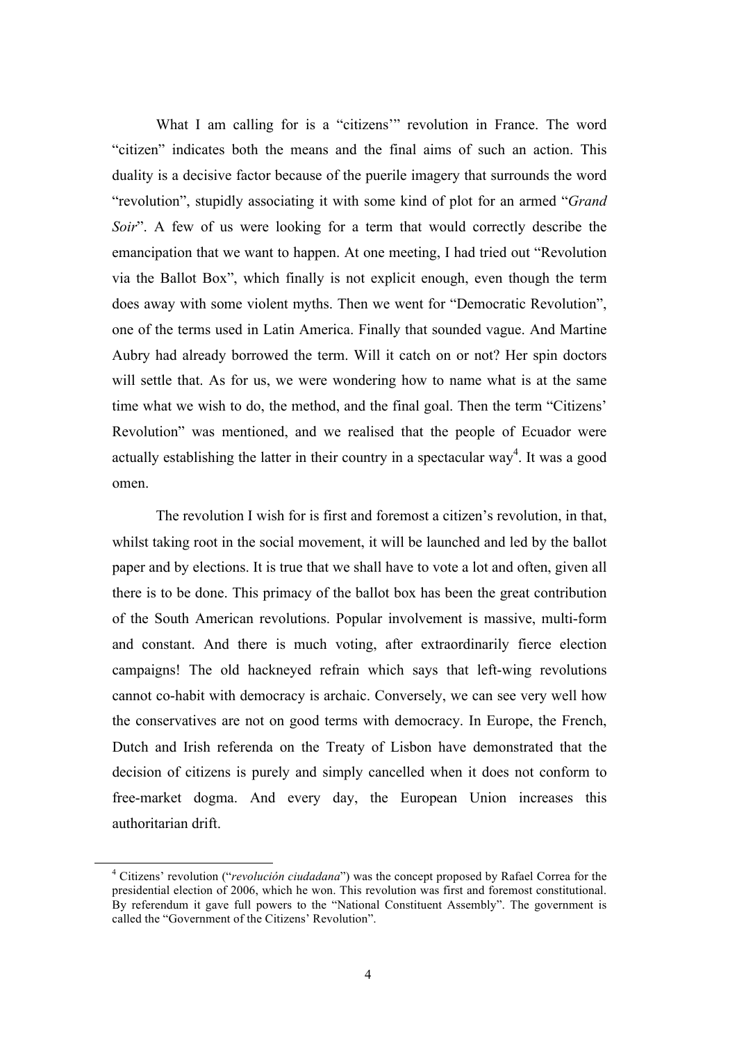What I am calling for is a "citizens'" revolution in France. The word "citizen" indicates both the means and the final aims of such an action. This duality is a decisive factor because of the puerile imagery that surrounds the word "revolution", stupidly associating it with some kind of plot for an armed "*Grand Soir*". A few of us were looking for a term that would correctly describe the emancipation that we want to happen. At one meeting, I had tried out "Revolution via the Ballot Box", which finally is not explicit enough, even though the term does away with some violent myths. Then we went for "Democratic Revolution", one of the terms used in Latin America. Finally that sounded vague. And Martine Aubry had already borrowed the term. Will it catch on or not? Her spin doctors will settle that. As for us, we were wondering how to name what is at the same time what we wish to do, the method, and the final goal. Then the term "Citizens' Revolution" was mentioned, and we realised that the people of Ecuador were actually establishing the latter in their country in a spectacular way[4]. It was a good omen.

The revolution I wish for is first and foremost a citizen's revolution, in that, whilst taking root in the social movement, it will be launched and led by the ballot paper and by elections. It is true that we shall have to vote a lot and often, given all there is to be done. This primacy of the ballot box has been the great contribution of the South American revolutions. Popular involvement is massive, multi-form and constant. And there is much voting, after extraordinarily fierce election campaigns! The old hackneyed refrain which says that left-wing revolutions cannot co-habit with democracy is archaic. Conversely, we can see very well how the conservatives are not on good terms with democracy. In Europe, the French, Dutch and Irish referenda on the Treaty of Lisbon have demonstrated that the decision of citizens is purely and simply cancelled when it does not conform to free-market dogma. And every day, the European Union increases this authoritarian drift.

[4] Citizens' revolution ("*revolución ciudadana*") was the concept proposed by Rafael Correa for the presidential election of 2006, which he won. This revolution was first and foremost constitutional. By referendum it gave full powers to the "National Constituent Assembly". The government is called the "Government of the Citizens' Revolution".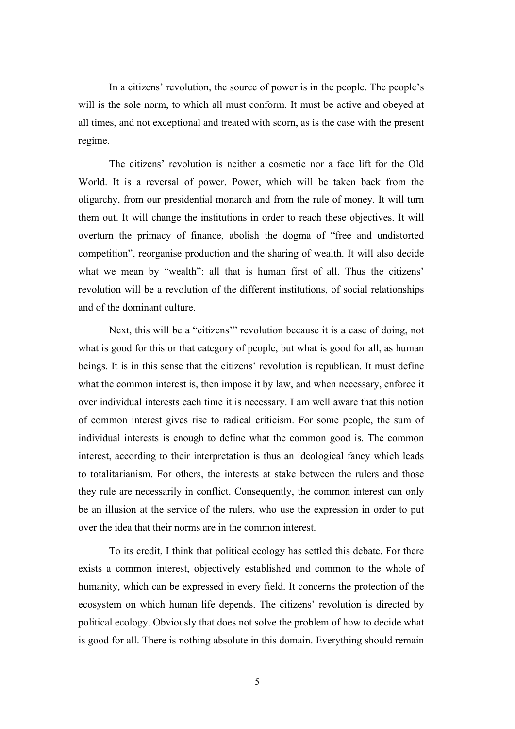In a citizens' revolution, the source of power is in the people. The people's will is the sole norm, to which all must conform. It must be active and obeyed at all times, and not exceptional and treated with scorn, as is the case with the present regime.

The citizens' revolution is neither a cosmetic nor a face lift for the Old World. It is a reversal of power. Power, which will be taken back from the oligarchy, from our presidential monarch and from the rule of money. It will turn them out. It will change the institutions in order to reach these objectives. It will overturn the primacy of finance, abolish the dogma of "free and undistorted competition", reorganise production and the sharing of wealth. It will also decide what we mean by "wealth": all that is human first of all. Thus the citizens' revolution will be a revolution of the different institutions, of social relationships and of the dominant culture.

Next, this will be a "citizens'" revolution because it is a case of doing, not what is good for this or that category of people, but what is good for all, as human beings. It is in this sense that the citizens' revolution is republican. It must define what the common interest is, then impose it by law, and when necessary, enforce it over individual interests each time it is necessary. I am well aware that this notion of common interest gives rise to radical criticism. For some people, the sum of individual interests is enough to define what the common good is. The common interest, according to their interpretation is thus an ideological fancy which leads to totalitarianism. For others, the interests at stake between the rulers and those they rule are necessarily in conflict. Consequently, the common interest can only be an illusion at the service of the rulers, who use the expression in order to put over the idea that their norms are in the common interest.

To its credit, I think that political ecology has settled this debate. For there exists a common interest, objectively established and common to the whole of humanity, which can be expressed in every field. It concerns the protection of the ecosystem on which human life depends. The citizens' revolution is directed by political ecology. Obviously that does not solve the problem of how to decide what is good for all. There is nothing absolute in this domain. Everything should remain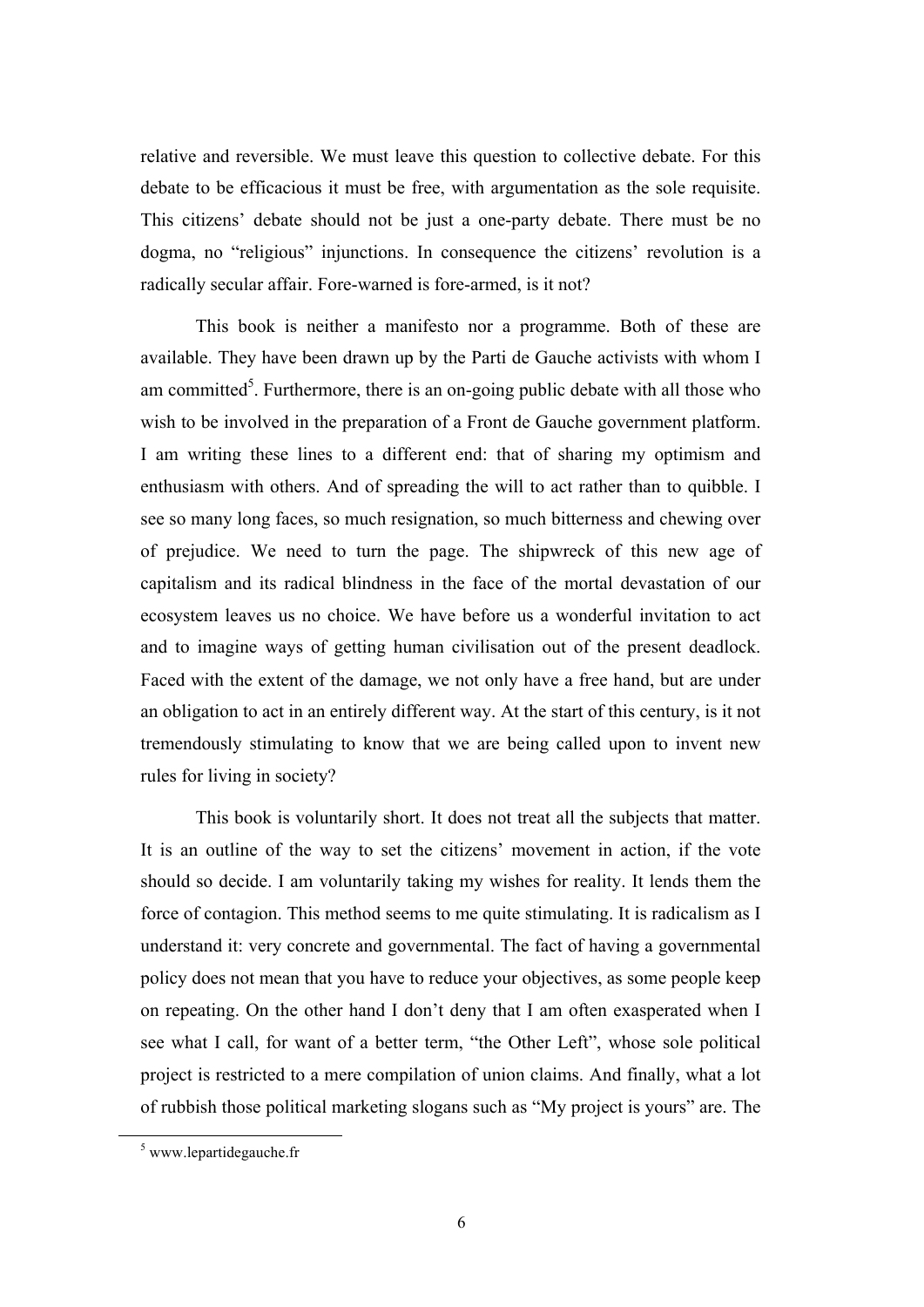relative and reversible. We must leave this question to collective debate. For this debate to be efficacious it must be free, with argumentation as the sole requisite. This citizens' debate should not be just a one-party debate. There must be no dogma, no "religious" injunctions. In consequence the citizens' revolution is a radically secular affair. Fore-warned is fore-armed, is it not?

This book is neither a manifesto nor a programme. Both of these are available. They have been drawn up by the Parti de Gauche activists with whom I am committed[5]. Furthermore, there is an on-going public debate with all those who wish to be involved in the preparation of a Front de Gauche government platform. I am writing these lines to a different end: that of sharing my optimism and enthusiasm with others. And of spreading the will to act rather than to quibble. I see so many long faces, so much resignation, so much bitterness and chewing over of prejudice. We need to turn the page. The shipwreck of this new age of capitalism and its radical blindness in the face of the mortal devastation of our ecosystem leaves us no choice. We have before us a wonderful invitation to act and to imagine ways of getting human civilisation out of the present deadlock. Faced with the extent of the damage, we not only have a free hand, but are under an obligation to act in an entirely different way. At the start of this century, is it not tremendously stimulating to know that we are being called upon to invent new rules for living in society?

This book is voluntarily short. It does not treat all the subjects that matter. It is an outline of the way to set the citizens' movement in action, if the vote should so decide. I am voluntarily taking my wishes for reality. It lends them the force of contagion. This method seems to me quite stimulating. It is radicalism as I understand it: very concrete and governmental. The fact of having a governmental policy does not mean that you have to reduce your objectives, as some people keep on repeating. On the other hand I don't deny that I am often exasperated when I see what I call, for want of a better term, "the Other Left", whose sole political project is restricted to a mere compilation of union claims. And finally, what a lot of rubbish those political marketing slogans such as "My project is yours" are. The

[5] www.lepartidegauche.fr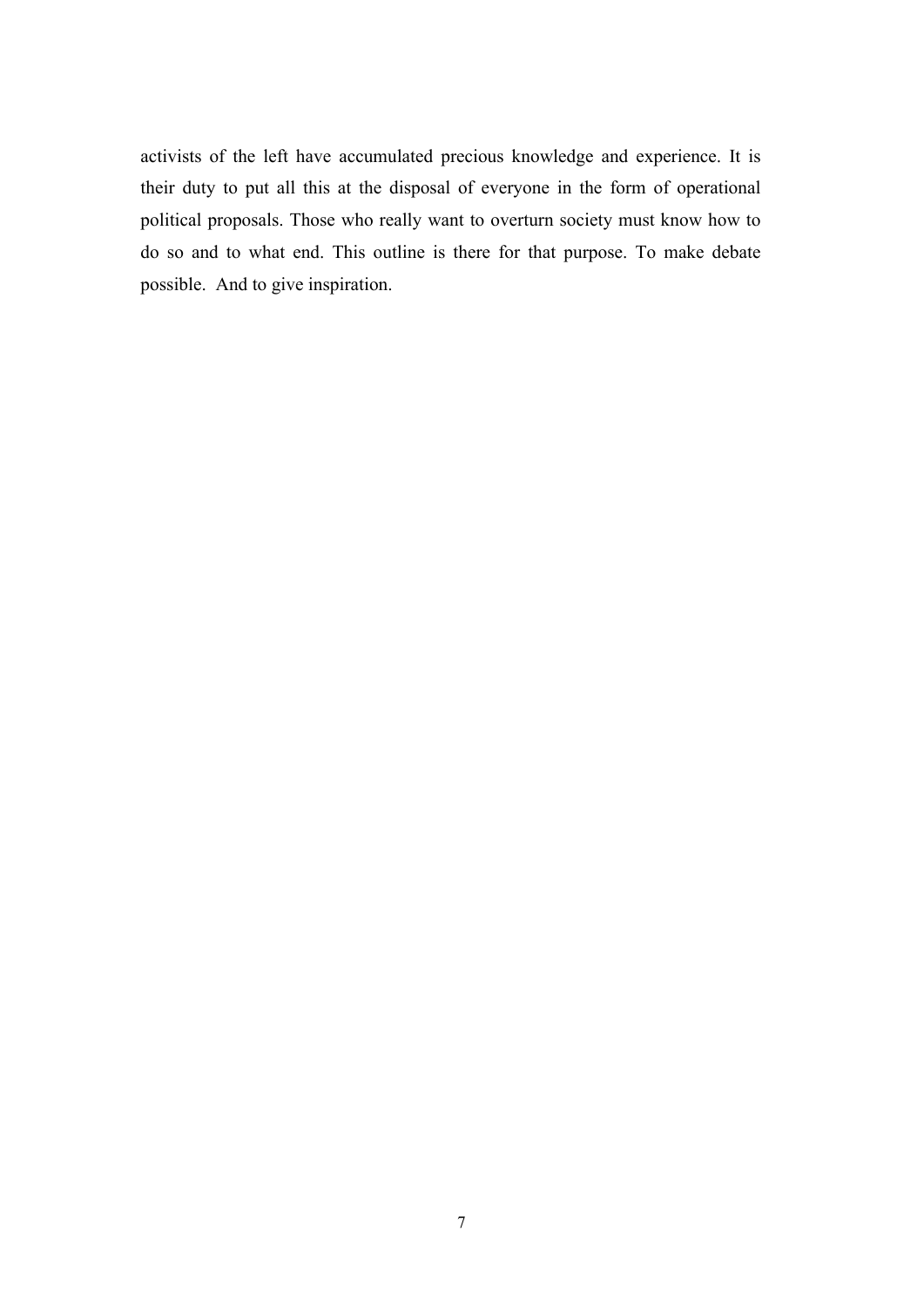activists of the left have accumulated precious knowledge and experience. It is their duty to put all this at the disposal of everyone in the form of operational political proposals. Those who really want to overturn society must know how to do so and to what end. This outline is there for that purpose. To make debate possible. And to give inspiration.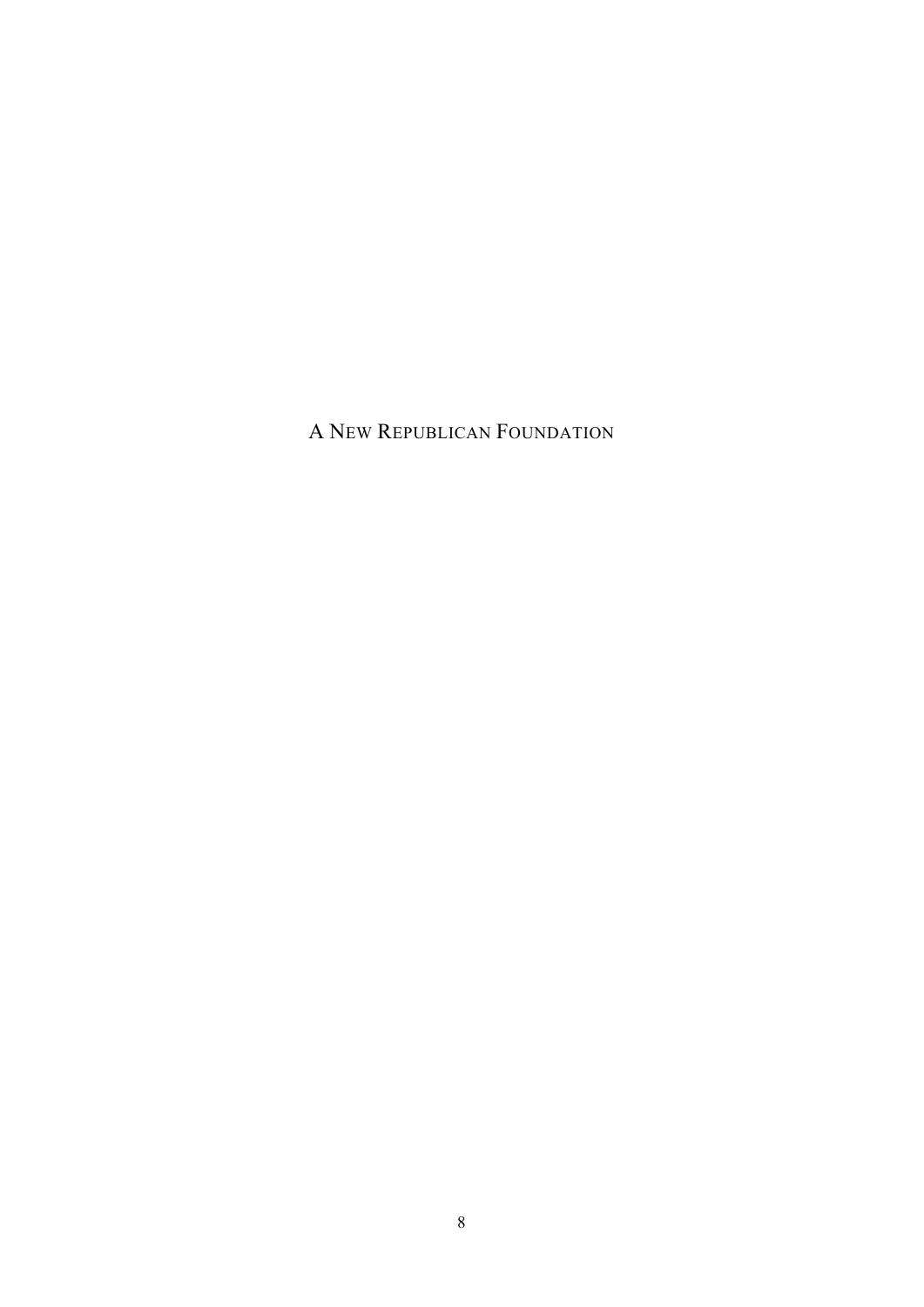# A New Republican Foundation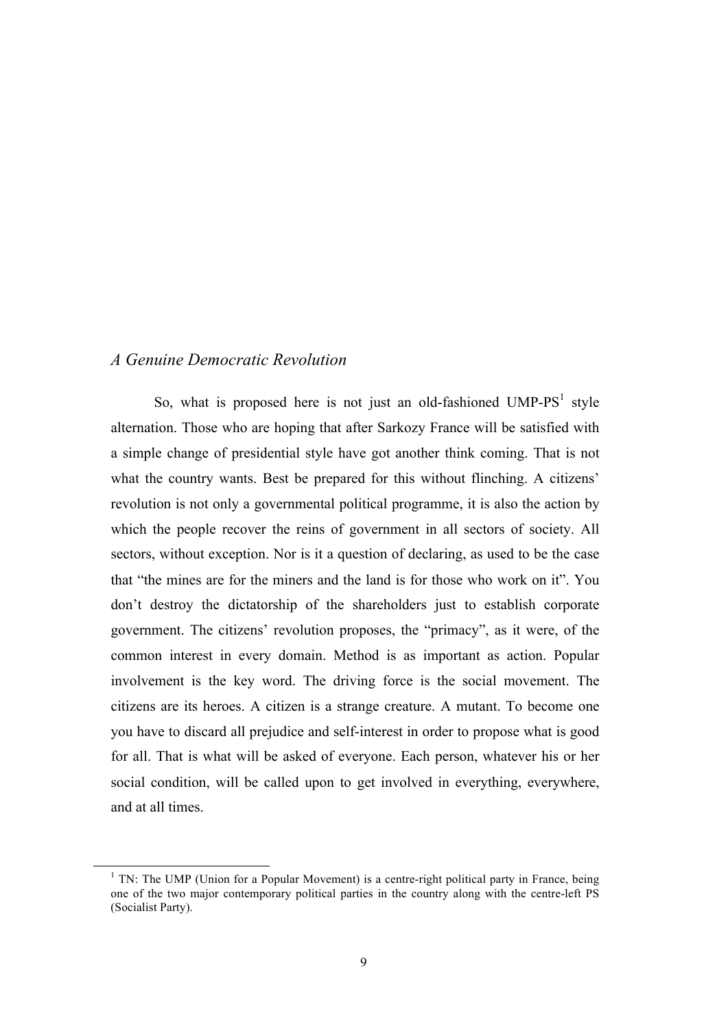## *A Genuine Democratic Revolution*

So, what is proposed here is not just an old-fashioned UMP-PS[1] style alternation. Those who are hoping that after Sarkozy France will be satisfied with a simple change of presidential style have got another think coming. That is not what the country wants. Best be prepared for this without flinching. A citizens' revolution is not only a governmental political programme, it is also the action by which the people recover the reins of government in all sectors of society. All sectors, without exception. Nor is it a question of declaring, as used to be the case that "the mines are for the miners and the land is for those who work on it". You don't destroy the dictatorship of the shareholders just to establish corporate government. The citizens' revolution proposes, the "primacy", as it were, of the common interest in every domain. Method is as important as action. Popular involvement is the key word. The driving force is the social movement. The citizens are its heroes. A citizen is a strange creature. A mutant. To become one you have to discard all prejudice and self-interest in order to propose what is good for all. That is what will be asked of everyone. Each person, whatever his or her social condition, will be called upon to get involved in everything, everywhere, and at all times.

[1] TN: The UMP (Union for a Popular Movement) is a centre-right political party in France, being one of the two major contemporary political parties in the country along with the centre-left PS (Socialist Party).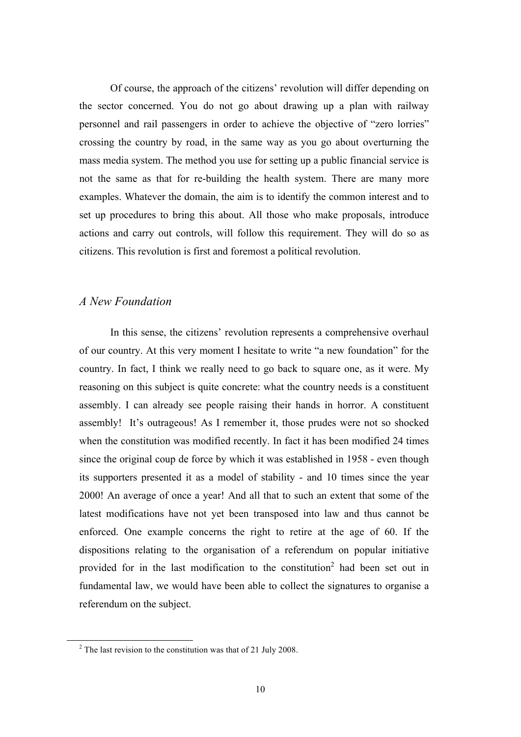Of course, the approach of the citizens' revolution will differ depending on the sector concerned. You do not go about drawing up a plan with railway personnel and rail passengers in order to achieve the objective of "zero lorries" crossing the country by road, in the same way as you go about overturning the mass media system. The method you use for setting up a public financial service is not the same as that for re-building the health system. There are many more examples. Whatever the domain, the aim is to identify the common interest and to set up procedures to bring this about. All those who make proposals, introduce actions and carry out controls, will follow this requirement. They will do so as citizens. This revolution is first and foremost a political revolution.

## *A New Foundation*

In this sense, the citizens' revolution represents a comprehensive overhaul of our country. At this very moment I hesitate to write "a new foundation" for the country. In fact, I think we really need to go back to square one, as it were. My reasoning on this subject is quite concrete: what the country needs is a constituent assembly. I can already see people raising their hands in horror. A constituent assembly! It's outrageous! As I remember it, those prudes were not so shocked when the constitution was modified recently. In fact it has been modified 24 times since the original coup de force by which it was established in 1958 - even though its supporters presented it as a model of stability - and 10 times since the year 2000! An average of once a year! And all that to such an extent that some of the latest modifications have not yet been transposed into law and thus cannot be enforced. One example concerns the right to retire at the age of 60. If the dispositions relating to the organisation of a referendum on popular initiative provided for in the last modification to the constitution[2] had been set out in fundamental law, we would have been able to collect the signatures to organise a referendum on the subject.

[2] The last revision to the constitution was that of 21 July 2008.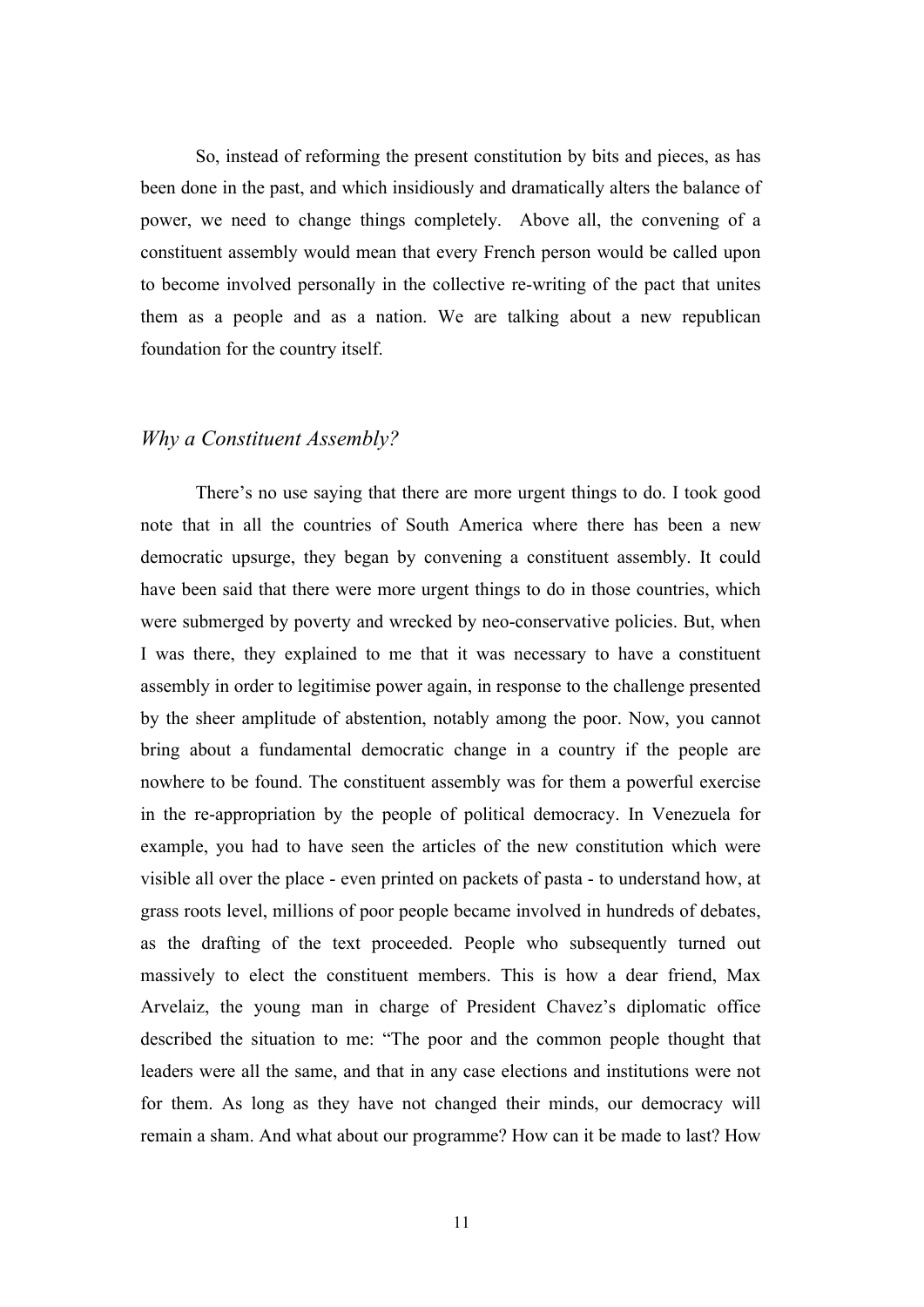So, instead of reforming the present constitution by bits and pieces, as has been done in the past, and which insidiously and dramatically alters the balance of power, we need to change things completely. Above all, the convening of a constituent assembly would mean that every French person would be called upon to become involved personally in the collective re-writing of the pact that unites them as a people and as a nation. We are talking about a new republican foundation for the country itself.

### *Why a Constituent Assembly?*

There's no use saying that there are more urgent things to do. I took good note that in all the countries of South America where there has been a new democratic upsurge, they began by convening a constituent assembly. It could have been said that there were more urgent things to do in those countries, which were submerged by poverty and wrecked by neo-conservative policies. But, when I was there, they explained to me that it was necessary to have a constituent assembly in order to legitimise power again, in response to the challenge presented by the sheer amplitude of abstention, notably among the poor. Now, you cannot bring about a fundamental democratic change in a country if the people are nowhere to be found. The constituent assembly was for them a powerful exercise in the re-appropriation by the people of political democracy. In Venezuela for example, you had to have seen the articles of the new constitution which were visible all over the place - even printed on packets of pasta - to understand how, at grass roots level, millions of poor people became involved in hundreds of debates, as the drafting of the text proceeded. People who subsequently turned out massively to elect the constituent members. This is how a dear friend, Max Arvelaiz, the young man in charge of President Chavez's diplomatic office described the situation to me: "The poor and the common people thought that leaders were all the same, and that in any case elections and institutions were not for them. As long as they have not changed their minds, our democracy will remain a sham. And what about our programme? How can it be made to last? How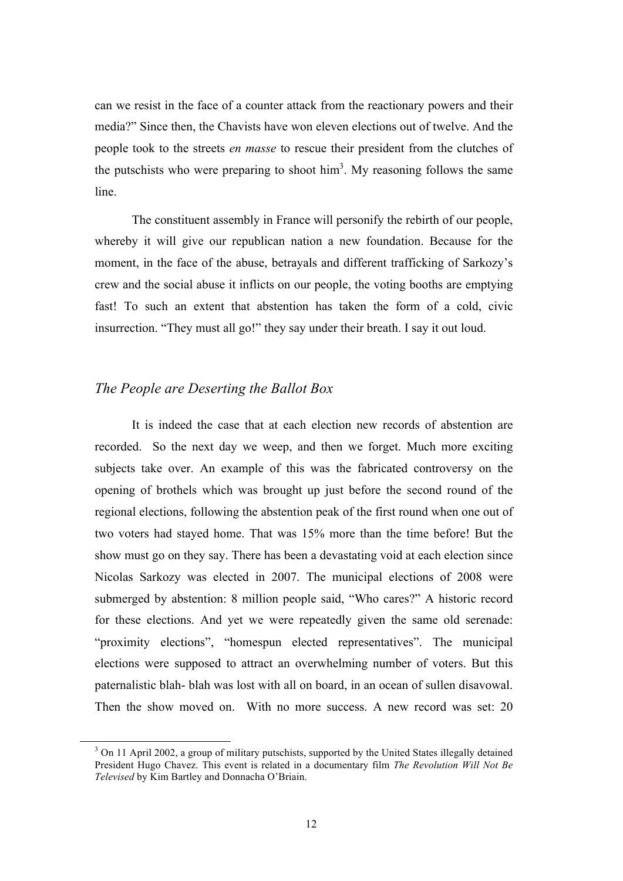can we resist in the face of a counter attack from the reactionary powers and their media?" Since then, the Chavists have won eleven elections out of twelve. And the people took to the streets *en masse* to rescue their president from the clutches of the putschists who were preparing to shoot him[3]. My reasoning follows the same line.

The constituent assembly in France will personify the rebirth of our people, whereby it will give our republican nation a new foundation. Because for the moment, in the face of the abuse, betrayals and different trafficking of Sarkozy's crew and the social abuse it inflicts on our people, the voting booths are emptying fast! To such an extent that abstention has taken the form of a cold, civic insurrection. "They must all go!" they say under their breath. I say it out loud.

## *The People are Deserting the Ballot Box*

It is indeed the case that at each election new records of abstention are recorded. So the next day we weep, and then we forget. Much more exciting subjects take over. An example of this was the fabricated controversy on the opening of brothels which was brought up just before the second round of the regional elections, following the abstention peak of the first round when one out of two voters had stayed home. That was 15% more than the time before! But the show must go on they say. There has been a devastating void at each election since Nicolas Sarkozy was elected in 2007. The municipal elections of 2008 were submerged by abstention: 8 million people said, "Who cares?" A historic record for these elections. And yet we were repeatedly given the same old serenade: "proximity elections", "homespun elected representatives". The municipal elections were supposed to attract an overwhelming number of voters. But this paternalistic blah- blah was lost with all on board, in an ocean of sullen disavowal. Then the show moved on. With no more success. A new record was set: 20

[3] On 11 April 2002, a group of military putschists, supported by the United States illegally detained President Hugo Chavez. This event is related in a documentary film *The Revolution Will Not Be Televised* by Kim Bartley and Donnacha O'Briain.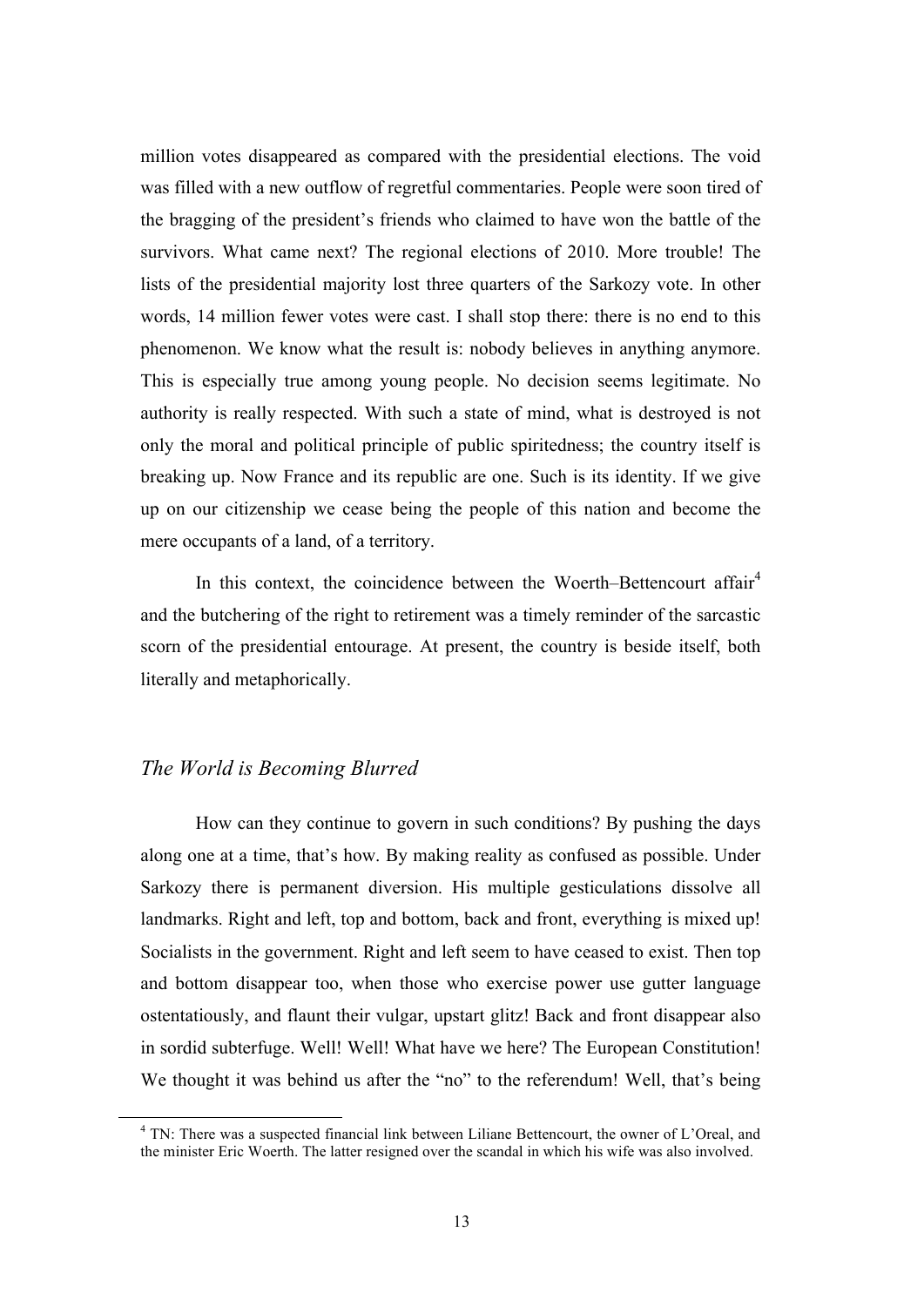million votes disappeared as compared with the presidential elections. The void was filled with a new outflow of regretful commentaries. People were soon tired of the bragging of the president's friends who claimed to have won the battle of the survivors. What came next? The regional elections of 2010. More trouble! The lists of the presidential majority lost three quarters of the Sarkozy vote. In other words, 14 million fewer votes were cast. I shall stop there: there is no end to this phenomenon. We know what the result is: nobody believes in anything anymore. This is especially true among young people. No decision seems legitimate. No authority is really respected. With such a state of mind, what is destroyed is not only the moral and political principle of public spiritedness; the country itself is breaking up. Now France and its republic are one. Such is its identity. If we give up on our citizenship we cease being the people of this nation and become the mere occupants of a land, of a territory.

In this context, the coincidence between the Woerth–Bettencourt affair[4] and the butchering of the right to retirement was a timely reminder of the sarcastic scorn of the presidential entourage. At present, the country is beside itself, both literally and metaphorically.

## *The World is Becoming Blurred*

How can they continue to govern in such conditions? By pushing the days along one at a time, that's how. By making reality as confused as possible. Under Sarkozy there is permanent diversion. His multiple gesticulations dissolve all landmarks. Right and left, top and bottom, back and front, everything is mixed up! Socialists in the government. Right and left seem to have ceased to exist. Then top and bottom disappear too, when those who exercise power use gutter language ostentatiously, and flaunt their vulgar, upstart glitz! Back and front disappear also in sordid subterfuge. Well! Well! What have we here? The European Constitution! We thought it was behind us after the "no" to the referendum! Well, that's being

[4] TN: There was a suspected financial link between Liliane Bettencourt, the owner of L'Oreal, and the minister Eric Woerth. The latter resigned over the scandal in which his wife was also involved.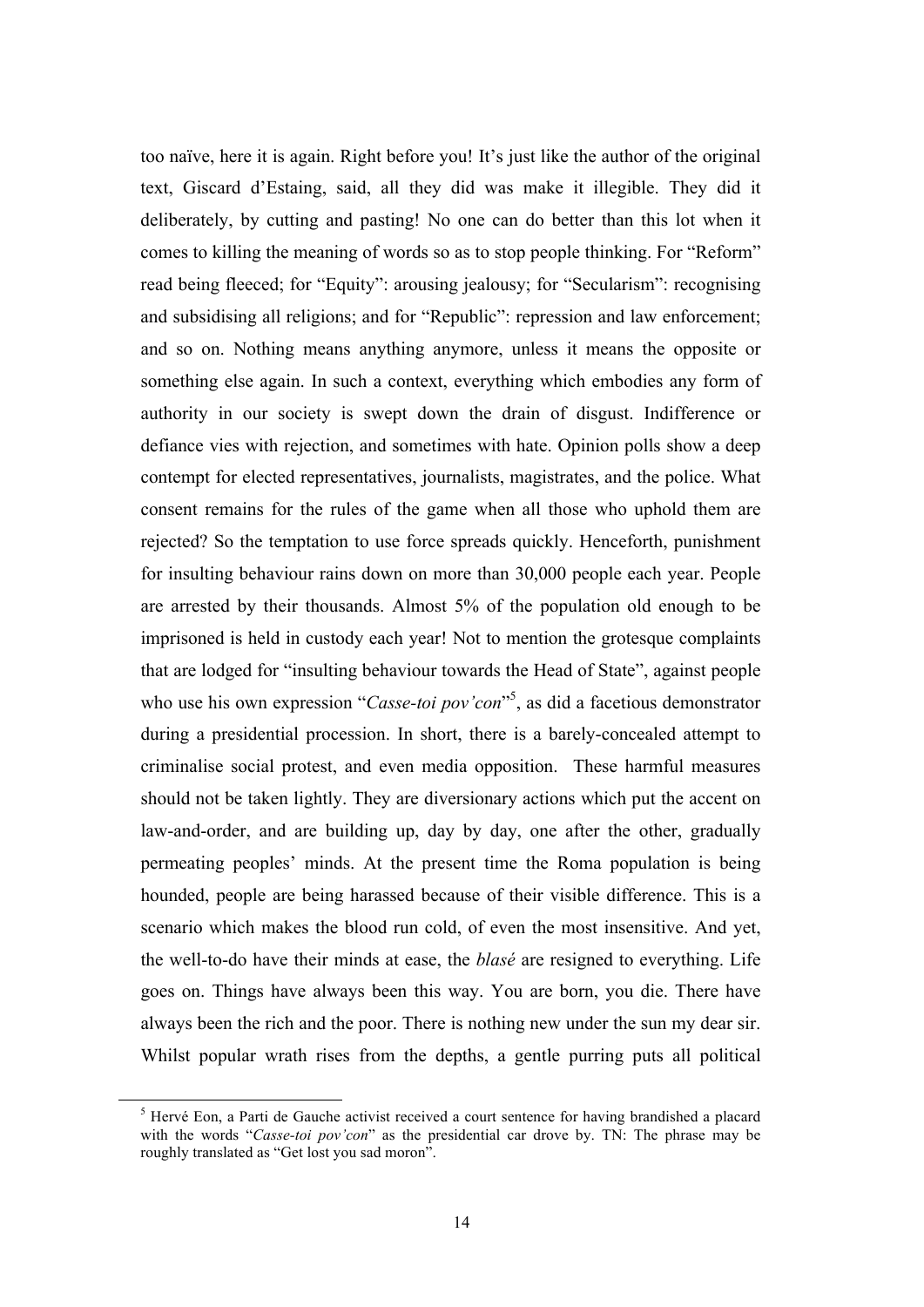too naïve, here it is again. Right before you! It's just like the author of the original text, Giscard d'Estaing, said, all they did was make it illegible. They did it deliberately, by cutting and pasting! No one can do better than this lot when it comes to killing the meaning of words so as to stop people thinking. For "Reform" read being fleeced; for "Equity": arousing jealousy; for "Secularism": recognising and subsidising all religions; and for "Republic": repression and law enforcement; and so on. Nothing means anything anymore, unless it means the opposite or something else again. In such a context, everything which embodies any form of authority in our society is swept down the drain of disgust. Indifference or defiance vies with rejection, and sometimes with hate. Opinion polls show a deep contempt for elected representatives, journalists, magistrates, and the police. What consent remains for the rules of the game when all those who uphold them are rejected? So the temptation to use force spreads quickly. Henceforth, punishment for insulting behaviour rains down on more than 30,000 people each year. People are arrested by their thousands. Almost 5% of the population old enough to be imprisoned is held in custody each year! Not to mention the grotesque complaints that are lodged for "insulting behaviour towards the Head of State", against people who use his own expression "*Casse-toi pov'con*"[5], as did a facetious demonstrator during a presidential procession. In short, there is a barely-concealed attempt to criminalise social protest, and even media opposition. These harmful measures should not be taken lightly. They are diversionary actions which put the accent on law-and-order, and are building up, day by day, one after the other, gradually permeating peoples' minds. At the present time the Roma population is being hounded, people are being harassed because of their visible difference. This is a scenario which makes the blood run cold, of even the most insensitive. And yet, the well-to-do have their minds at ease, the *blasé* are resigned to everything. Life goes on. Things have always been this way. You are born, you die. There have always been the rich and the poor. There is nothing new under the sun my dear sir. Whilst popular wrath rises from the depths, a gentle purring puts all political

[5] Hervé Eon, a Parti de Gauche activist received a court sentence for having brandished a placard with the words "*Casse-toi pov'con*" as the presidential car drove by. TN: The phrase may be roughly translated as "Get lost you sad moron".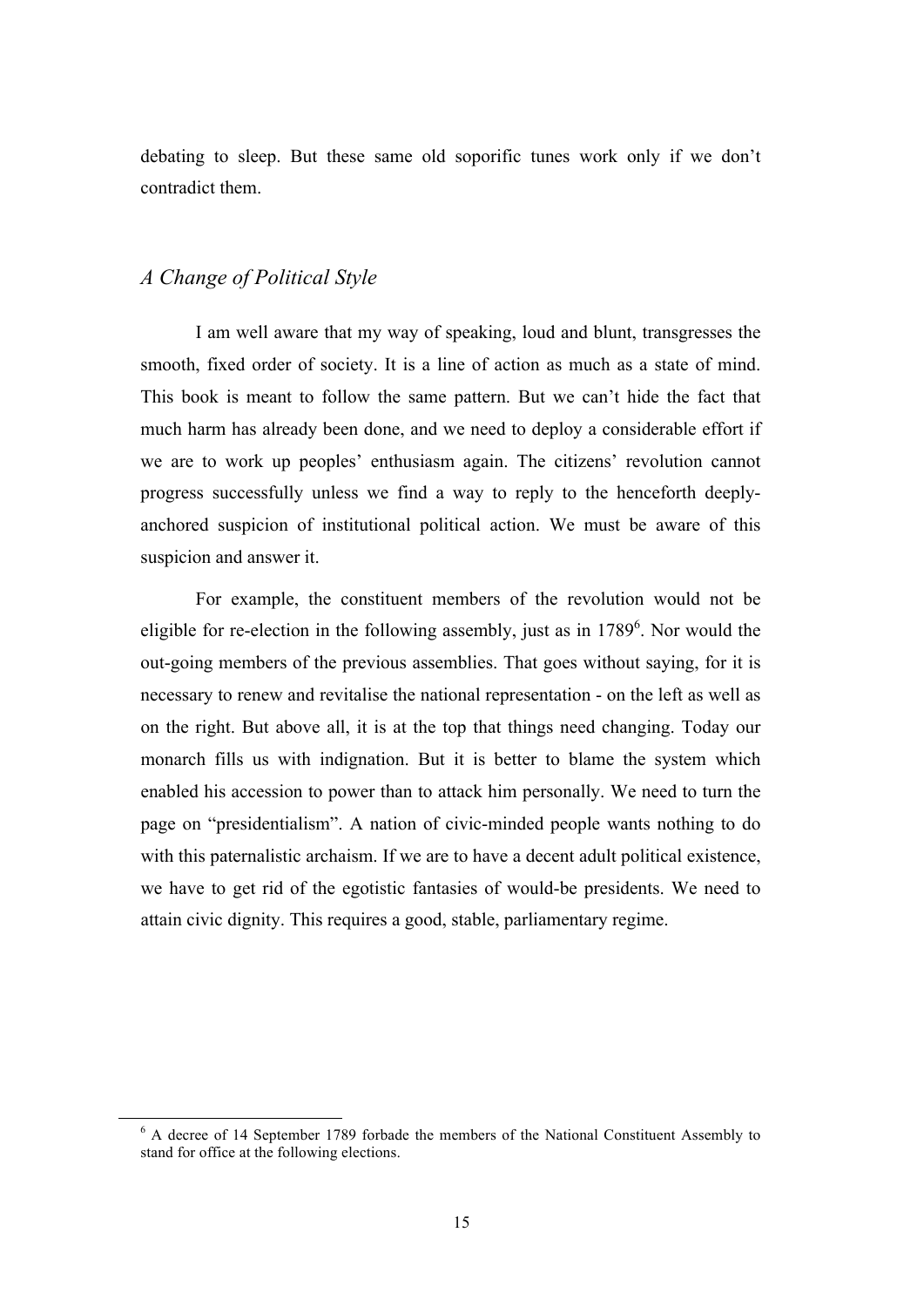debating to sleep. But these same old soporific tunes work only if we don't contradict them.

## *A Change of Political Style*

I am well aware that my way of speaking, loud and blunt, transgresses the smooth, fixed order of society. It is a line of action as much as a state of mind. This book is meant to follow the same pattern. But we can't hide the fact that much harm has already been done, and we need to deploy a considerable effort if we are to work up peoples' enthusiasm again. The citizens' revolution cannot progress successfully unless we find a way to reply to the henceforth deeply-anchored suspicion of institutional political action. We must be aware of this suspicion and answer it.

For example, the constituent members of the revolution would not be eligible for re-election in the following assembly, just as in 1789[6]. Nor would the out-going members of the previous assemblies. That goes without saying, for it is necessary to renew and revitalise the national representation - on the left as well as on the right. But above all, it is at the top that things need changing. Today our monarch fills us with indignation. But it is better to blame the system which enabled his accession to power than to attack him personally. We need to turn the page on "presidentialism". A nation of civic-minded people wants nothing to do with this paternalistic archaism. If we are to have a decent adult political existence, we have to get rid of the egotistic fantasies of would-be presidents. We need to attain civic dignity. This requires a good, stable, parliamentary regime.

[6] A decree of 14 September 1789 forbade the members of the National Constituent Assembly to stand for office at the following elections.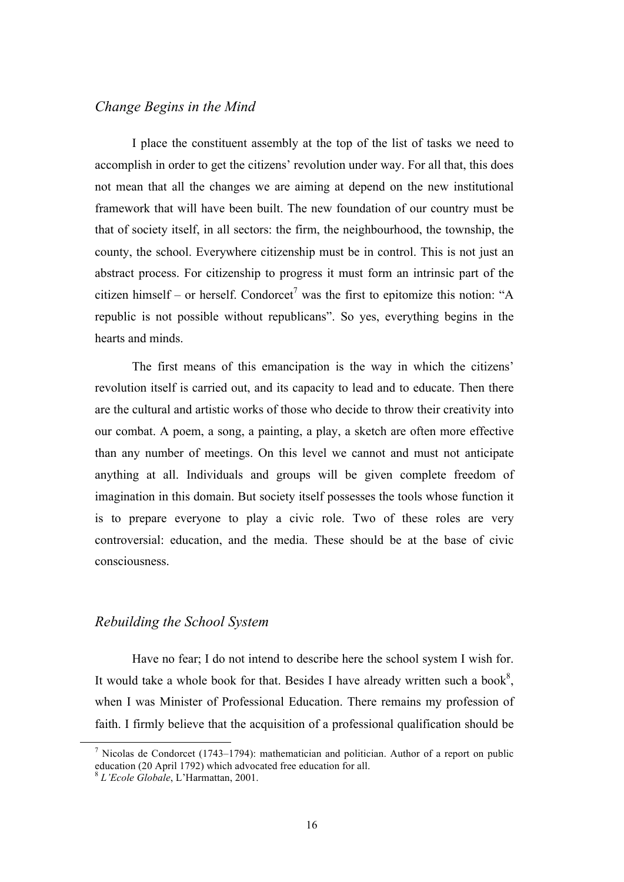## *Change Begins in the Mind*

I place the constituent assembly at the top of the list of tasks we need to accomplish in order to get the citizens' revolution under way. For all that, this does not mean that all the changes we are aiming at depend on the new institutional framework that will have been built. The new foundation of our country must be that of society itself, in all sectors: the firm, the neighbourhood, the township, the county, the school. Everywhere citizenship must be in control. This is not just an abstract process. For citizenship to progress it must form an intrinsic part of the citizen himself – or herself. Condorcet[7] was the first to epitomize this notion: "A republic is not possible without republicans". So yes, everything begins in the hearts and minds.

The first means of this emancipation is the way in which the citizens' revolution itself is carried out, and its capacity to lead and to educate. Then there are the cultural and artistic works of those who decide to throw their creativity into our combat. A poem, a song, a painting, a play, a sketch are often more effective than any number of meetings. On this level we cannot and must not anticipate anything at all. Individuals and groups will be given complete freedom of imagination in this domain. But society itself possesses the tools whose function it is to prepare everyone to play a civic role. Two of these roles are very controversial: education, and the media. These should be at the base of civic consciousness.

## *Rebuilding the School System*

Have no fear; I do not intend to describe here the school system I wish for. It would take a whole book for that. Besides I have already written such a book[8], when I was Minister of Professional Education. There remains my profession of faith. I firmly believe that the acquisition of a professional qualification should be

---

[7] Nicolas de Condorcet (1743–1794): mathematician and politician. Author of a report on public education (20 April 1792) which advocated free education for all.

[8] *L'Ecole Globale*, L'Harmattan, 2001.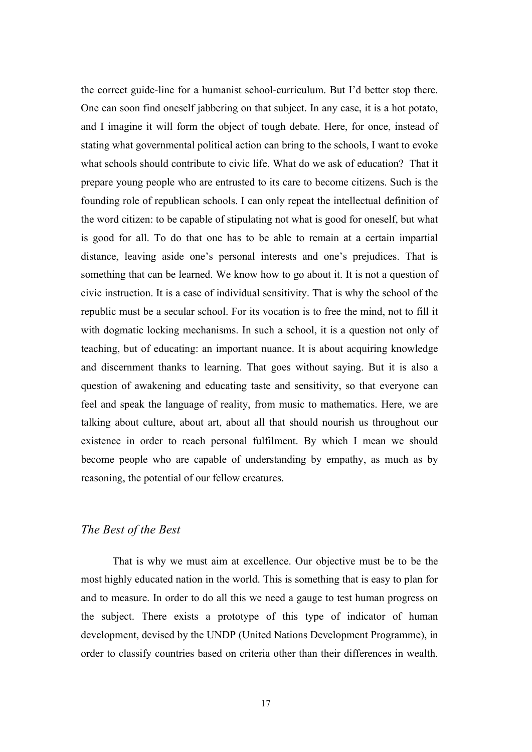the correct guide-line for a humanist school-curriculum. But I'd better stop there. One can soon find oneself jabbering on that subject. In any case, it is a hot potato, and I imagine it will form the object of tough debate. Here, for once, instead of stating what governmental political action can bring to the schools, I want to evoke what schools should contribute to civic life. What do we ask of education? That it prepare young people who are entrusted to its care to become citizens. Such is the founding role of republican schools. I can only repeat the intellectual definition of the word citizen: to be capable of stipulating not what is good for oneself, but what is good for all. To do that one has to be able to remain at a certain impartial distance, leaving aside one's personal interests and one's prejudices. That is something that can be learned. We know how to go about it. It is not a question of civic instruction. It is a case of individual sensitivity. That is why the school of the republic must be a secular school. For its vocation is to free the mind, not to fill it with dogmatic locking mechanisms. In such a school, it is a question not only of teaching, but of educating: an important nuance. It is about acquiring knowledge and discernment thanks to learning. That goes without saying. But it is also a question of awakening and educating taste and sensitivity, so that everyone can feel and speak the language of reality, from music to mathematics. Here, we are talking about culture, about art, about all that should nourish us throughout our existence in order to reach personal fulfilment. By which I mean we should become people who are capable of understanding by empathy, as much as by reasoning, the potential of our fellow creatures.

## *The Best of the Best*

That is why we must aim at excellence. Our objective must be to be the most highly educated nation in the world. This is something that is easy to plan for and to measure. In order to do all this we need a gauge to test human progress on the subject. There exists a prototype of this type of indicator of human development, devised by the UNDP (United Nations Development Programme), in order to classify countries based on criteria other than their differences in wealth.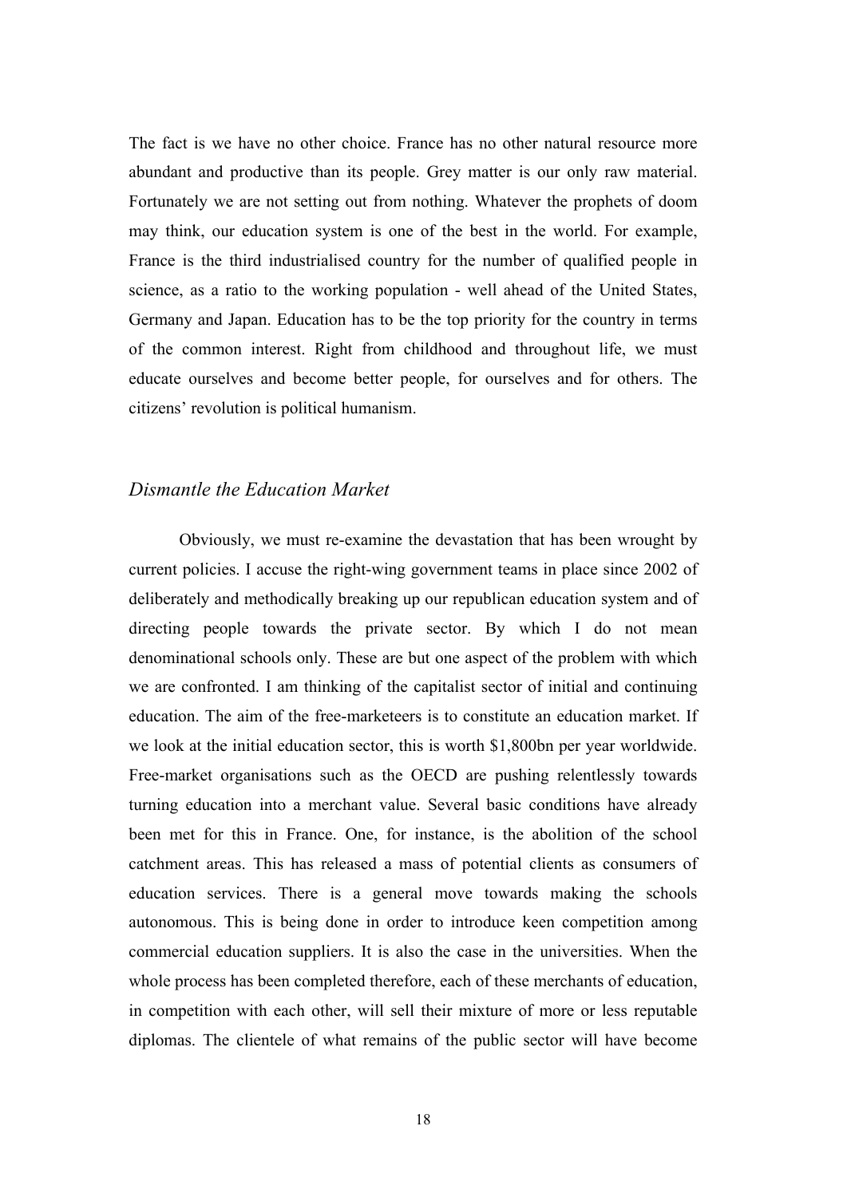The fact is we have no other choice. France has no other natural resource more abundant and productive than its people. Grey matter is our only raw material. Fortunately we are not setting out from nothing. Whatever the prophets of doom may think, our education system is one of the best in the world. For example, France is the third industrialised country for the number of qualified people in science, as a ratio to the working population - well ahead of the United States, Germany and Japan. Education has to be the top priority for the country in terms of the common interest. Right from childhood and throughout life, we must educate ourselves and become better people, for ourselves and for others. The citizens' revolution is political humanism.

### *Dismantle the Education Market*

Obviously, we must re-examine the devastation that has been wrought by current policies. I accuse the right-wing government teams in place since 2002 of deliberately and methodically breaking up our republican education system and of directing people towards the private sector. By which I do not mean denominational schools only. These are but one aspect of the problem with which we are confronted. I am thinking of the capitalist sector of initial and continuing education. The aim of the free-marketeers is to constitute an education market. If we look at the initial education sector, this is worth $1,800bn per year worldwide. Free-market organisations such as the OECD are pushing relentlessly towards turning education into a merchant value. Several basic conditions have already been met for this in France. One, for instance, is the abolition of the school catchment areas. This has released a mass of potential clients as consumers of education services. There is a general move towards making the schools autonomous. This is being done in order to introduce keen competition among commercial education suppliers. It is also the case in the universities. When the whole process has been completed therefore, each of these merchants of education, in competition with each other, will sell their mixture of more or less reputable diplomas. The clientele of what remains of the public sector will have become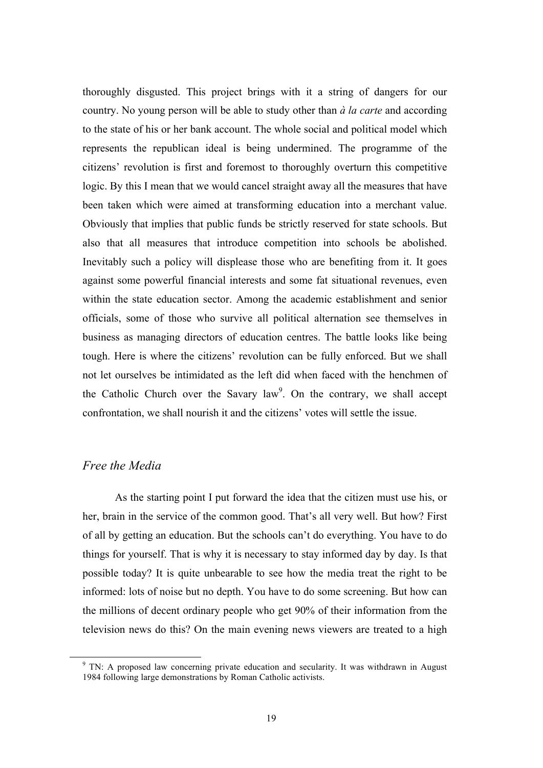thoroughly disgusted. This project brings with it a string of dangers for our country. No young person will be able to study other than *à la carte* and according to the state of his or her bank account. The whole social and political model which represents the republican ideal is being undermined. The programme of the citizens' revolution is first and foremost to thoroughly overturn this competitive logic. By this I mean that we would cancel straight away all the measures that have been taken which were aimed at transforming education into a merchant value. Obviously that implies that public funds be strictly reserved for state schools. But also that all measures that introduce competition into schools be abolished. Inevitably such a policy will displease those who are benefiting from it. It goes against some powerful financial interests and some fat situational revenues, even within the state education sector. Among the academic establishment and senior officials, some of those who survive all political alternation see themselves in business as managing directors of education centres. The battle looks like being tough. Here is where the citizens' revolution can be fully enforced. But we shall not let ourselves be intimidated as the left did when faced with the henchmen of the Catholic Church over the Savary law[9]. On the contrary, we shall accept confrontation, we shall nourish it and the citizens' votes will settle the issue.

## *Free the Media*

As the starting point I put forward the idea that the citizen must use his, or her, brain in the service of the common good. That's all very well. But how? First of all by getting an education. But the schools can't do everything. You have to do things for yourself. That is why it is necessary to stay informed day by day. Is that possible today? It is quite unbearable to see how the media treat the right to be informed: lots of noise but no depth. You have to do some screening. But how can the millions of decent ordinary people who get 90% of their information from the television news do this? On the main evening news viewers are treated to a high

[9] TN: A proposed law concerning private education and secularity. It was withdrawn in August 1984 following large demonstrations by Roman Catholic activists.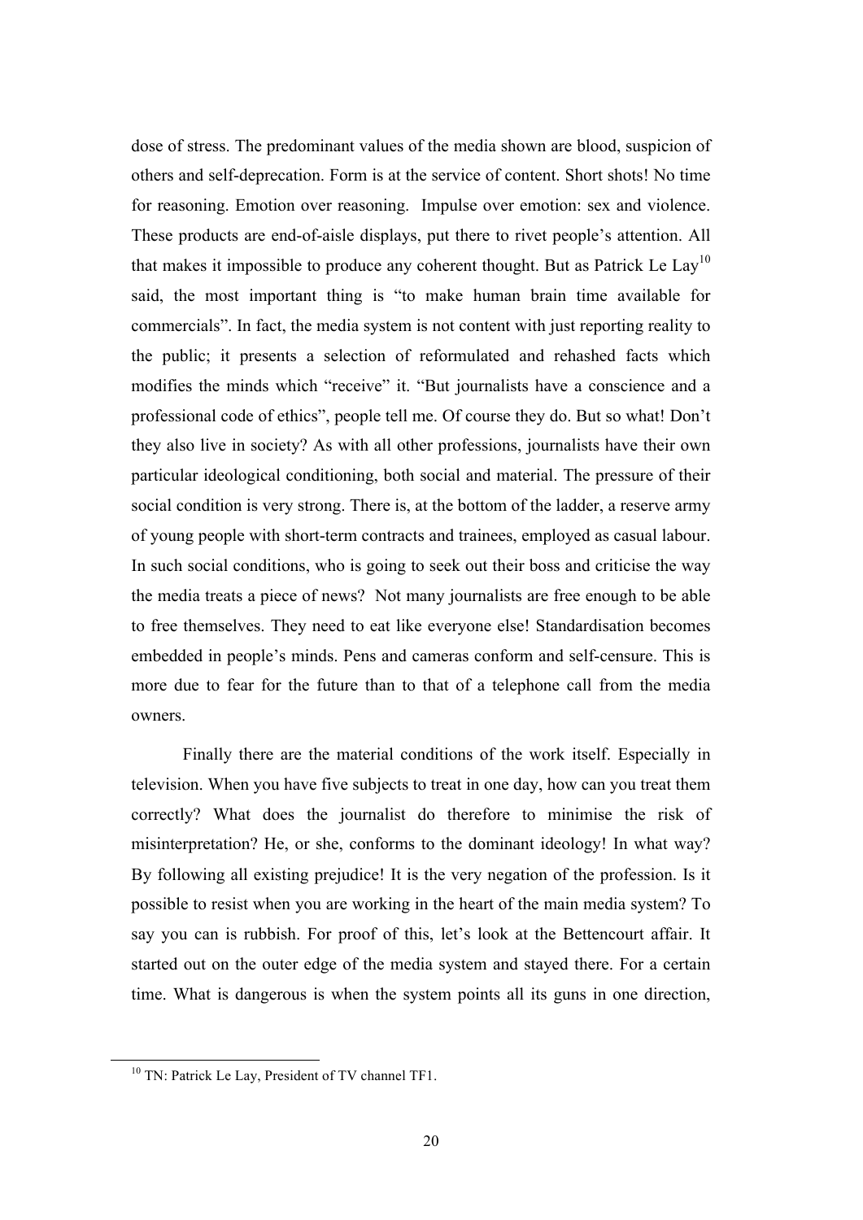dose of stress. The predominant values of the media shown are blood, suspicion of others and self-deprecation. Form is at the service of content. Short shots! No time for reasoning. Emotion over reasoning. Impulse over emotion: sex and violence. These products are end-of-aisle displays, put there to rivet people's attention. All that makes it impossible to produce any coherent thought. But as Patrick Le Lay[10] said, the most important thing is "to make human brain time available for commercials". In fact, the media system is not content with just reporting reality to the public; it presents a selection of reformulated and rehashed facts which modifies the minds which "receive" it. "But journalists have a conscience and a professional code of ethics", people tell me. Of course they do. But so what! Don't they also live in society? As with all other professions, journalists have their own particular ideological conditioning, both social and material. The pressure of their social condition is very strong. There is, at the bottom of the ladder, a reserve army of young people with short-term contracts and trainees, employed as casual labour. In such social conditions, who is going to seek out their boss and criticise the way the media treats a piece of news? Not many journalists are free enough to be able to free themselves. They need to eat like everyone else! Standardisation becomes embedded in people's minds. Pens and cameras conform and self-censure. This is more due to fear for the future than to that of a telephone call from the media owners.

Finally there are the material conditions of the work itself. Especially in television. When you have five subjects to treat in one day, how can you treat them correctly? What does the journalist do therefore to minimise the risk of misinterpretation? He, or she, conforms to the dominant ideology! In what way? By following all existing prejudice! It is the very negation of the profession. Is it possible to resist when you are working in the heart of the main media system? To say you can is rubbish. For proof of this, let's look at the Bettencourt affair. It started out on the outer edge of the media system and stayed there. For a certain time. What is dangerous is when the system points all its guns in one direction,

[10] TN: Patrick Le Lay, President of TV channel TF1.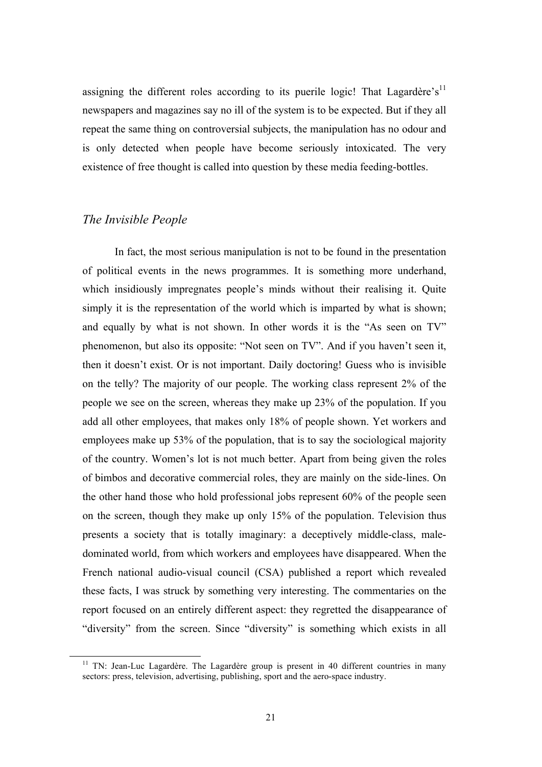assigning the different roles according to its puerile logic! That Lagardère's[11] newspapers and magazines say no ill of the system is to be expected. But if they all repeat the same thing on controversial subjects, the manipulation has no odour and is only detected when people have become seriously intoxicated. The very existence of free thought is called into question by these media feeding-bottles.

## *The Invisible People*

In fact, the most serious manipulation is not to be found in the presentation of political events in the news programmes. It is something more underhand, which insidiously impregnates people's minds without their realising it. Quite simply it is the representation of the world which is imparted by what is shown; and equally by what is not shown. In other words it is the "As seen on TV" phenomenon, but also its opposite: "Not seen on TV". And if you haven't seen it, then it doesn't exist. Or is not important. Daily doctoring! Guess who is invisible on the telly? The majority of our people. The working class represent 2% of the people we see on the screen, whereas they make up 23% of the population. If you add all other employees, that makes only 18% of people shown. Yet workers and employees make up 53% of the population, that is to say the sociological majority of the country. Women's lot is not much better. Apart from being given the roles of bimbos and decorative commercial roles, they are mainly on the side-lines. On the other hand those who hold professional jobs represent 60% of the people seen on the screen, though they make up only 15% of the population. Television thus presents a society that is totally imaginary: a deceptively middle-class, male-dominated world, from which workers and employees have disappeared. When the French national audio-visual council (CSA) published a report which revealed these facts, I was struck by something very interesting. The commentaries on the report focused on an entirely different aspect: they regretted the disappearance of "diversity" from the screen. Since "diversity" is something which exists in all

[11] TN: Jean-Luc Lagardère. The Lagardère group is present in 40 different countries in many sectors: press, television, advertising, publishing, sport and the aero-space industry.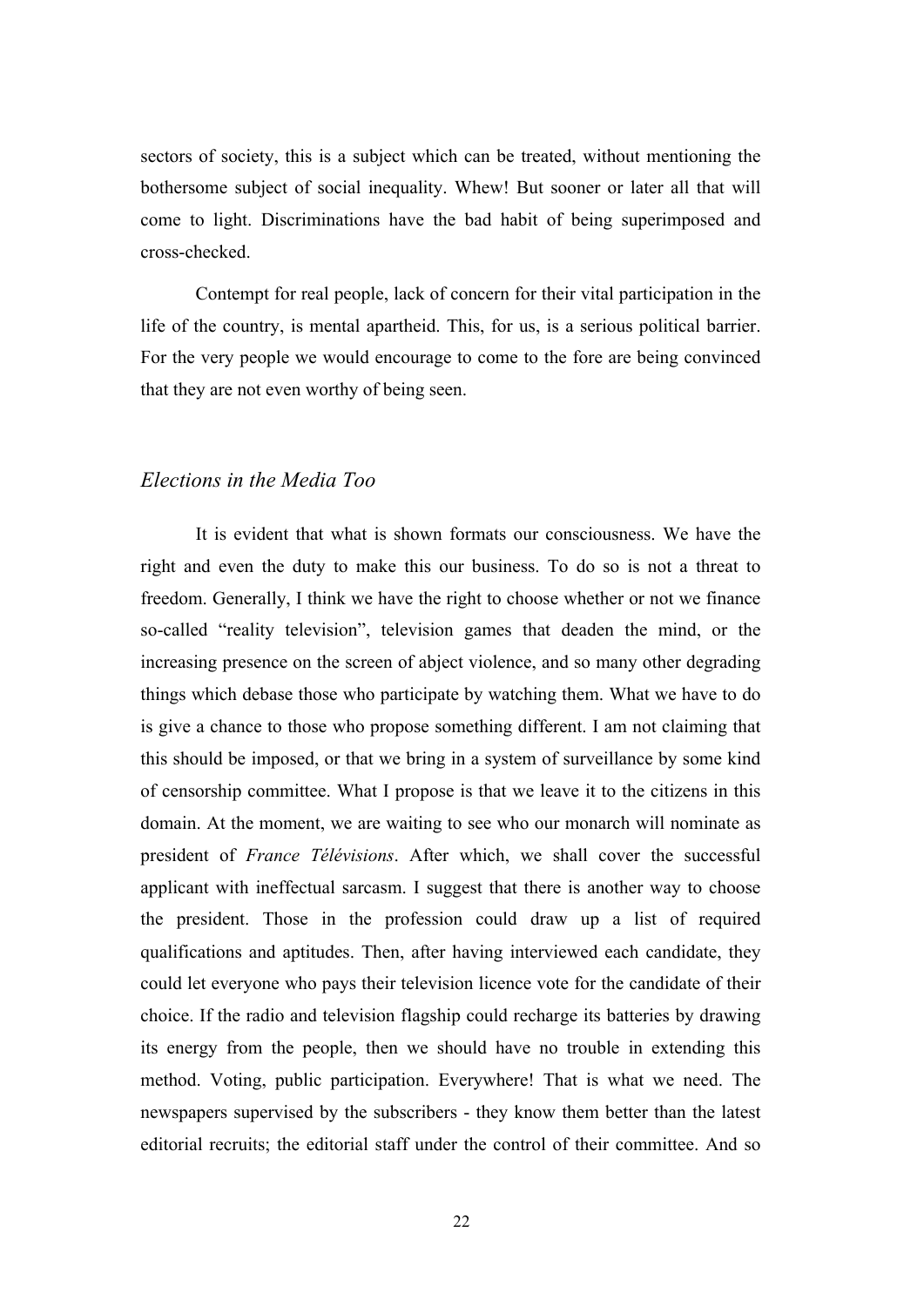sectors of society, this is a subject which can be treated, without mentioning the bothersome subject of social inequality. Whew! But sooner or later all that will come to light. Discriminations have the bad habit of being superimposed and cross-checked.

Contempt for real people, lack of concern for their vital participation in the life of the country, is mental apartheid. This, for us, is a serious political barrier. For the very people we would encourage to come to the fore are being convinced that they are not even worthy of being seen.

## *Elections in the Media Too*

It is evident that what is shown formats our consciousness. We have the right and even the duty to make this our business. To do so is not a threat to freedom. Generally, I think we have the right to choose whether or not we finance so-called "reality television", television games that deaden the mind, or the increasing presence on the screen of abject violence, and so many other degrading things which debase those who participate by watching them. What we have to do is give a chance to those who propose something different. I am not claiming that this should be imposed, or that we bring in a system of surveillance by some kind of censorship committee. What I propose is that we leave it to the citizens in this domain. At the moment, we are waiting to see who our monarch will nominate as president of *France Télévisions*. After which, we shall cover the successful applicant with ineffectual sarcasm. I suggest that there is another way to choose the president. Those in the profession could draw up a list of required qualifications and aptitudes. Then, after having interviewed each candidate, they could let everyone who pays their television licence vote for the candidate of their choice. If the radio and television flagship could recharge its batteries by drawing its energy from the people, then we should have no trouble in extending this method. Voting, public participation. Everywhere! That is what we need. The newspapers supervised by the subscribers - they know them better than the latest editorial recruits; the editorial staff under the control of their committee. And so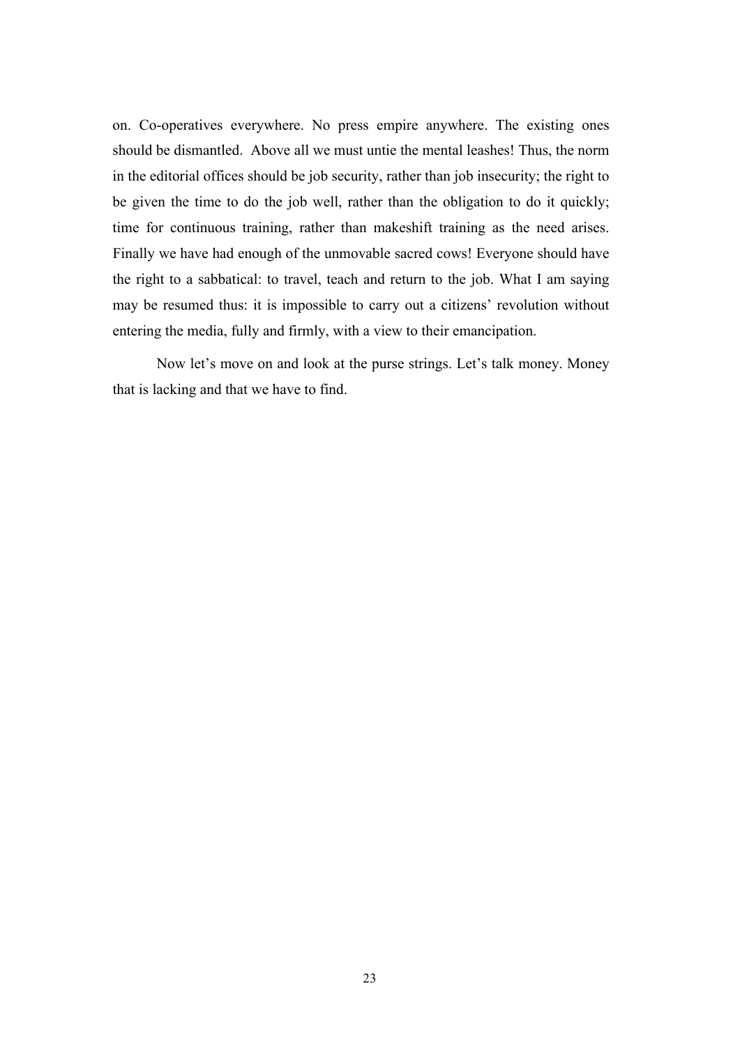on. Co-operatives everywhere. No press empire anywhere. The existing ones should be dismantled. Above all we must untie the mental leashes! Thus, the norm in the editorial offices should be job security, rather than job insecurity; the right to be given the time to do the job well, rather than the obligation to do it quickly; time for continuous training, rather than makeshift training as the need arises. Finally we have had enough of the unmovable sacred cows! Everyone should have the right to a sabbatical: to travel, teach and return to the job. What I am saying may be resumed thus: it is impossible to carry out a citizens' revolution without entering the media, fully and firmly, with a view to their emancipation.

Now let's move on and look at the purse strings. Let's talk money. Money that is lacking and that we have to find.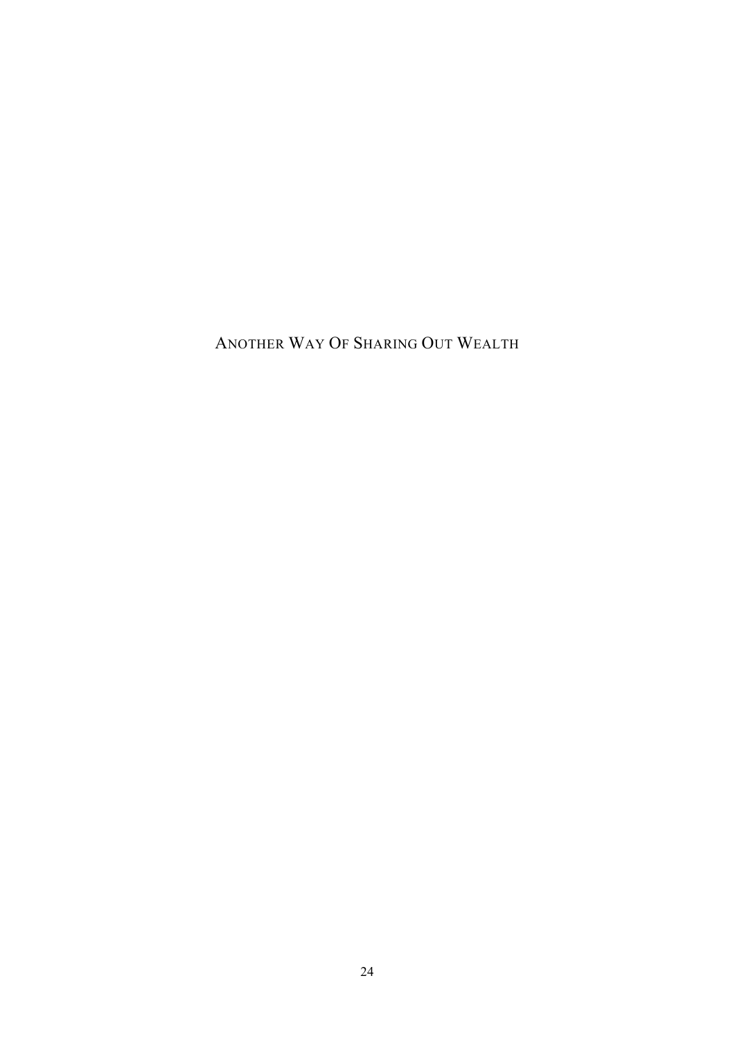# Another Way Of Sharing Out Wealth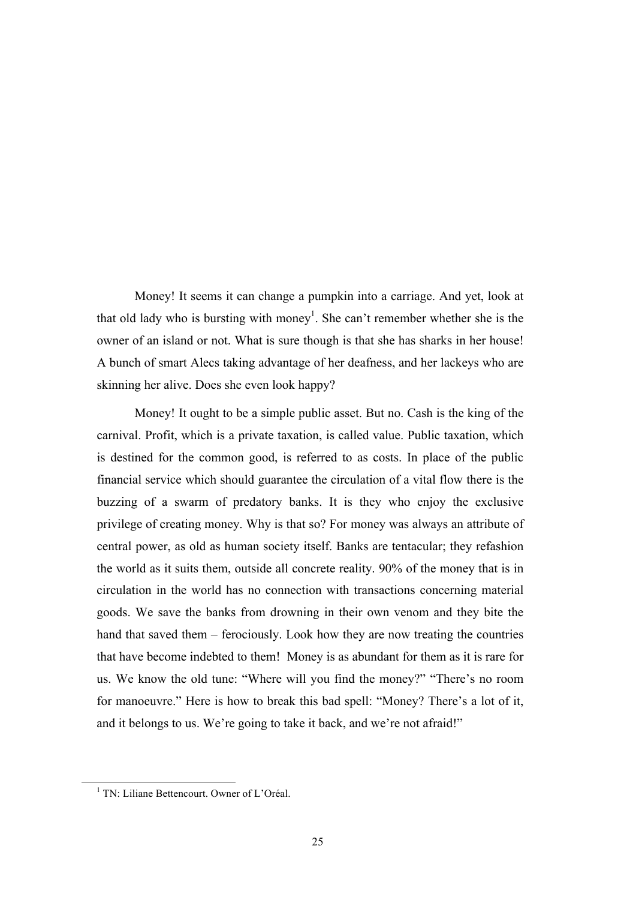Money! It seems it can change a pumpkin into a carriage. And yet, look at that old lady who is bursting with money[1]. She can't remember whether she is the owner of an island or not. What is sure though is that she has sharks in her house! A bunch of smart Alecs taking advantage of her deafness, and her lackeys who are skinning her alive. Does she even look happy?

Money! It ought to be a simple public asset. But no. Cash is the king of the carnival. Profit, which is a private taxation, is called value. Public taxation, which is destined for the common good, is referred to as costs. In place of the public financial service which should guarantee the circulation of a vital flow there is the buzzing of a swarm of predatory banks. It is they who enjoy the exclusive privilege of creating money. Why is that so? For money was always an attribute of central power, as old as human society itself. Banks are tentacular; they refashion the world as it suits them, outside all concrete reality. 90% of the money that is in circulation in the world has no connection with transactions concerning material goods. We save the banks from drowning in their own venom and they bite the hand that saved them – ferociously. Look how they are now treating the countries that have become indebted to them! Money is as abundant for them as it is rare for us. We know the old tune: "Where will you find the money?" "There's no room for manoeuvre." Here is how to break this bad spell: "Money? There's a lot of it, and it belongs to us. We're going to take it back, and we're not afraid!"

[1] TN: Liliane Bettencourt. Owner of L'Oréal.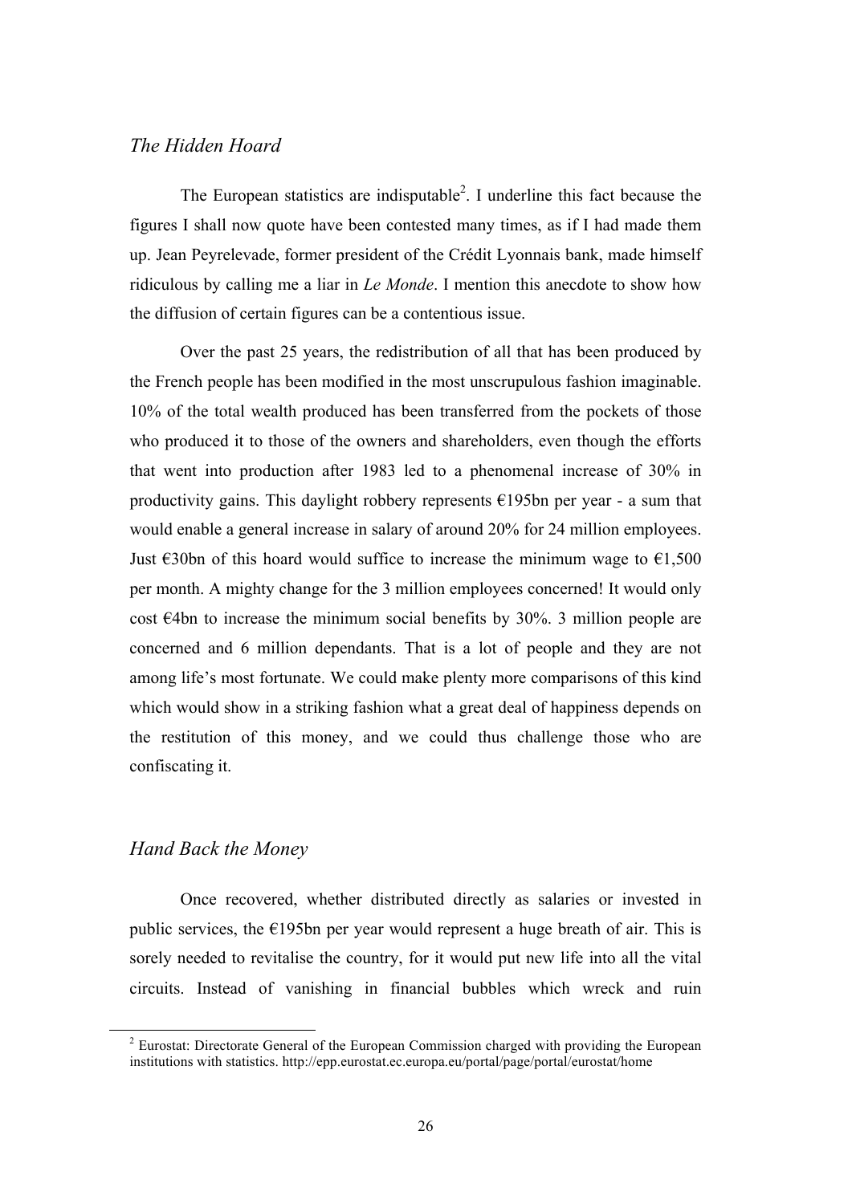## *The Hidden Hoard*

The European statistics are indisputable[2]. I underline this fact because the figures I shall now quote have been contested many times, as if I had made them up. Jean Peyrelevade, former president of the Crédit Lyonnais bank, made himself ridiculous by calling me a liar in *Le Monde*. I mention this anecdote to show how the diffusion of certain figures can be a contentious issue.

Over the past 25 years, the redistribution of all that has been produced by the French people has been modified in the most unscrupulous fashion imaginable. 10% of the total wealth produced has been transferred from the pockets of those who produced it to those of the owners and shareholders, even though the efforts that went into production after 1983 led to a phenomenal increase of 30% in productivity gains. This daylight robbery represents €195bn per year - a sum that would enable a general increase in salary of around 20% for 24 million employees. Just €30bn of this hoard would suffice to increase the minimum wage to €1,500 per month. A mighty change for the 3 million employees concerned! It would only cost €4bn to increase the minimum social benefits by 30%. 3 million people are concerned and 6 million dependants. That is a lot of people and they are not among life's most fortunate. We could make plenty more comparisons of this kind which would show in a striking fashion what a great deal of happiness depends on the restitution of this money, and we could thus challenge those who are confiscating it.

## *Hand Back the Money*

Once recovered, whether distributed directly as salaries or invested in public services, the €195bn per year would represent a huge breath of air. This is sorely needed to revitalise the country, for it would put new life into all the vital circuits. Instead of vanishing in financial bubbles which wreck and ruin

[2] Eurostat: Directorate General of the European Commission charged with providing the European institutions with statistics. http://epp.eurostat.ec.europa.eu/portal/page/portal/eurostat/home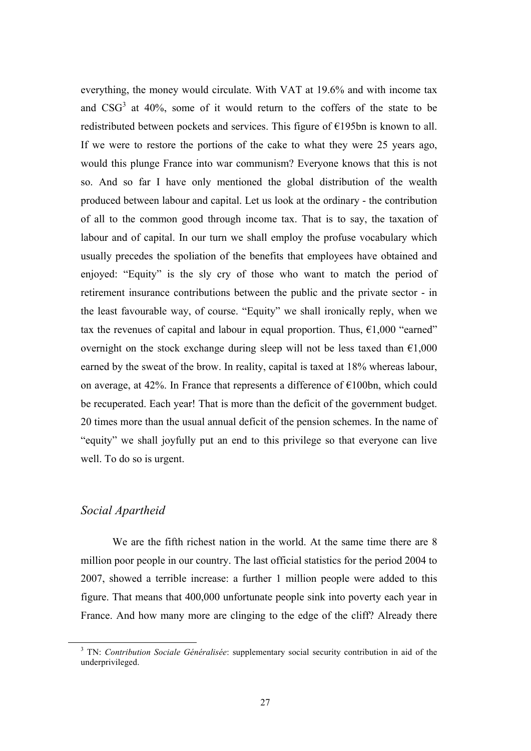everything, the money would circulate. With VAT at 19.6% and with income tax and CSG[3] at 40%, some of it would return to the coffers of the state to be redistributed between pockets and services. This figure of €195bn is known to all. If we were to restore the portions of the cake to what they were 25 years ago, would this plunge France into war communism? Everyone knows that this is not so. And so far I have only mentioned the global distribution of the wealth produced between labour and capital. Let us look at the ordinary - the contribution of all to the common good through income tax. That is to say, the taxation of labour and of capital. In our turn we shall employ the profuse vocabulary which usually precedes the spoliation of the benefits that employees have obtained and enjoyed: "Equity" is the sly cry of those who want to match the period of retirement insurance contributions between the public and the private sector - in the least favourable way, of course. "Equity" we shall ironically reply, when we tax the revenues of capital and labour in equal proportion. Thus, €1,000 "earned" overnight on the stock exchange during sleep will not be less taxed than €1,000 earned by the sweat of the brow. In reality, capital is taxed at 18% whereas labour, on average, at 42%. In France that represents a difference of €100bn, which could be recuperated. Each year! That is more than the deficit of the government budget. 20 times more than the usual annual deficit of the pension schemes. In the name of "equity" we shall joyfully put an end to this privilege so that everyone can live well. To do so is urgent.

## *Social Apartheid*

We are the fifth richest nation in the world. At the same time there are 8 million poor people in our country. The last official statistics for the period 2004 to 2007, showed a terrible increase: a further 1 million people were added to this figure. That means that 400,000 unfortunate people sink into poverty each year in France. And how many more are clinging to the edge of the cliff? Already there

---

[3] TN: *Contribution Sociale Généralisée*: supplementary social security contribution in aid of the underprivileged.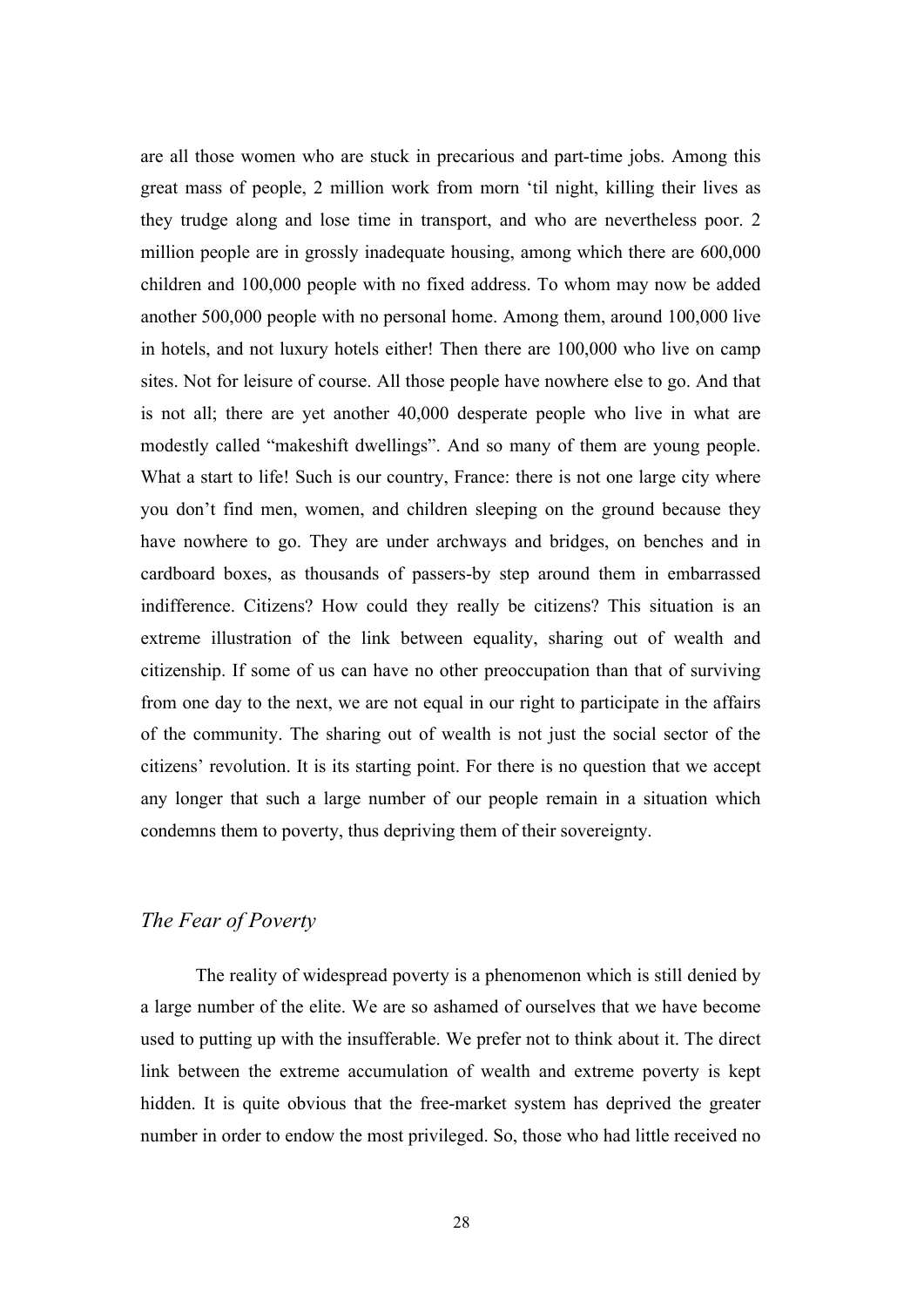are all those women who are stuck in precarious and part-time jobs. Among this great mass of people, 2 million work from morn 'til night, killing their lives as they trudge along and lose time in transport, and who are nevertheless poor. 2 million people are in grossly inadequate housing, among which there are 600,000 children and 100,000 people with no fixed address. To whom may now be added another 500,000 people with no personal home. Among them, around 100,000 live in hotels, and not luxury hotels either! Then there are 100,000 who live on camp sites. Not for leisure of course. All those people have nowhere else to go. And that is not all; there are yet another 40,000 desperate people who live in what are modestly called "makeshift dwellings". And so many of them are young people. What a start to life! Such is our country, France: there is not one large city where you don't find men, women, and children sleeping on the ground because they have nowhere to go. They are under archways and bridges, on benches and in cardboard boxes, as thousands of passers-by step around them in embarrassed indifference. Citizens? How could they really be citizens? This situation is an extreme illustration of the link between equality, sharing out of wealth and citizenship. If some of us can have no other preoccupation than that of surviving from one day to the next, we are not equal in our right to participate in the affairs of the community. The sharing out of wealth is not just the social sector of the citizens' revolution. It is its starting point. For there is no question that we accept any longer that such a large number of our people remain in a situation which condemns them to poverty, thus depriving them of their sovereignty.

## *The Fear of Poverty*

The reality of widespread poverty is a phenomenon which is still denied by a large number of the elite. We are so ashamed of ourselves that we have become used to putting up with the insufferable. We prefer not to think about it. The direct link between the extreme accumulation of wealth and extreme poverty is kept hidden. It is quite obvious that the free-market system has deprived the greater number in order to endow the most privileged. So, those who had little received no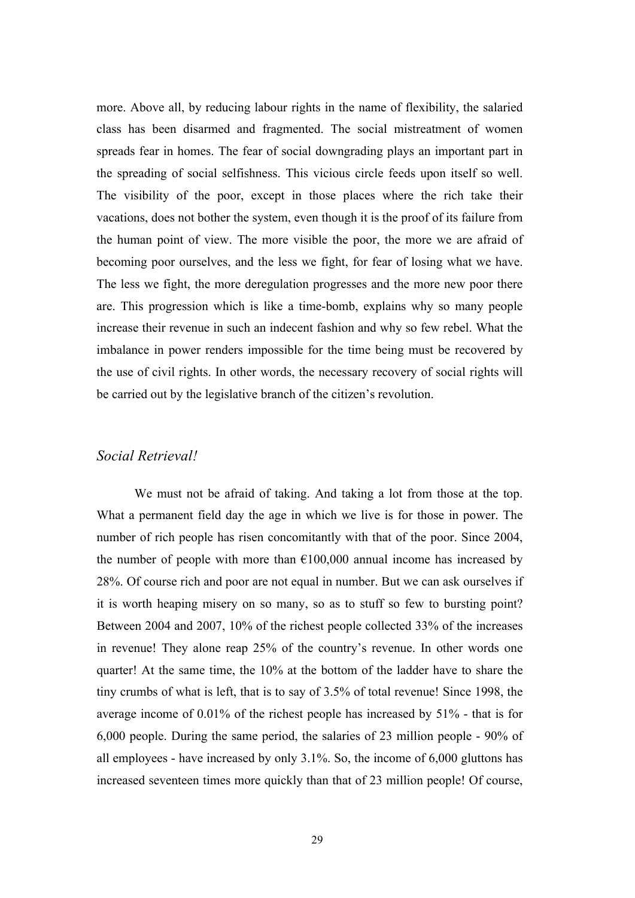more. Above all, by reducing labour rights in the name of flexibility, the salaried class has been disarmed and fragmented. The social mistreatment of women spreads fear in homes. The fear of social downgrading plays an important part in the spreading of social selfishness. This vicious circle feeds upon itself so well. The visibility of the poor, except in those places where the rich take their vacations, does not bother the system, even though it is the proof of its failure from the human point of view. The more visible the poor, the more we are afraid of becoming poor ourselves, and the less we fight, for fear of losing what we have. The less we fight, the more deregulation progresses and the more new poor there are. This progression which is like a time-bomb, explains why so many people increase their revenue in such an indecent fashion and why so few rebel. What the imbalance in power renders impossible for the time being must be recovered by the use of civil rights. In other words, the necessary recovery of social rights will be carried out by the legislative branch of the citizen's revolution.

## *Social Retrieval!*

We must not be afraid of taking. And taking a lot from those at the top. What a permanent field day the age in which we live is for those in power. The number of rich people has risen concomitantly with that of the poor. Since 2004, the number of people with more than €100,000 annual income has increased by 28%. Of course rich and poor are not equal in number. But we can ask ourselves if it is worth heaping misery on so many, so as to stuff so few to bursting point? Between 2004 and 2007, 10% of the richest people collected 33% of the increases in revenue! They alone reap 25% of the country's revenue. In other words one quarter! At the same time, the 10% at the bottom of the ladder have to share the tiny crumbs of what is left, that is to say of 3.5% of total revenue! Since 1998, the average income of 0.01% of the richest people has increased by 51% - that is for 6,000 people. During the same period, the salaries of 23 million people - 90% of all employees - have increased by only 3.1%. So, the income of 6,000 gluttons has increased seventeen times more quickly than that of 23 million people! Of course,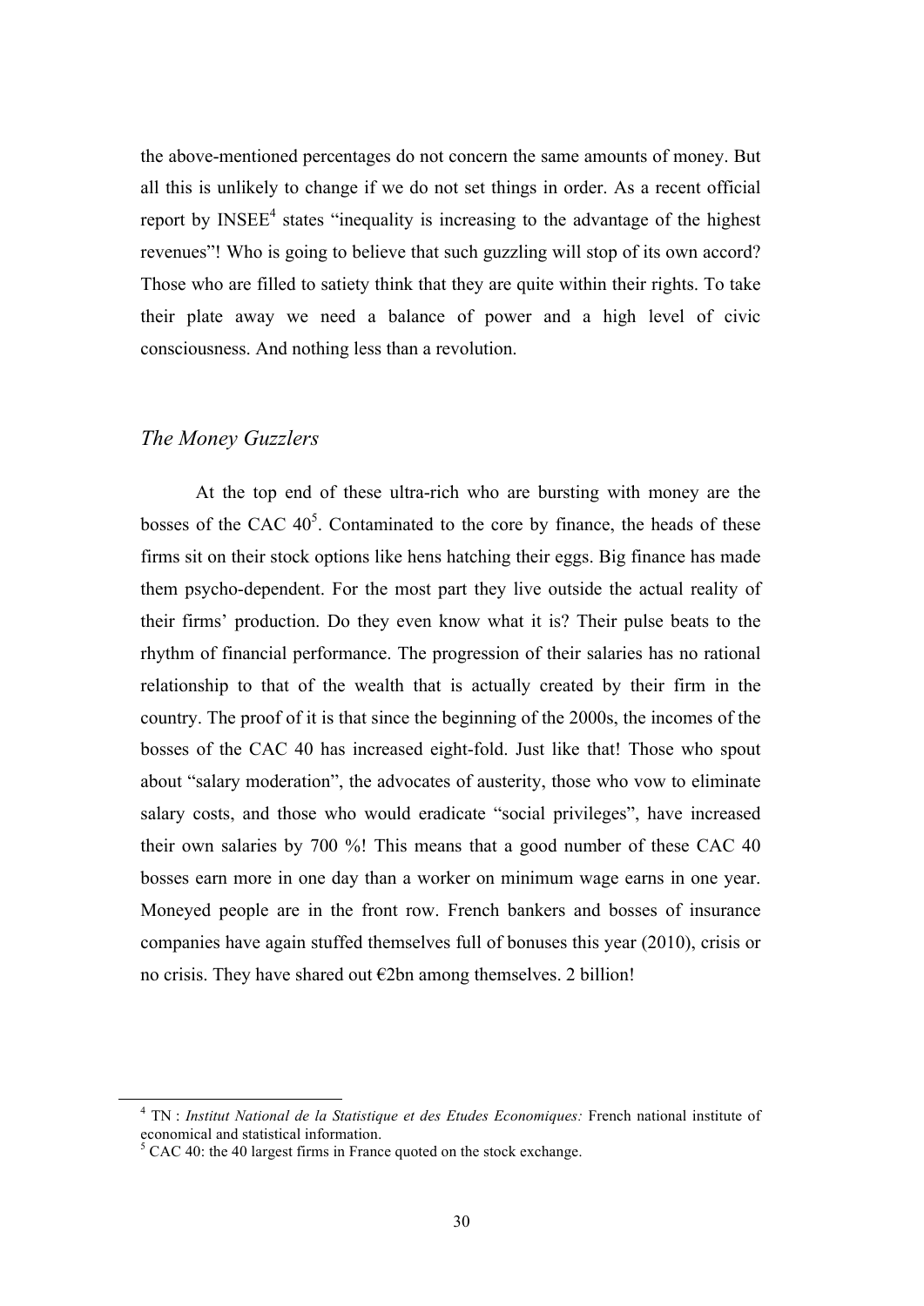the above-mentioned percentages do not concern the same amounts of money. But all this is unlikely to change if we do not set things in order. As a recent official report by INSEE[4] states "inequality is increasing to the advantage of the highest revenues"! Who is going to believe that such guzzling will stop of its own accord? Those who are filled to satiety think that they are quite within their rights. To take their plate away we need a balance of power and a high level of civic consciousness. And nothing less than a revolution.

## *The Money Guzzlers*

At the top end of these ultra-rich who are bursting with money are the bosses of the CAC 40[5]. Contaminated to the core by finance, the heads of these firms sit on their stock options like hens hatching their eggs. Big finance has made them psycho-dependent. For the most part they live outside the actual reality of their firms' production. Do they even know what it is? Their pulse beats to the rhythm of financial performance. The progression of their salaries has no rational relationship to that of the wealth that is actually created by their firm in the country. The proof of it is that since the beginning of the 2000s, the incomes of the bosses of the CAC 40 has increased eight-fold. Just like that! Those who spout about "salary moderation", the advocates of austerity, those who vow to eliminate salary costs, and those who would eradicate "social privileges", have increased their own salaries by 700 %! This means that a good number of these CAC 40 bosses earn more in one day than a worker on minimum wage earns in one year. Moneyed people are in the front row. French bankers and bosses of insurance companies have again stuffed themselves full of bonuses this year (2010), crisis or no crisis. They have shared out €2bn among themselves. 2 billion!

---

[4] TN : *Institut National de la Statistique et des Etudes Economiques:* French national institute of economical and statistical information.

[5] CAC 40: the 40 largest firms in France quoted on the stock exchange.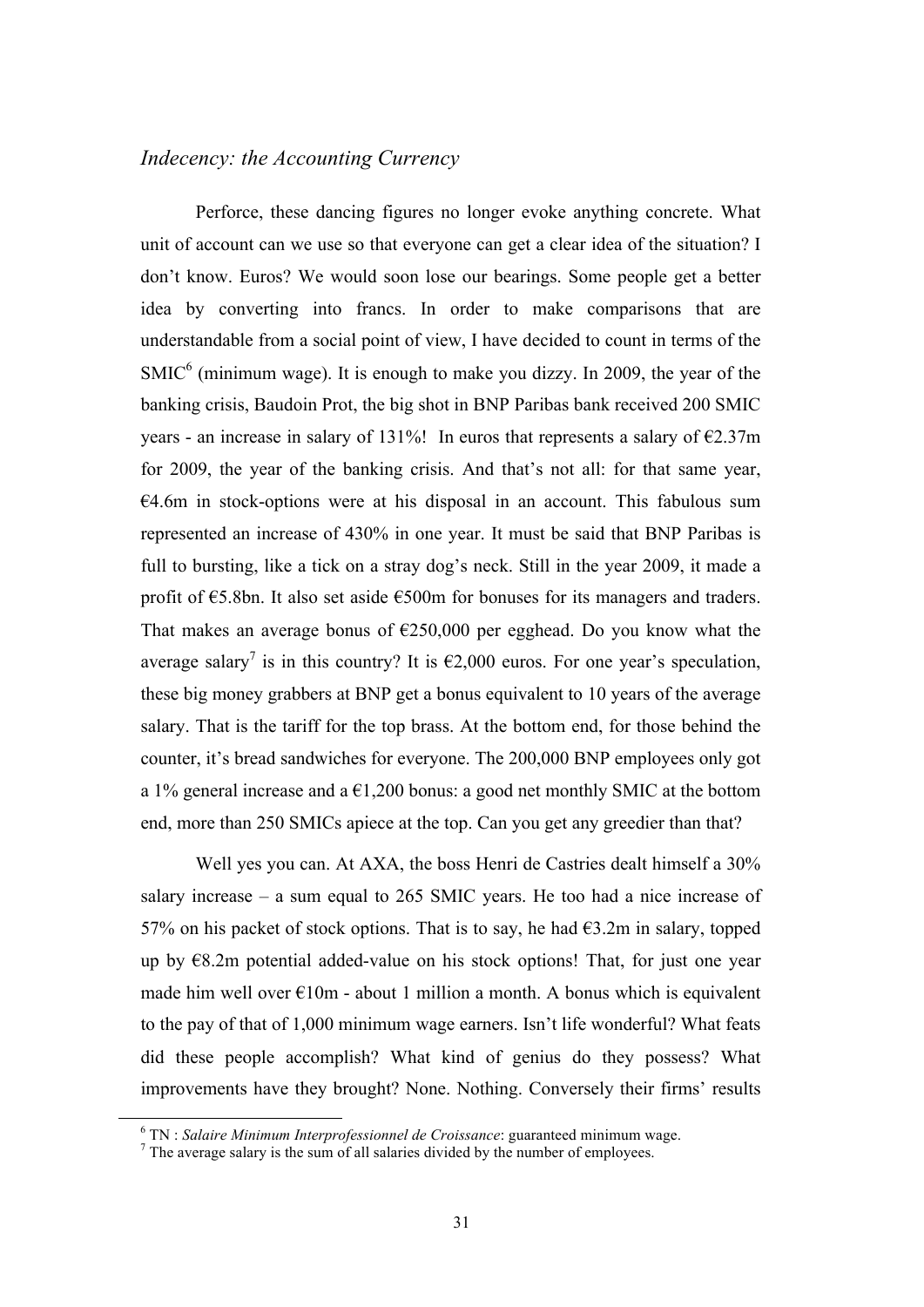## *Indecency: the Accounting Currency*

Perforce, these dancing figures no longer evoke anything concrete. What unit of account can we use so that everyone can get a clear idea of the situation? I don't know. Euros? We would soon lose our bearings. Some people get a better idea by converting into francs. In order to make comparisons that are understandable from a social point of view, I have decided to count in terms of the SMIC[6] (minimum wage). It is enough to make you dizzy. In 2009, the year of the banking crisis, Baudoin Prot, the big shot in BNP Paribas bank received 200 SMIC years - an increase in salary of 131%! In euros that represents a salary of €2.37m for 2009, the year of the banking crisis. And that's not all: for that same year, €4.6m in stock-options were at his disposal in an account. This fabulous sum represented an increase of 430% in one year. It must be said that BNP Paribas is full to bursting, like a tick on a stray dog's neck. Still in the year 2009, it made a profit of €5.8bn. It also set aside €500m for bonuses for its managers and traders. That makes an average bonus of €250,000 per egghead. Do you know what the average salary[7] is in this country? It is €2,000 euros. For one year's speculation, these big money grabbers at BNP get a bonus equivalent to 10 years of the average salary. That is the tariff for the top brass. At the bottom end, for those behind the counter, it's bread sandwiches for everyone. The 200,000 BNP employees only got a 1% general increase and a €1,200 bonus: a good net monthly SMIC at the bottom end, more than 250 SMICs apiece at the top. Can you get any greedier than that?

Well yes you can. At AXA, the boss Henri de Castries dealt himself a 30% salary increase – a sum equal to 265 SMIC years. He too had a nice increase of 57% on his packet of stock options. That is to say, he had €3.2m in salary, topped up by €8.2m potential added-value on his stock options! That, for just one year made him well over €10m - about 1 million a month. A bonus which is equivalent to the pay of that of 1,000 minimum wage earners. Isn't life wonderful? What feats did these people accomplish? What kind of genius do they possess? What improvements have they brought? None. Nothing. Conversely their firms' results

---

[6] TN : *Salaire Minimum Interprofessionnel de Croissance*: guaranteed minimum wage.

[7] The average salary is the sum of all salaries divided by the number of employees.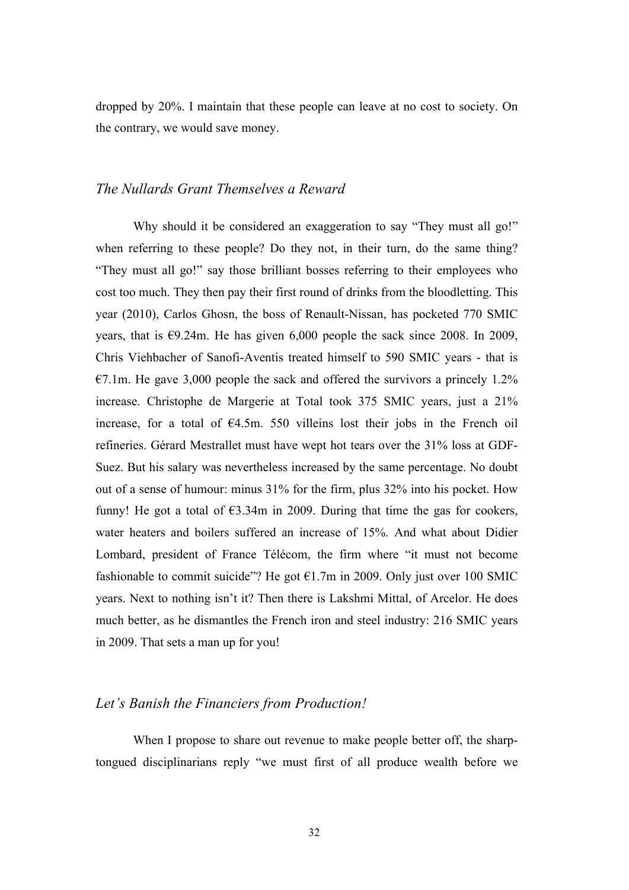dropped by 20%. I maintain that these people can leave at no cost to society. On the contrary, we would save money.

## *The Nullards Grant Themselves a Reward*

Why should it be considered an exaggeration to say "They must all go!" when referring to these people? Do they not, in their turn, do the same thing? "They must all go!" say those brilliant bosses referring to their employees who cost too much. They then pay their first round of drinks from the bloodletting. This year (2010), Carlos Ghosn, the boss of Renault-Nissan, has pocketed 770 SMIC years, that is €9.24m. He has given 6,000 people the sack since 2008. In 2009, Chris Viehbacher of Sanofi-Aventis treated himself to 590 SMIC years - that is €7.1m. He gave 3,000 people the sack and offered the survivors a princely 1.2% increase. Christophe de Margerie at Total took 375 SMIC years, just a 21% increase, for a total of €4.5m. 550 villeins lost their jobs in the French oil refineries. Gérard Mestrallet must have wept hot tears over the 31% loss at GDF-Suez. But his salary was nevertheless increased by the same percentage. No doubt out of a sense of humour: minus 31% for the firm, plus 32% into his pocket. How funny! He got a total of €3.34m in 2009. During that time the gas for cookers, water heaters and boilers suffered an increase of 15%. And what about Didier Lombard, president of France Télécom, the firm where "it must not become fashionable to commit suicide"? He got €1.7m in 2009. Only just over 100 SMIC years. Next to nothing isn't it? Then there is Lakshmi Mittal, of Arcelor. He does much better, as he dismantles the French iron and steel industry: 216 SMIC years in 2009. That sets a man up for you!

## *Let's Banish the Financiers from Production!*

When I propose to share out revenue to make people better off, the sharp-tongued disciplinarians reply "we must first of all produce wealth before we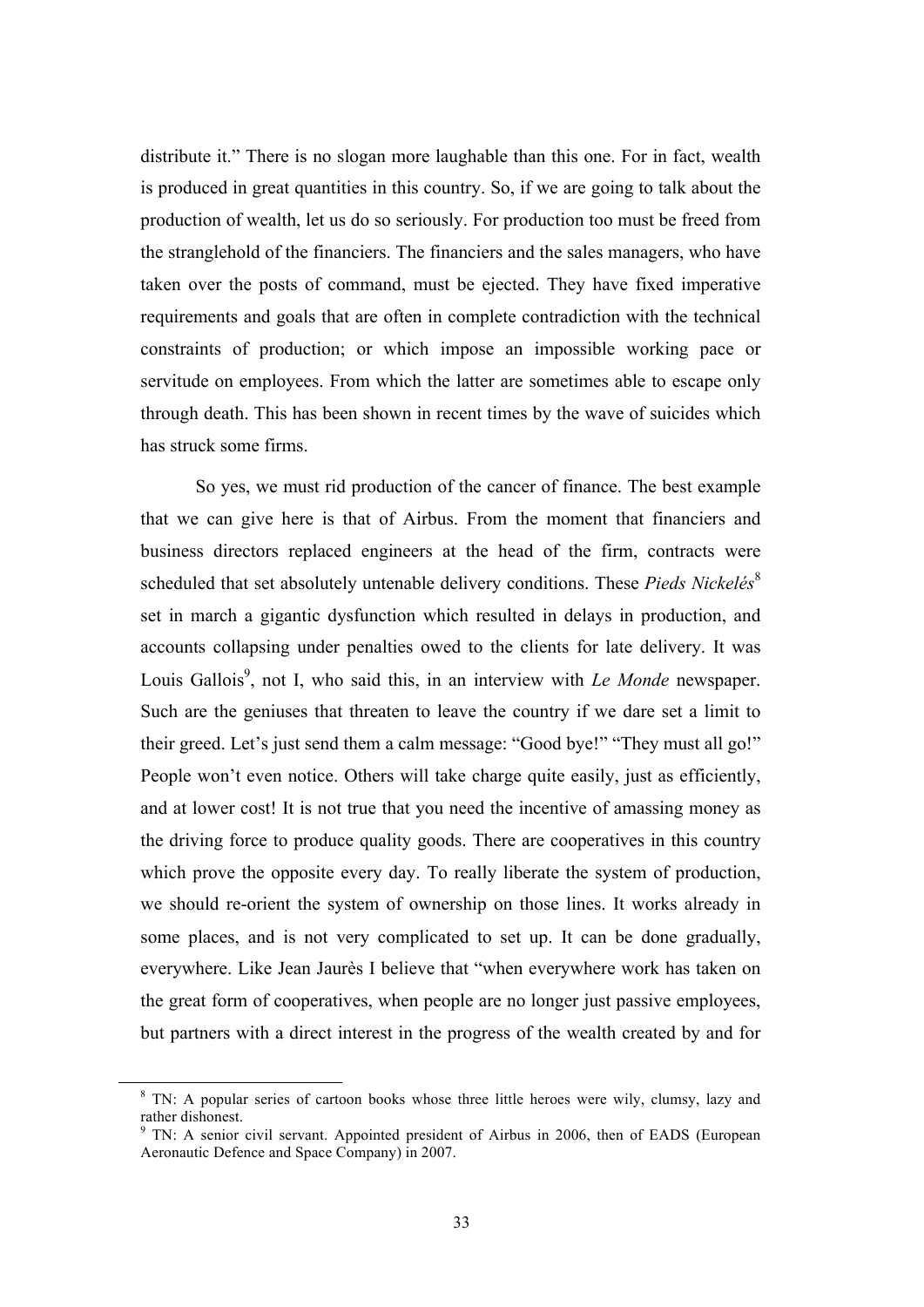distribute it." There is no slogan more laughable than this one. For in fact, wealth is produced in great quantities in this country. So, if we are going to talk about the production of wealth, let us do so seriously. For production too must be freed from the stranglehold of the financiers. The financiers and the sales managers, who have taken over the posts of command, must be ejected. They have fixed imperative requirements and goals that are often in complete contradiction with the technical constraints of production; or which impose an impossible working pace or servitude on employees. From which the latter are sometimes able to escape only through death. This has been shown in recent times by the wave of suicides which has struck some firms.

So yes, we must rid production of the cancer of finance. The best example that we can give here is that of Airbus. From the moment that financiers and business directors replaced engineers at the head of the firm, contracts were scheduled that set absolutely untenable delivery conditions. These *Pieds Nickelés*[8] set in march a gigantic dysfunction which resulted in delays in production, and accounts collapsing under penalties owed to the clients for late delivery. It was Louis Gallois[9], not I, who said this, in an interview with *Le Monde* newspaper. Such are the geniuses that threaten to leave the country if we dare set a limit to their greed. Let's just send them a calm message: "Good bye!" "They must all go!" People won't even notice. Others will take charge quite easily, just as efficiently, and at lower cost! It is not true that you need the incentive of amassing money as the driving force to produce quality goods. There are cooperatives in this country which prove the opposite every day. To really liberate the system of production, we should re-orient the system of ownership on those lines. It works already in some places, and is not very complicated to set up. It can be done gradually, everywhere. Like Jean Jaurès I believe that "when everywhere work has taken on the great form of cooperatives, when people are no longer just passive employees, but partners with a direct interest in the progress of the wealth created by and for

---

[8] TN: A popular series of cartoon books whose three little heroes were wily, clumsy, lazy and rather dishonest.

[9] TN: A senior civil servant. Appointed president of Airbus in 2006, then of EADS (European Aeronautic Defence and Space Company) in 2007.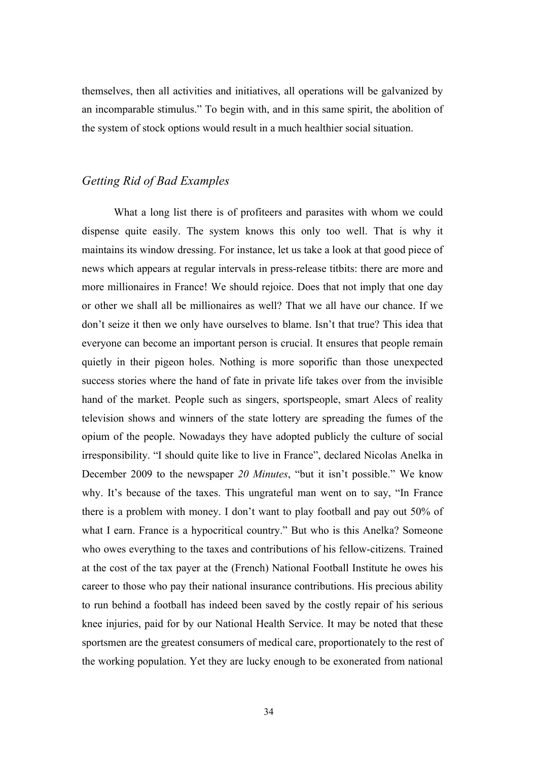themselves, then all activities and initiatives, all operations will be galvanized by an incomparable stimulus." To begin with, and in this same spirit, the abolition of the system of stock options would result in a much healthier social situation.

## *Getting Rid of Bad Examples*

What a long list there is of profiteers and parasites with whom we could dispense quite easily. The system knows this only too well. That is why it maintains its window dressing. For instance, let us take a look at that good piece of news which appears at regular intervals in press-release titbits: there are more and more millionaires in France! We should rejoice. Does that not imply that one day or other we shall all be millionaires as well? That we all have our chance. If we don't seize it then we only have ourselves to blame. Isn't that true? This idea that everyone can become an important person is crucial. It ensures that people remain quietly in their pigeon holes. Nothing is more soporific than those unexpected success stories where the hand of fate in private life takes over from the invisible hand of the market. People such as singers, sportspeople, smart Alecs of reality television shows and winners of the state lottery are spreading the fumes of the opium of the people. Nowadays they have adopted publicly the culture of social irresponsibility. "I should quite like to live in France", declared Nicolas Anelka in December 2009 to the newspaper *20 Minutes*, "but it isn't possible." We know why. It's because of the taxes. This ungrateful man went on to say, "In France there is a problem with money. I don't want to play football and pay out 50% of what I earn. France is a hypocritical country." But who is this Anelka? Someone who owes everything to the taxes and contributions of his fellow-citizens. Trained at the cost of the tax payer at the (French) National Football Institute he owes his career to those who pay their national insurance contributions. His precious ability to run behind a football has indeed been saved by the costly repair of his serious knee injuries, paid for by our National Health Service. It may be noted that these sportsmen are the greatest consumers of medical care, proportionately to the rest of the working population. Yet they are lucky enough to be exonerated from national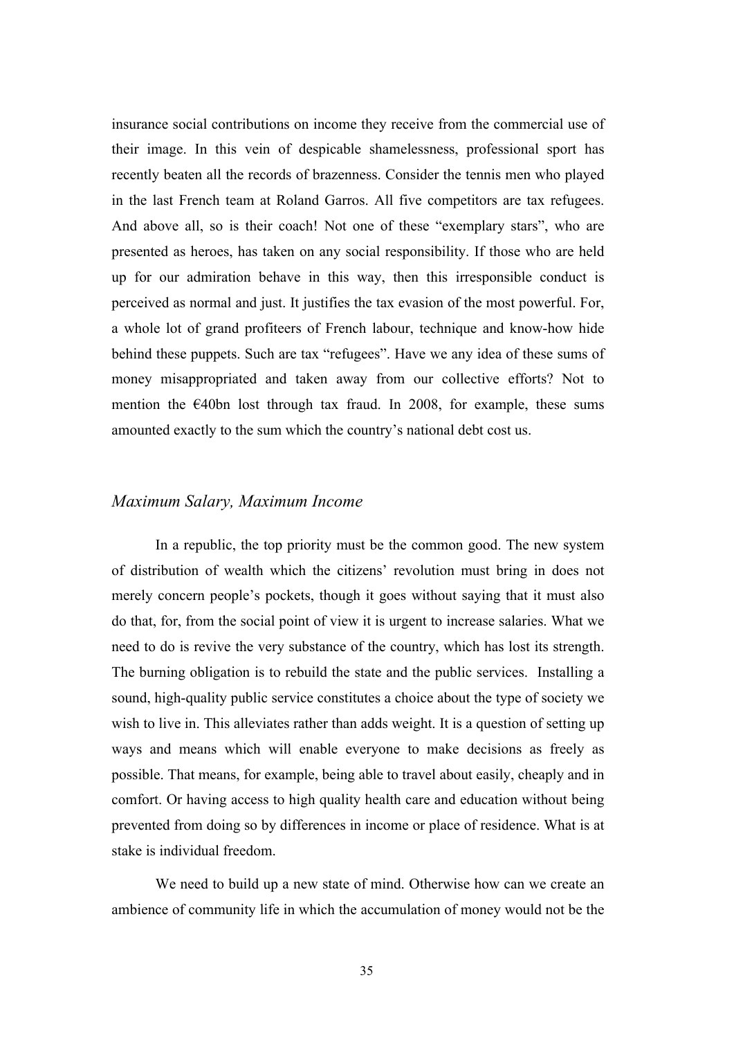insurance social contributions on income they receive from the commercial use of their image. In this vein of despicable shamelessness, professional sport has recently beaten all the records of brazenness. Consider the tennis men who played in the last French team at Roland Garros. All five competitors are tax refugees. And above all, so is their coach! Not one of these "exemplary stars", who are presented as heroes, has taken on any social responsibility. If those who are held up for our admiration behave in this way, then this irresponsible conduct is perceived as normal and just. It justifies the tax evasion of the most powerful. For, a whole lot of grand profiteers of French labour, technique and know-how hide behind these puppets. Such are tax "refugees". Have we any idea of these sums of money misappropriated and taken away from our collective efforts? Not to mention the €40bn lost through tax fraud. In 2008, for example, these sums amounted exactly to the sum which the country's national debt cost us.

## *Maximum Salary, Maximum Income*

In a republic, the top priority must be the common good. The new system of distribution of wealth which the citizens' revolution must bring in does not merely concern people's pockets, though it goes without saying that it must also do that, for, from the social point of view it is urgent to increase salaries. What we need to do is revive the very substance of the country, which has lost its strength. The burning obligation is to rebuild the state and the public services. Installing a sound, high-quality public service constitutes a choice about the type of society we wish to live in. This alleviates rather than adds weight. It is a question of setting up ways and means which will enable everyone to make decisions as freely as possible. That means, for example, being able to travel about easily, cheaply and in comfort. Or having access to high quality health care and education without being prevented from doing so by differences in income or place of residence. What is at stake is individual freedom.

We need to build up a new state of mind. Otherwise how can we create an ambience of community life in which the accumulation of money would not be the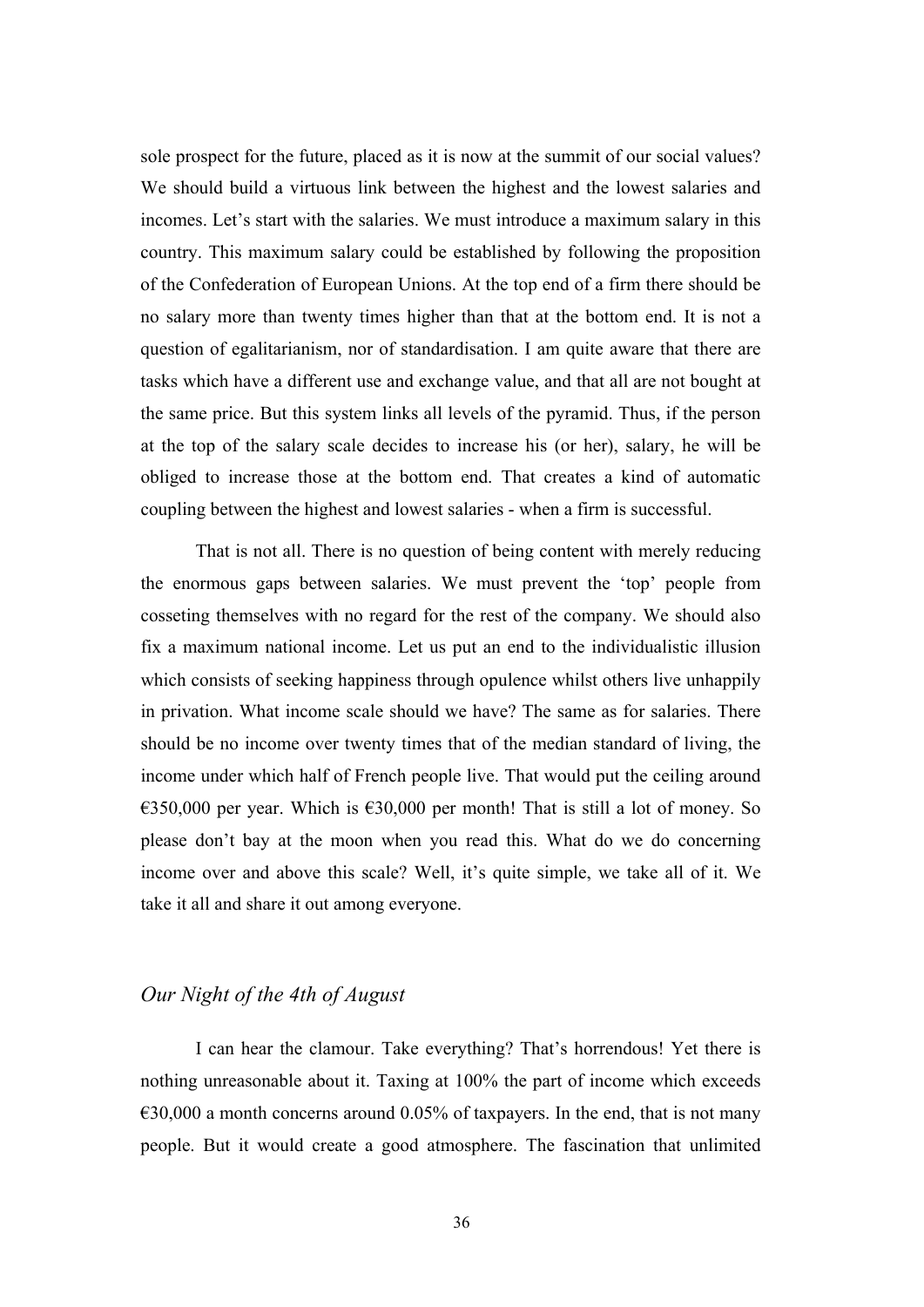sole prospect for the future, placed as it is now at the summit of our social values? We should build a virtuous link between the highest and the lowest salaries and incomes. Let's start with the salaries. We must introduce a maximum salary in this country. This maximum salary could be established by following the proposition of the Confederation of European Unions. At the top end of a firm there should be no salary more than twenty times higher than that at the bottom end. It is not a question of egalitarianism, nor of standardisation. I am quite aware that there are tasks which have a different use and exchange value, and that all are not bought at the same price. But this system links all levels of the pyramid. Thus, if the person at the top of the salary scale decides to increase his (or her), salary, he will be obliged to increase those at the bottom end. That creates a kind of automatic coupling between the highest and lowest salaries - when a firm is successful.

That is not all. There is no question of being content with merely reducing the enormous gaps between salaries. We must prevent the 'top' people from cosseting themselves with no regard for the rest of the company. We should also fix a maximum national income. Let us put an end to the individualistic illusion which consists of seeking happiness through opulence whilst others live unhappily in privation. What income scale should we have? The same as for salaries. There should be no income over twenty times that of the median standard of living, the income under which half of French people live. That would put the ceiling around €350,000 per year. Which is €30,000 per month! That is still a lot of money. So please don't bay at the moon when you read this. What do we do concerning income over and above this scale? Well, it's quite simple, we take all of it. We take it all and share it out among everyone.

## *Our Night of the 4th of August*

I can hear the clamour. Take everything? That's horrendous! Yet there is nothing unreasonable about it. Taxing at 100% the part of income which exceeds €30,000 a month concerns around 0.05% of taxpayers. In the end, that is not many people. But it would create a good atmosphere. The fascination that unlimited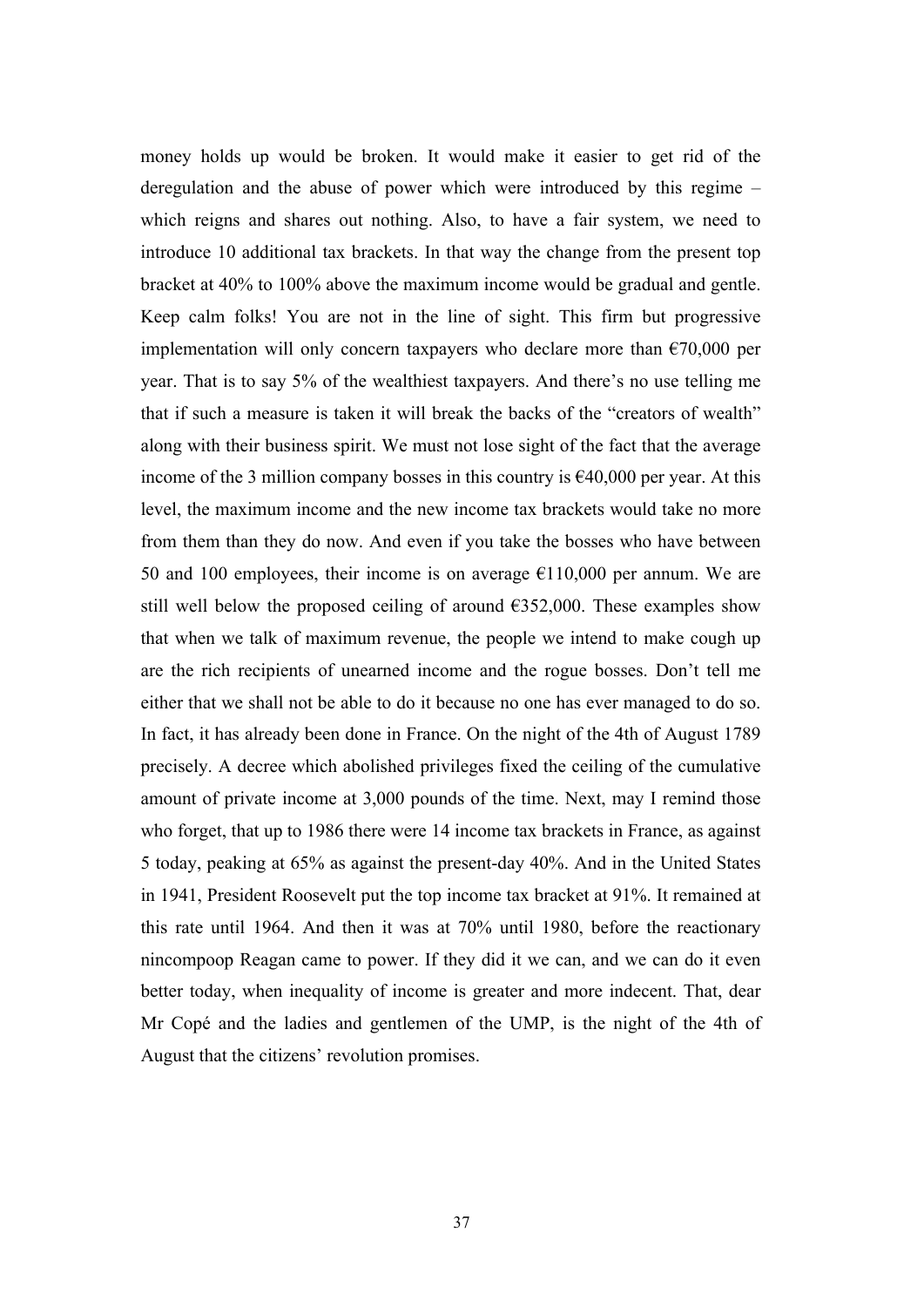money holds up would be broken. It would make it easier to get rid of the deregulation and the abuse of power which were introduced by this regime – which reigns and shares out nothing. Also, to have a fair system, we need to introduce 10 additional tax brackets. In that way the change from the present top bracket at 40% to 100% above the maximum income would be gradual and gentle. Keep calm folks! You are not in the line of sight. This firm but progressive implementation will only concern taxpayers who declare more than €70,000 per year. That is to say 5% of the wealthiest taxpayers. And there's no use telling me that if such a measure is taken it will break the backs of the "creators of wealth" along with their business spirit. We must not lose sight of the fact that the average income of the 3 million company bosses in this country is €40,000 per year. At this level, the maximum income and the new income tax brackets would take no more from them than they do now. And even if you take the bosses who have between 50 and 100 employees, their income is on average €110,000 per annum. We are still well below the proposed ceiling of around €352,000. These examples show that when we talk of maximum revenue, the people we intend to make cough up are the rich recipients of unearned income and the rogue bosses. Don't tell me either that we shall not be able to do it because no one has ever managed to do so. In fact, it has already been done in France. On the night of the 4th of August 1789 precisely. A decree which abolished privileges fixed the ceiling of the cumulative amount of private income at 3,000 pounds of the time. Next, may I remind those who forget, that up to 1986 there were 14 income tax brackets in France, as against 5 today, peaking at 65% as against the present-day 40%. And in the United States in 1941, President Roosevelt put the top income tax bracket at 91%. It remained at this rate until 1964. And then it was at 70% until 1980, before the reactionary nincompoop Reagan came to power. If they did it we can, and we can do it even better today, when inequality of income is greater and more indecent. That, dear Mr Copé and the ladies and gentlemen of the UMP, is the night of the 4th of August that the citizens' revolution promises.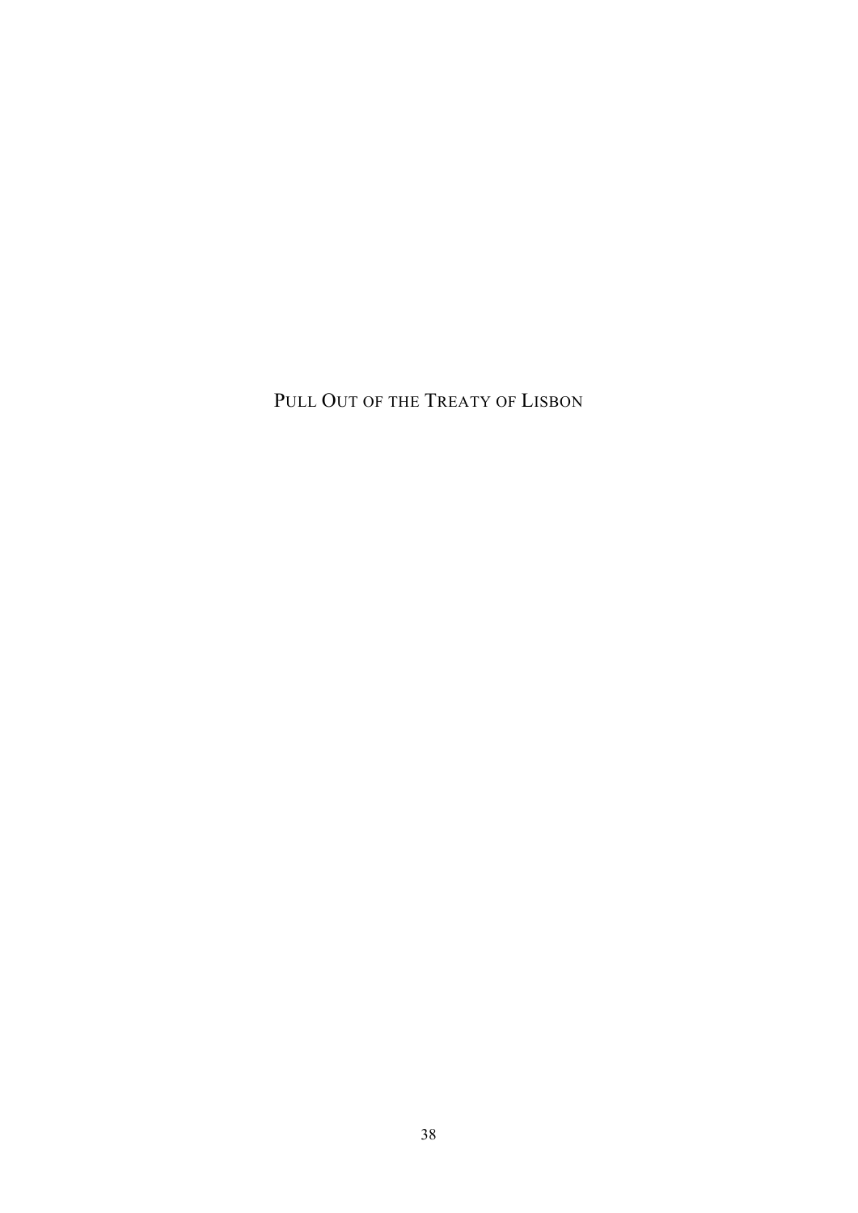# PULL OUT OF THE TREATY OF LISBON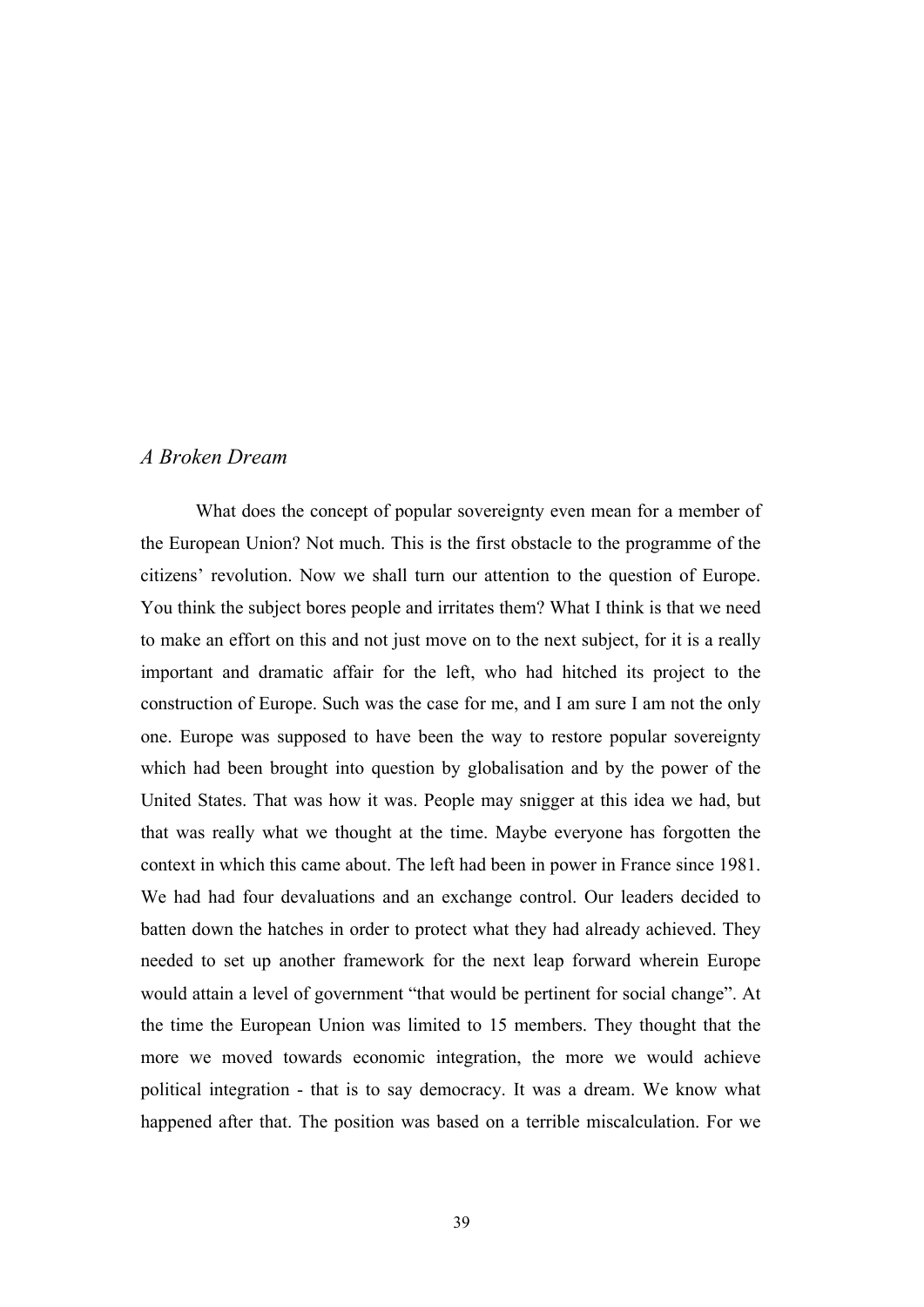*A Broken Dream*

What does the concept of popular sovereignty even mean for a member of the European Union? Not much. This is the first obstacle to the programme of the citizens' revolution. Now we shall turn our attention to the question of Europe. You think the subject bores people and irritates them? What I think is that we need to make an effort on this and not just move on to the next subject, for it is a really important and dramatic affair for the left, who had hitched its project to the construction of Europe. Such was the case for me, and I am sure I am not the only one. Europe was supposed to have been the way to restore popular sovereignty which had been brought into question by globalisation and by the power of the United States. That was how it was. People may snigger at this idea we had, but that was really what we thought at the time. Maybe everyone has forgotten the context in which this came about. The left had been in power in France since 1981. We had had four devaluations and an exchange control. Our leaders decided to batten down the hatches in order to protect what they had already achieved. They needed to set up another framework for the next leap forward wherein Europe would attain a level of government "that would be pertinent for social change". At the time the European Union was limited to 15 members. They thought that the more we moved towards economic integration, the more we would achieve political integration - that is to say democracy. It was a dream. We know what happened after that. The position was based on a terrible miscalculation. For we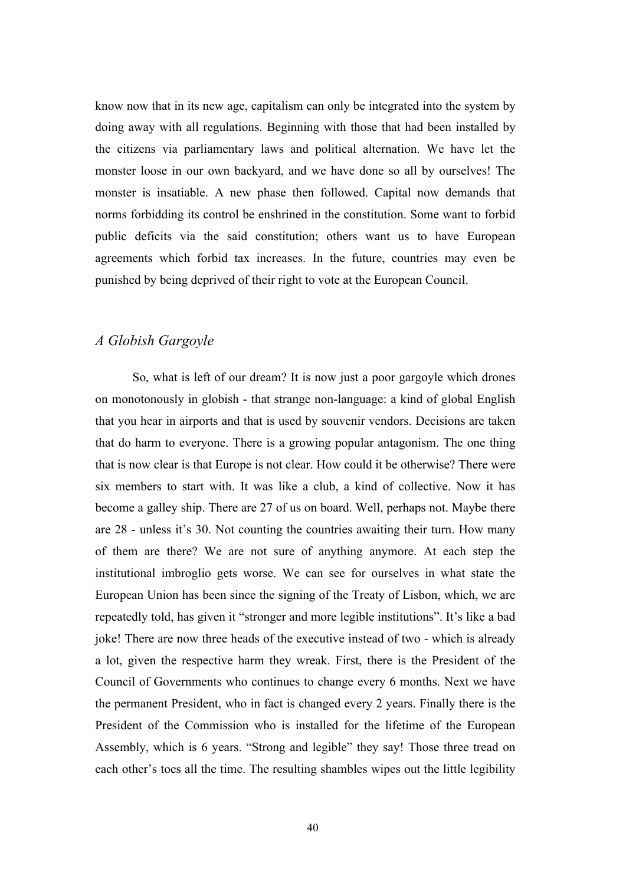know now that in its new age, capitalism can only be integrated into the system by doing away with all regulations. Beginning with those that had been installed by the citizens via parliamentary laws and political alternation. We have let the monster loose in our own backyard, and we have done so all by ourselves! The monster is insatiable. A new phase then followed. Capital now demands that norms forbidding its control be enshrined in the constitution. Some want to forbid public deficits via the said constitution; others want us to have European agreements which forbid tax increases. In the future, countries may even be punished by being deprived of their right to vote at the European Council.

## *A Globish Gargoyle*

So, what is left of our dream? It is now just a poor gargoyle which drones on monotonously in globish - that strange non-language: a kind of global English that you hear in airports and that is used by souvenir vendors. Decisions are taken that do harm to everyone. There is a growing popular antagonism. The one thing that is now clear is that Europe is not clear. How could it be otherwise? There were six members to start with. It was like a club, a kind of collective. Now it has become a galley ship. There are 27 of us on board. Well, perhaps not. Maybe there are 28 - unless it's 30. Not counting the countries awaiting their turn. How many of them are there? We are not sure of anything anymore. At each step the institutional imbroglio gets worse. We can see for ourselves in what state the European Union has been since the signing of the Treaty of Lisbon, which, we are repeatedly told, has given it "stronger and more legible institutions". It's like a bad joke! There are now three heads of the executive instead of two - which is already a lot, given the respective harm they wreak. First, there is the President of the Council of Governments who continues to change every 6 months. Next we have the permanent President, who in fact is changed every 2 years. Finally there is the President of the Commission who is installed for the lifetime of the European Assembly, which is 6 years. "Strong and legible" they say! Those three tread on each other's toes all the time. The resulting shambles wipes out the little legibility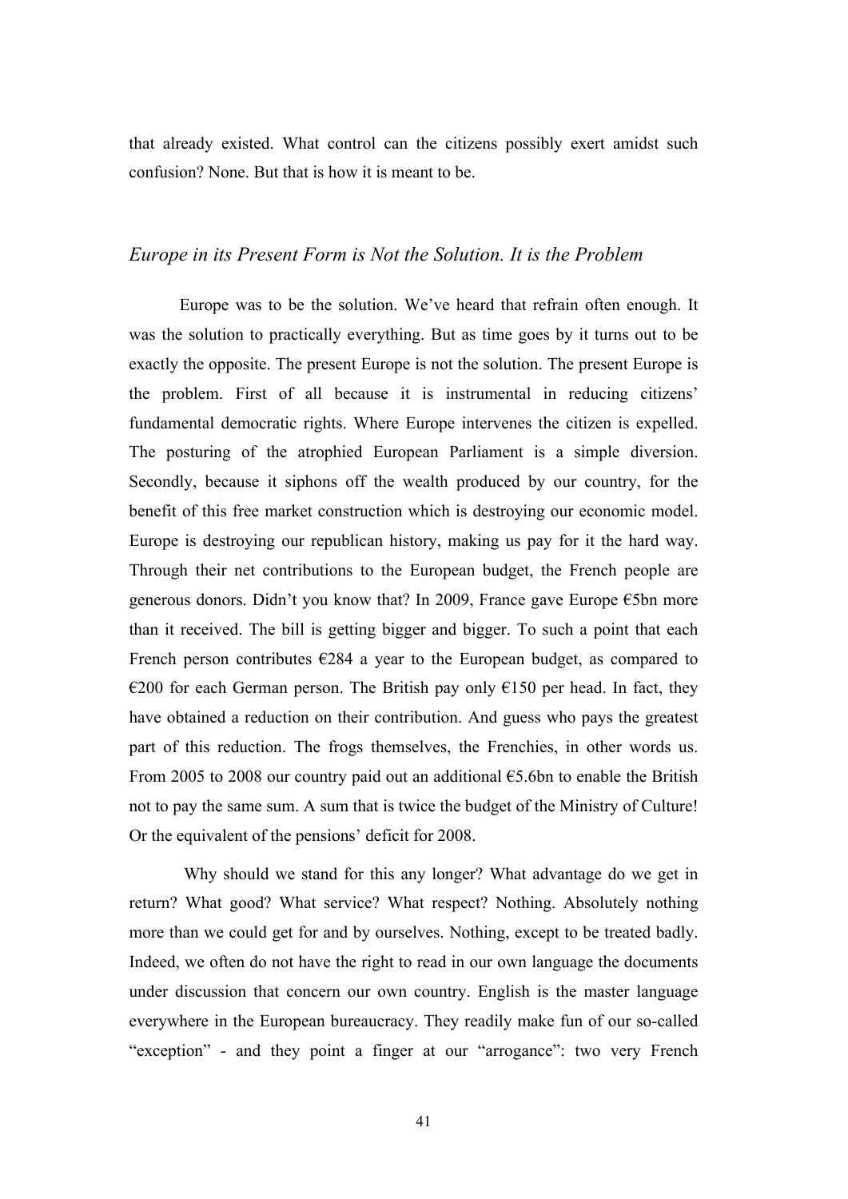that already existed. What control can the citizens possibly exert amidst such confusion? None. But that is how it is meant to be.

### *Europe in its Present Form is Not the Solution. It is the Problem*

Europe was to be the solution. We've heard that refrain often enough. It was the solution to practically everything. But as time goes by it turns out to be exactly the opposite. The present Europe is not the solution. The present Europe is the problem. First of all because it is instrumental in reducing citizens' fundamental democratic rights. Where Europe intervenes the citizen is expelled. The posturing of the atrophied European Parliament is a simple diversion. Secondly, because it siphons off the wealth produced by our country, for the benefit of this free market construction which is destroying our economic model. Europe is destroying our republican history, making us pay for it the hard way. Through their net contributions to the European budget, the French people are generous donors. Didn't you know that? In 2009, France gave Europe €5bn more than it received. The bill is getting bigger and bigger. To such a point that each French person contributes €284 a year to the European budget, as compared to €200 for each German person. The British pay only €150 per head. In fact, they have obtained a reduction on their contribution. And guess who pays the greatest part of this reduction. The frogs themselves, the Frenchies, in other words us. From 2005 to 2008 our country paid out an additional €5.6bn to enable the British not to pay the same sum. A sum that is twice the budget of the Ministry of Culture! Or the equivalent of the pensions' deficit for 2008.

Why should we stand for this any longer? What advantage do we get in return? What good? What service? What respect? Nothing. Absolutely nothing more than we could get for and by ourselves. Nothing, except to be treated badly. Indeed, we often do not have the right to read in our own language the documents under discussion that concern our own country. English is the master language everywhere in the European bureaucracy. They readily make fun of our so-called "exception" - and they point a finger at our "arrogance": two very French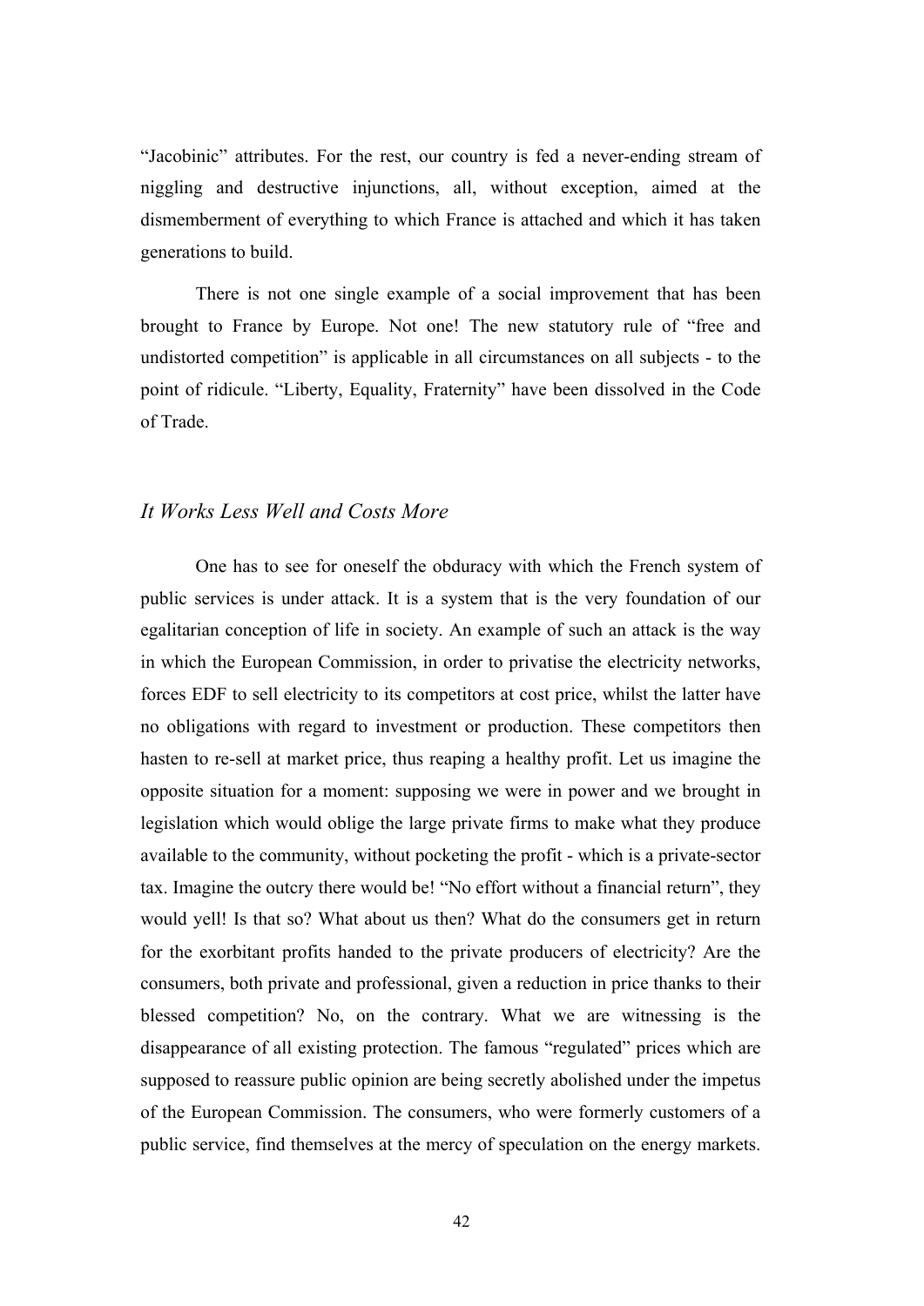"Jacobinic" attributes. For the rest, our country is fed a never-ending stream of niggling and destructive injunctions, all, without exception, aimed at the dismemberment of everything to which France is attached and which it has taken generations to build.

There is not one single example of a social improvement that has been brought to France by Europe. Not one! The new statutory rule of "free and undistorted competition" is applicable in all circumstances on all subjects - to the point of ridicule. "Liberty, Equality, Fraternity" have been dissolved in the Code of Trade.

## *It Works Less Well and Costs More*

One has to see for oneself the obduracy with which the French system of public services is under attack. It is a system that is the very foundation of our egalitarian conception of life in society. An example of such an attack is the way in which the European Commission, in order to privatise the electricity networks, forces EDF to sell electricity to its competitors at cost price, whilst the latter have no obligations with regard to investment or production. These competitors then hasten to re-sell at market price, thus reaping a healthy profit. Let us imagine the opposite situation for a moment: supposing we were in power and we brought in legislation which would oblige the large private firms to make what they produce available to the community, without pocketing the profit - which is a private-sector tax. Imagine the outcry there would be! "No effort without a financial return", they would yell! Is that so? What about us then? What do the consumers get in return for the exorbitant profits handed to the private producers of electricity? Are the consumers, both private and professional, given a reduction in price thanks to their blessed competition? No, on the contrary. What we are witnessing is the disappearance of all existing protection. The famous "regulated" prices which are supposed to reassure public opinion are being secretly abolished under the impetus of the European Commission. The consumers, who were formerly customers of a public service, find themselves at the mercy of speculation on the energy markets.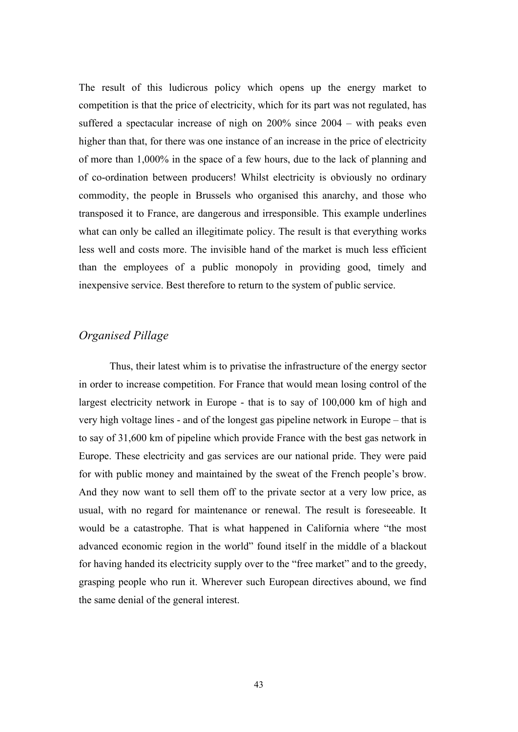The result of this ludicrous policy which opens up the energy market to competition is that the price of electricity, which for its part was not regulated, has suffered a spectacular increase of nigh on 200% since 2004 – with peaks even higher than that, for there was one instance of an increase in the price of electricity of more than 1,000% in the space of a few hours, due to the lack of planning and of co-ordination between producers! Whilst electricity is obviously no ordinary commodity, the people in Brussels who organised this anarchy, and those who transposed it to France, are dangerous and irresponsible. This example underlines what can only be called an illegitimate policy. The result is that everything works less well and costs more. The invisible hand of the market is much less efficient than the employees of a public monopoly in providing good, timely and inexpensive service. Best therefore to return to the system of public service.

## *Organised Pillage*

Thus, their latest whim is to privatise the infrastructure of the energy sector in order to increase competition. For France that would mean losing control of the largest electricity network in Europe - that is to say of 100,000 km of high and very high voltage lines - and of the longest gas pipeline network in Europe – that is to say of 31,600 km of pipeline which provide France with the best gas network in Europe. These electricity and gas services are our national pride. They were paid for with public money and maintained by the sweat of the French people's brow. And they now want to sell them off to the private sector at a very low price, as usual, with no regard for maintenance or renewal. The result is foreseeable. It would be a catastrophe. That is what happened in California where "the most advanced economic region in the world" found itself in the middle of a blackout for having handed its electricity supply over to the "free market" and to the greedy, grasping people who run it. Wherever such European directives abound, we find the same denial of the general interest.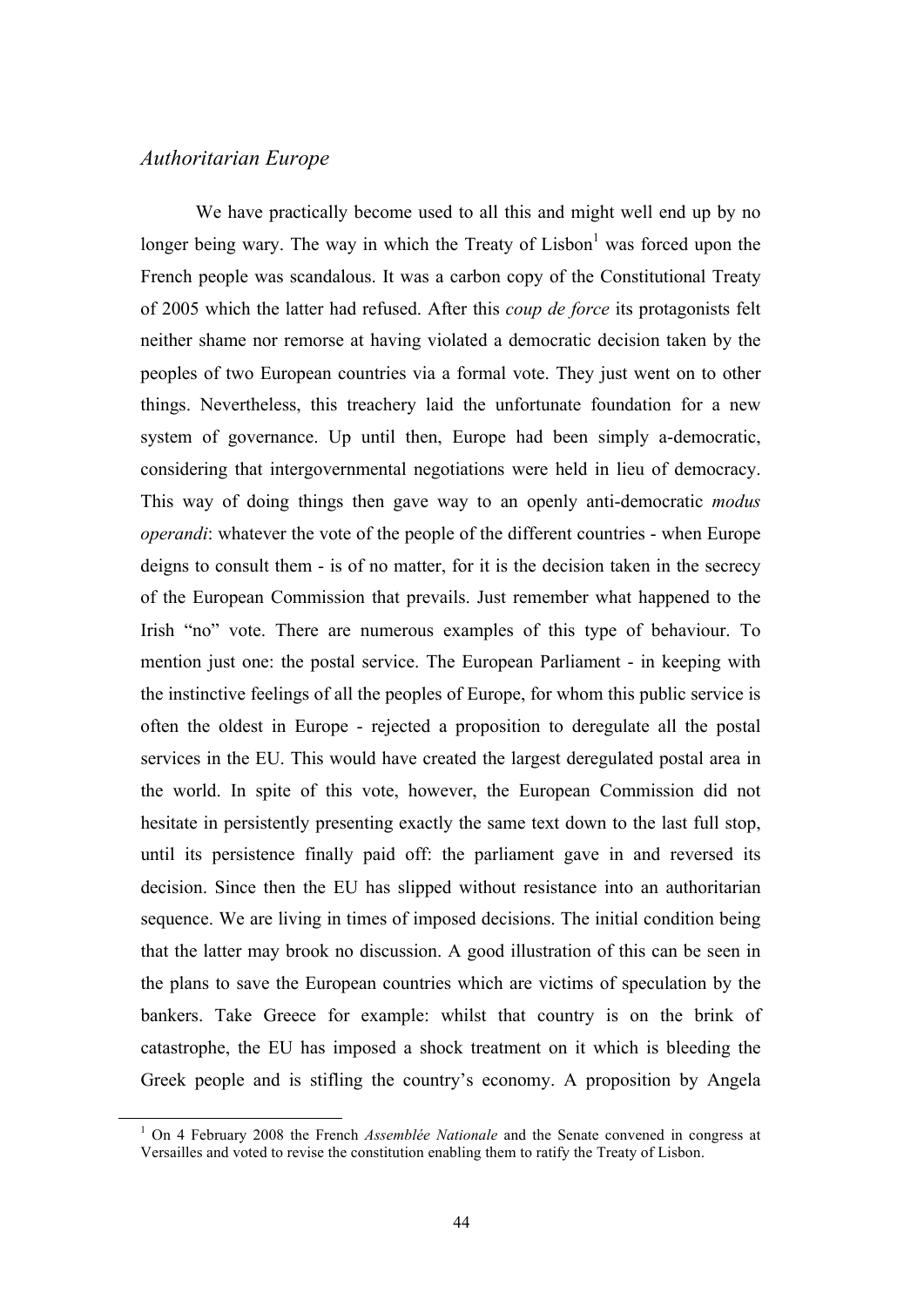## *Authoritarian Europe*

We have practically become used to all this and might well end up by no longer being wary. The way in which the Treaty of Lisbon[1] was forced upon the French people was scandalous. It was a carbon copy of the Constitutional Treaty of 2005 which the latter had refused. After this *coup de force* its protagonists felt neither shame nor remorse at having violated a democratic decision taken by the peoples of two European countries via a formal vote. They just went on to other things. Nevertheless, this treachery laid the unfortunate foundation for a new system of governance. Up until then, Europe had been simply a-democratic, considering that intergovernmental negotiations were held in lieu of democracy. This way of doing things then gave way to an openly anti-democratic *modus operandi*: whatever the vote of the people of the different countries - when Europe deigns to consult them - is of no matter, for it is the decision taken in the secrecy of the European Commission that prevails. Just remember what happened to the Irish "no" vote. There are numerous examples of this type of behaviour. To mention just one: the postal service. The European Parliament - in keeping with the instinctive feelings of all the peoples of Europe, for whom this public service is often the oldest in Europe - rejected a proposition to deregulate all the postal services in the EU. This would have created the largest deregulated postal area in the world. In spite of this vote, however, the European Commission did not hesitate in persistently presenting exactly the same text down to the last full stop, until its persistence finally paid off: the parliament gave in and reversed its decision. Since then the EU has slipped without resistance into an authoritarian sequence. We are living in times of imposed decisions. The initial condition being that the latter may brook no discussion. A good illustration of this can be seen in the plans to save the European countries which are victims of speculation by the bankers. Take Greece for example: whilst that country is on the brink of catastrophe, the EU has imposed a shock treatment on it which is bleeding the Greek people and is stifling the country's economy. A proposition by Angela

[1] On 4 February 2008 the French *Assemblée Nationale* and the Senate convened in congress at Versailles and voted to revise the constitution enabling them to ratify the Treaty of Lisbon.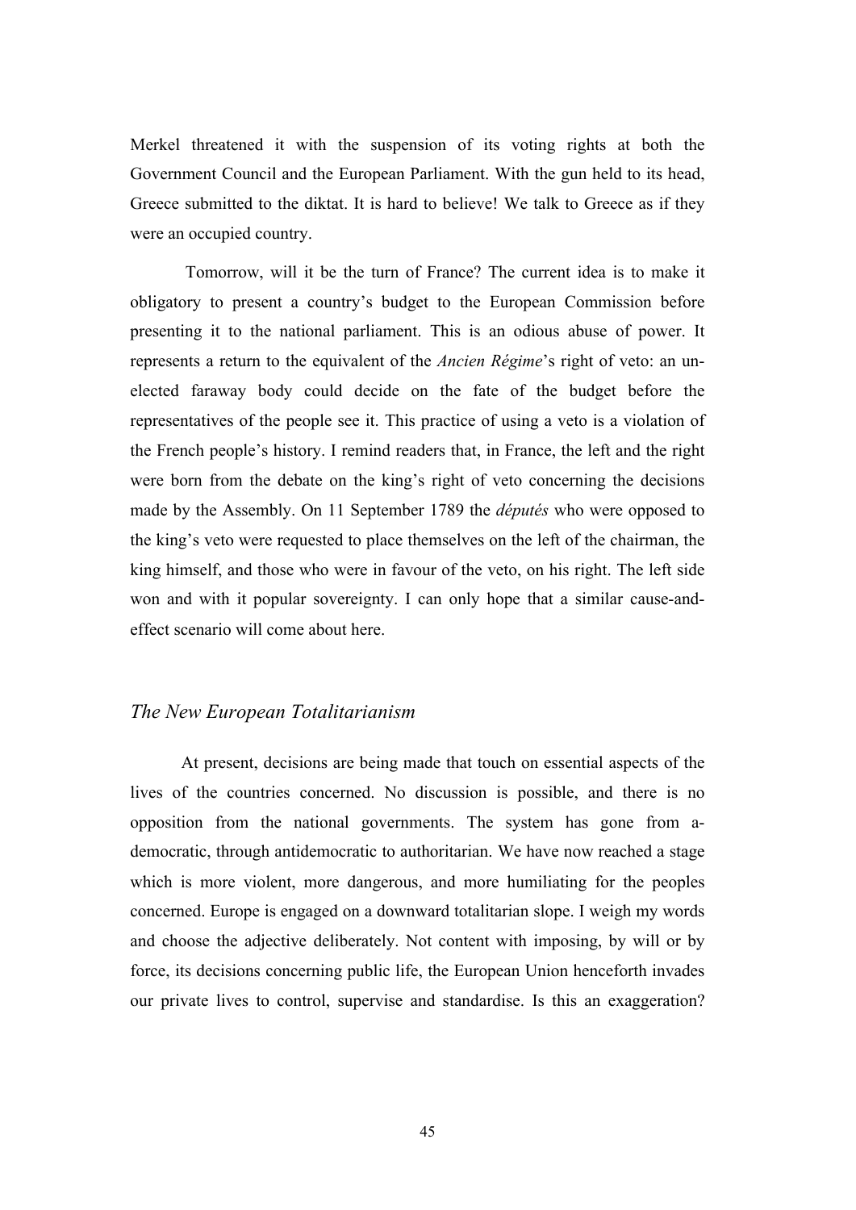Merkel threatened it with the suspension of its voting rights at both the Government Council and the European Parliament. With the gun held to its head, Greece submitted to the diktat. It is hard to believe! We talk to Greece as if they were an occupied country.

Tomorrow, will it be the turn of France? The current idea is to make it obligatory to present a country's budget to the European Commission before presenting it to the national parliament. This is an odious abuse of power. It represents a return to the equivalent of the *Ancien Régime*'s right of veto: an un-elected faraway body could decide on the fate of the budget before the representatives of the people see it. This practice of using a veto is a violation of the French people's history. I remind readers that, in France, the left and the right were born from the debate on the king's right of veto concerning the decisions made by the Assembly. On 11 September 1789 the *députés* who were opposed to the king's veto were requested to place themselves on the left of the chairman, the king himself, and those who were in favour of the veto, on his right. The left side won and with it popular sovereignty. I can only hope that a similar cause-and-effect scenario will come about here.

## *The New European Totalitarianism*

At present, decisions are being made that touch on essential aspects of the lives of the countries concerned. No discussion is possible, and there is no opposition from the national governments. The system has gone from a-democratic, through antidemocratic to authoritarian. We have now reached a stage which is more violent, more dangerous, and more humiliating for the peoples concerned. Europe is engaged on a downward totalitarian slope. I weigh my words and choose the adjective deliberately. Not content with imposing, by will or by force, its decisions concerning public life, the European Union henceforth invades our private lives to control, supervise and standardise. Is this an exaggeration?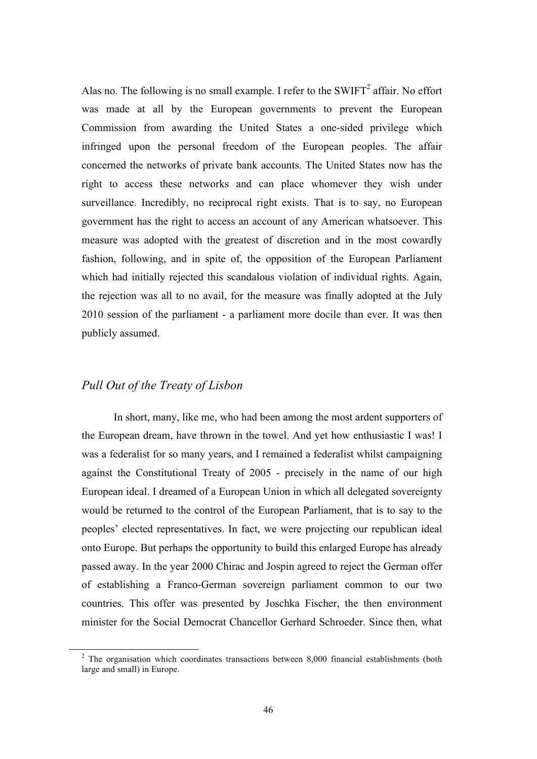Alas no. The following is no small example. I refer to the SWIFT[2] affair. No effort was made at all by the European governments to prevent the European Commission from awarding the United States a one-sided privilege which infringed upon the personal freedom of the European peoples. The affair concerned the networks of private bank accounts. The United States now has the right to access these networks and can place whomever they wish under surveillance. Incredibly, no reciprocal right exists. That is to say, no European government has the right to access an account of any American whatsoever. This measure was adopted with the greatest of discretion and in the most cowardly fashion, following, and in spite of, the opposition of the European Parliament which had initially rejected this scandalous violation of individual rights. Again, the rejection was all to no avail, for the measure was finally adopted at the July 2010 session of the parliament - a parliament more docile than ever. It was then publicly assumed.

## *Pull Out of the Treaty of Lisbon*

In short, many, like me, who had been among the most ardent supporters of the European dream, have thrown in the towel. And yet how enthusiastic I was! I was a federalist for so many years, and I remained a federalist whilst campaigning against the Constitutional Treaty of 2005 - precisely in the name of our high European ideal. I dreamed of a European Union in which all delegated sovereignty would be returned to the control of the European Parliament, that is to say to the peoples' elected representatives. In fact, we were projecting our republican ideal onto Europe. But perhaps the opportunity to build this enlarged Europe has already passed away. In the year 2000 Chirac and Jospin agreed to reject the German offer of establishing a Franco-German sovereign parliament common to our two countries. This offer was presented by Joschka Fischer, the then environment minister for the Social Democrat Chancellor Gerhard Schroeder. Since then, what

[2] The organisation which coordinates transactions between 8,000 financial establishments (both large and small) in Europe.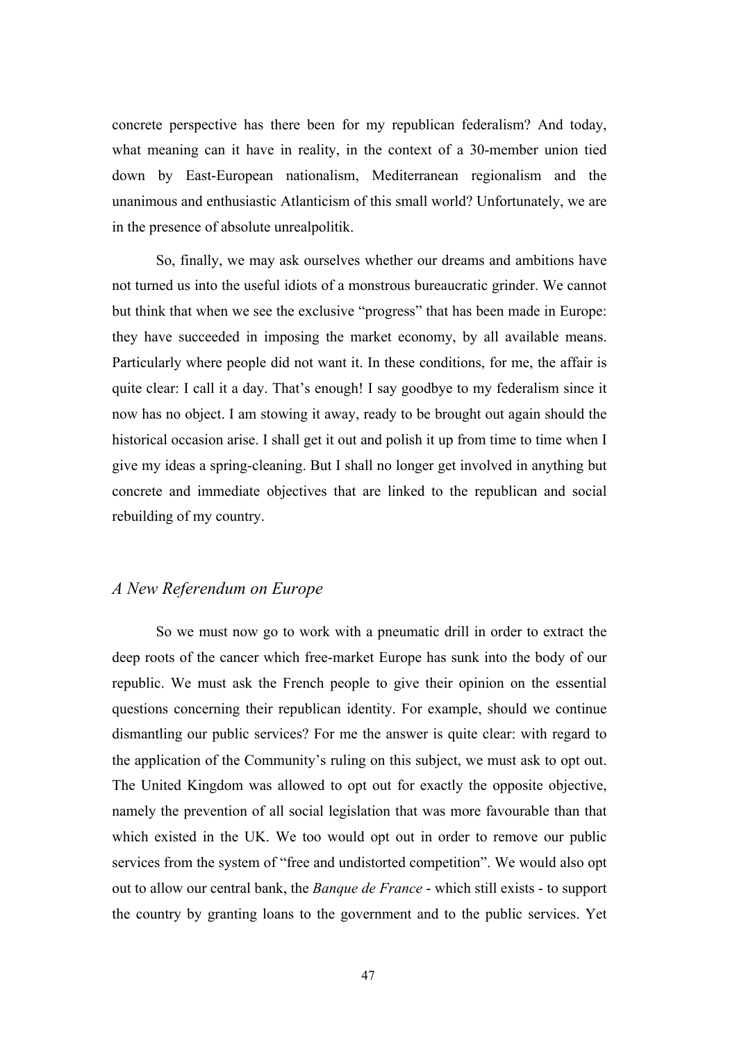concrete perspective has there been for my republican federalism? And today, what meaning can it have in reality, in the context of a 30-member union tied down by East-European nationalism, Mediterranean regionalism and the unanimous and enthusiastic Atlanticism of this small world? Unfortunately, we are in the presence of absolute unrealpolitik.

So, finally, we may ask ourselves whether our dreams and ambitions have not turned us into the useful idiots of a monstrous bureaucratic grinder. We cannot but think that when we see the exclusive "progress" that has been made in Europe: they have succeeded in imposing the market economy, by all available means. Particularly where people did not want it. In these conditions, for me, the affair is quite clear: I call it a day. That's enough! I say goodbye to my federalism since it now has no object. I am stowing it away, ready to be brought out again should the historical occasion arise. I shall get it out and polish it up from time to time when I give my ideas a spring-cleaning. But I shall no longer get involved in anything but concrete and immediate objectives that are linked to the republican and social rebuilding of my country.

## *A New Referendum on Europe*

So we must now go to work with a pneumatic drill in order to extract the deep roots of the cancer which free-market Europe has sunk into the body of our republic. We must ask the French people to give their opinion on the essential questions concerning their republican identity. For example, should we continue dismantling our public services? For me the answer is quite clear: with regard to the application of the Community's ruling on this subject, we must ask to opt out. The United Kingdom was allowed to opt out for exactly the opposite objective, namely the prevention of all social legislation that was more favourable than that which existed in the UK. We too would opt out in order to remove our public services from the system of "free and undistorted competition". We would also opt out to allow our central bank, the *Banque de France* - which still exists - to support the country by granting loans to the government and to the public services. Yet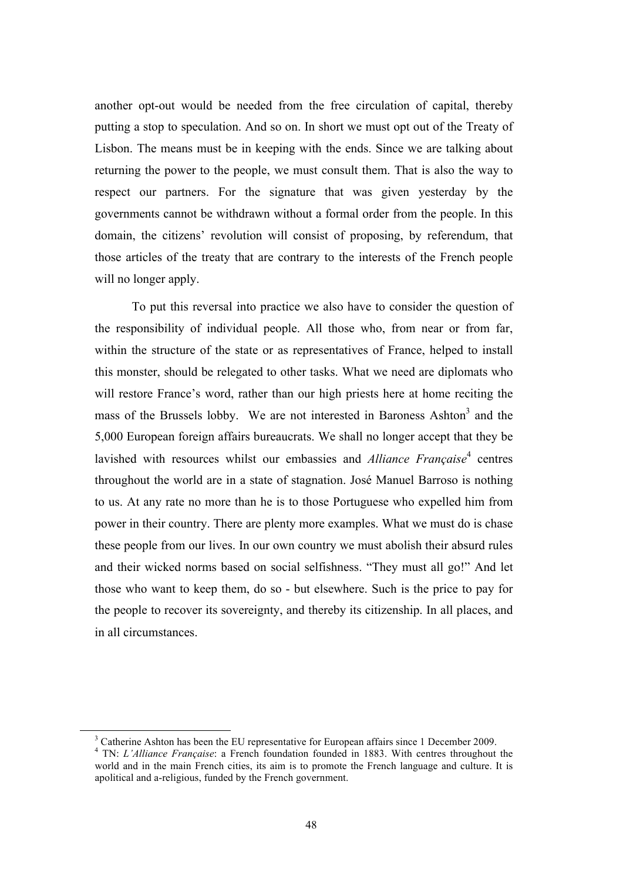another opt-out would be needed from the free circulation of capital, thereby putting a stop to speculation. And so on. In short we must opt out of the Treaty of Lisbon. The means must be in keeping with the ends. Since we are talking about returning the power to the people, we must consult them. That is also the way to respect our partners. For the signature that was given yesterday by the governments cannot be withdrawn without a formal order from the people. In this domain, the citizens' revolution will consist of proposing, by referendum, that those articles of the treaty that are contrary to the interests of the French people will no longer apply.

To put this reversal into practice we also have to consider the question of the responsibility of individual people. All those who, from near or from far, within the structure of the state or as representatives of France, helped to install this monster, should be relegated to other tasks. What we need are diplomats who will restore France's word, rather than our high priests here at home reciting the mass of the Brussels lobby. We are not interested in Baroness Ashton[3] and the 5,000 European foreign affairs bureaucrats. We shall no longer accept that they be lavished with resources whilst our embassies and *Alliance Française*[4] centres throughout the world are in a state of stagnation. José Manuel Barroso is nothing to us. At any rate no more than he is to those Portuguese who expelled him from power in their country. There are plenty more examples. What we must do is chase these people from our lives. In our own country we must abolish their absurd rules and their wicked norms based on social selfishness. "They must all go!" And let those who want to keep them, do so - but elsewhere. Such is the price to pay for the people to recover its sovereignty, and thereby its citizenship. In all places, and in all circumstances.

---

[3] Catherine Ashton has been the EU representative for European affairs since 1 December 2009.

[4] TN: *L'Alliance Française*: a French foundation founded in 1883. With centres throughout the world and in the main French cities, its aim is to promote the French language and culture. It is apolitical and a-religious, funded by the French government.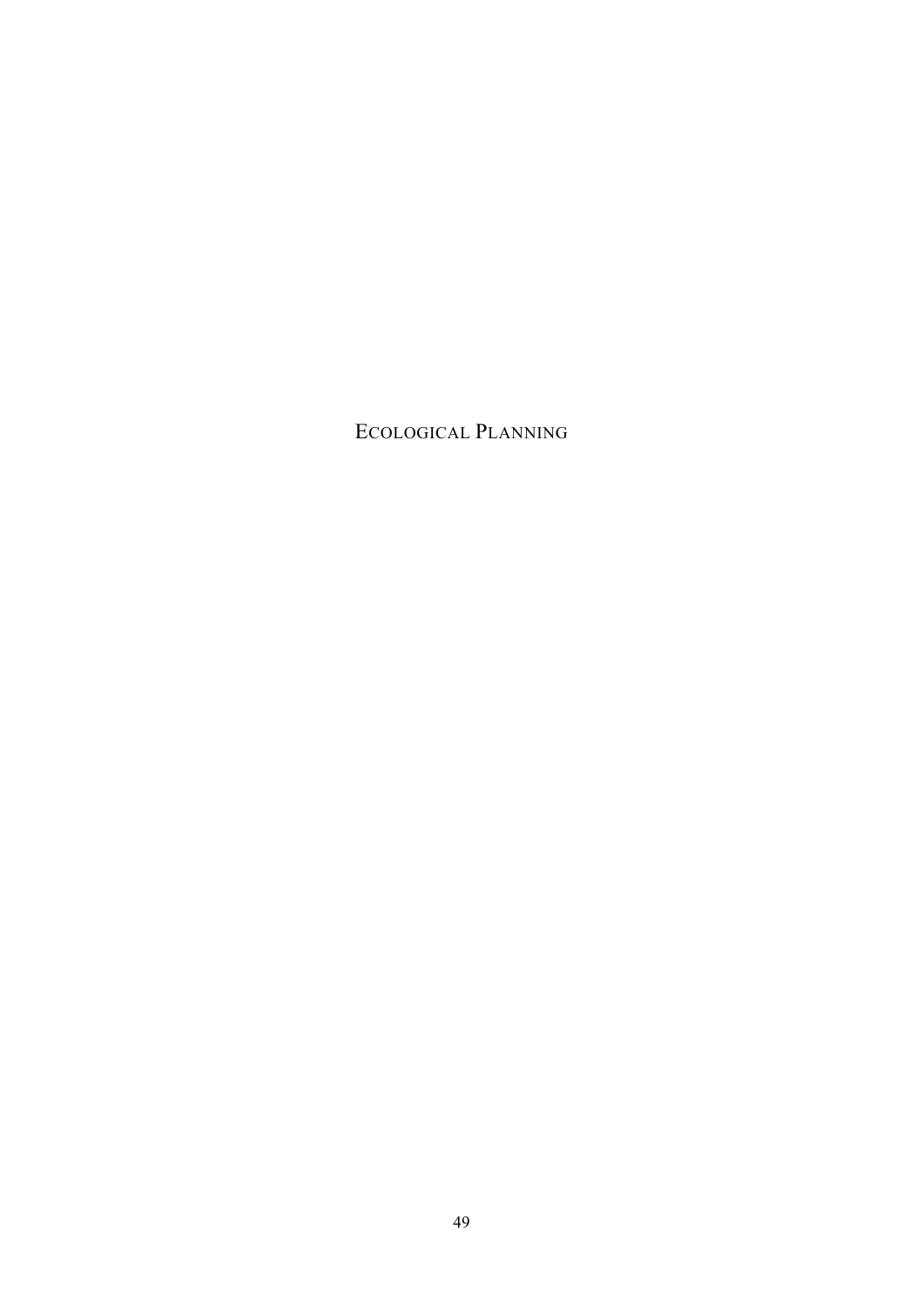# ECOLOGICAL PLANNING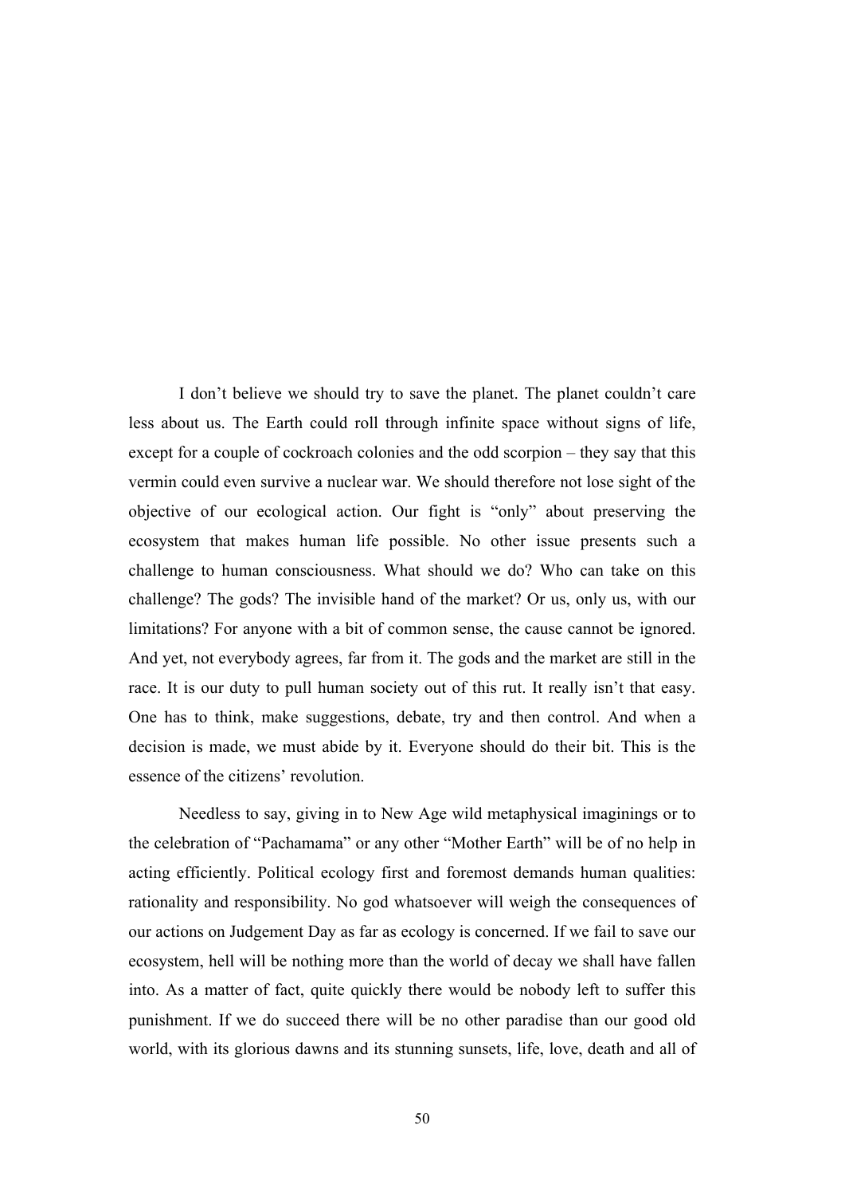I don't believe we should try to save the planet. The planet couldn't care less about us. The Earth could roll through infinite space without signs of life, except for a couple of cockroach colonies and the odd scorpion – they say that this vermin could even survive a nuclear war. We should therefore not lose sight of the objective of our ecological action. Our fight is "only" about preserving the ecosystem that makes human life possible. No other issue presents such a challenge to human consciousness. What should we do? Who can take on this challenge? The gods? The invisible hand of the market? Or us, only us, with our limitations? For anyone with a bit of common sense, the cause cannot be ignored. And yet, not everybody agrees, far from it. The gods and the market are still in the race. It is our duty to pull human society out of this rut. It really isn't that easy. One has to think, make suggestions, debate, try and then control. And when a decision is made, we must abide by it. Everyone should do their bit. This is the essence of the citizens' revolution.

Needless to say, giving in to New Age wild metaphysical imaginings or to the celebration of "Pachamama" or any other "Mother Earth" will be of no help in acting efficiently. Political ecology first and foremost demands human qualities: rationality and responsibility. No god whatsoever will weigh the consequences of our actions on Judgement Day as far as ecology is concerned. If we fail to save our ecosystem, hell will be nothing more than the world of decay we shall have fallen into. As a matter of fact, quite quickly there would be nobody left to suffer this punishment. If we do succeed there will be no other paradise than our good old world, with its glorious dawns and its stunning sunsets, life, love, death and all of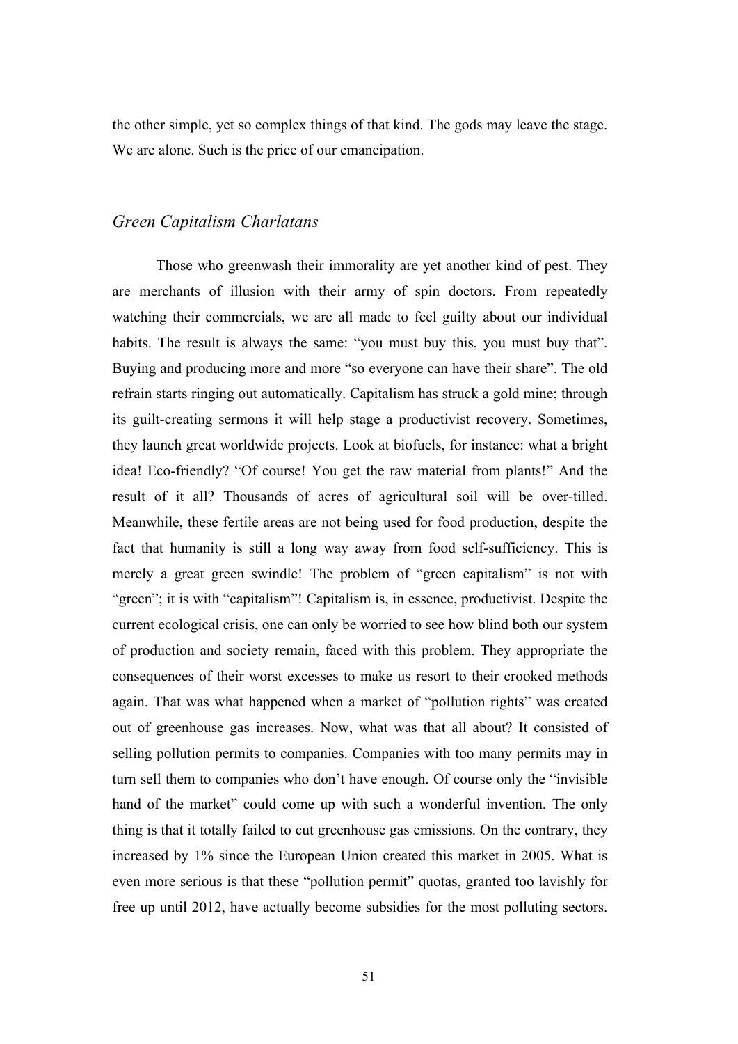the other simple, yet so complex things of that kind. The gods may leave the stage. We are alone. Such is the price of our emancipation.

## *Green Capitalism Charlatans*

Those who greenwash their immorality are yet another kind of pest. They are merchants of illusion with their army of spin doctors. From repeatedly watching their commercials, we are all made to feel guilty about our individual habits. The result is always the same: "you must buy this, you must buy that". Buying and producing more and more "so everyone can have their share". The old refrain starts ringing out automatically. Capitalism has struck a gold mine; through its guilt-creating sermons it will help stage a productivist recovery. Sometimes, they launch great worldwide projects. Look at biofuels, for instance: what a bright idea! Eco-friendly? "Of course! You get the raw material from plants!" And the result of it all? Thousands of acres of agricultural soil will be over-tilled. Meanwhile, these fertile areas are not being used for food production, despite the fact that humanity is still a long way away from food self-sufficiency. This is merely a great green swindle! The problem of "green capitalism" is not with "green"; it is with "capitalism"! Capitalism is, in essence, productivist. Despite the current ecological crisis, one can only be worried to see how blind both our system of production and society remain, faced with this problem. They appropriate the consequences of their worst excesses to make us resort to their crooked methods again. That was what happened when a market of "pollution rights" was created out of greenhouse gas increases. Now, what was that all about? It consisted of selling pollution permits to companies. Companies with too many permits may in turn sell them to companies who don't have enough. Of course only the "invisible hand of the market" could come up with such a wonderful invention. The only thing is that it totally failed to cut greenhouse gas emissions. On the contrary, they increased by 1% since the European Union created this market in 2005. What is even more serious is that these "pollution permit" quotas, granted too lavishly for free up until 2012, have actually become subsidies for the most polluting sectors.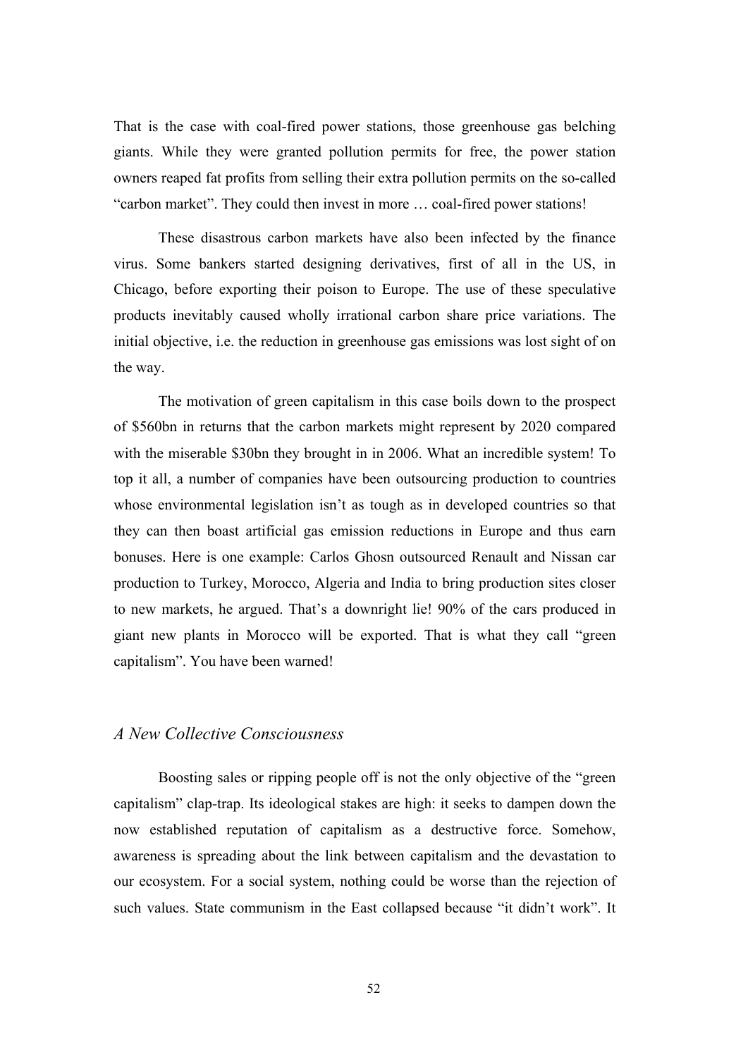That is the case with coal-fired power stations, those greenhouse gas belching giants. While they were granted pollution permits for free, the power station owners reaped fat profits from selling their extra pollution permits on the so-called "carbon market". They could then invest in more … coal-fired power stations!

These disastrous carbon markets have also been infected by the finance virus. Some bankers started designing derivatives, first of all in the US, in Chicago, before exporting their poison to Europe. The use of these speculative products inevitably caused wholly irrational carbon share price variations. The initial objective, i.e. the reduction in greenhouse gas emissions was lost sight of on the way.

The motivation of green capitalism in this case boils down to the prospect of $560bn in returns that the carbon markets might represent by 2020 compared with the miserable $30bn they brought in in 2006. What an incredible system! To top it all, a number of companies have been outsourcing production to countries whose environmental legislation isn't as tough as in developed countries so that they can then boast artificial gas emission reductions in Europe and thus earn bonuses. Here is one example: Carlos Ghosn outsourced Renault and Nissan car production to Turkey, Morocco, Algeria and India to bring production sites closer to new markets, he argued. That's a downright lie! 90% of the cars produced in giant new plants in Morocco will be exported. That is what they call "green capitalism". You have been warned!

## *A New Collective Consciousness*

Boosting sales or ripping people off is not the only objective of the "green capitalism" clap-trap. Its ideological stakes are high: it seeks to dampen down the now established reputation of capitalism as a destructive force. Somehow, awareness is spreading about the link between capitalism and the devastation to our ecosystem. For a social system, nothing could be worse than the rejection of such values. State communism in the East collapsed because "it didn't work". It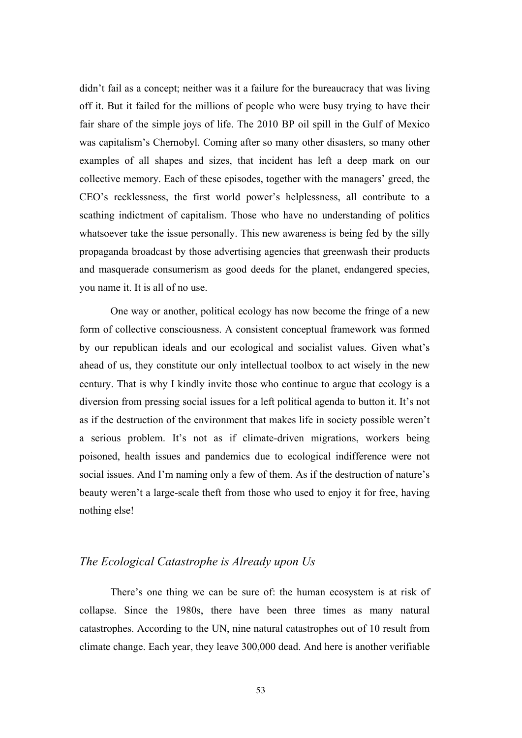didn't fail as a concept; neither was it a failure for the bureaucracy that was living off it. But it failed for the millions of people who were busy trying to have their fair share of the simple joys of life. The 2010 BP oil spill in the Gulf of Mexico was capitalism's Chernobyl. Coming after so many other disasters, so many other examples of all shapes and sizes, that incident has left a deep mark on our collective memory. Each of these episodes, together with the managers' greed, the CEO's recklessness, the first world power's helplessness, all contribute to a scathing indictment of capitalism. Those who have no understanding of politics whatsoever take the issue personally. This new awareness is being fed by the silly propaganda broadcast by those advertising agencies that greenwash their products and masquerade consumerism as good deeds for the planet, endangered species, you name it. It is all of no use.

One way or another, political ecology has now become the fringe of a new form of collective consciousness. A consistent conceptual framework was formed by our republican ideals and our ecological and socialist values. Given what's ahead of us, they constitute our only intellectual toolbox to act wisely in the new century. That is why I kindly invite those who continue to argue that ecology is a diversion from pressing social issues for a left political agenda to button it. It's not as if the destruction of the environment that makes life in society possible weren't a serious problem. It's not as if climate-driven migrations, workers being poisoned, health issues and pandemics due to ecological indifference were not social issues. And I'm naming only a few of them. As if the destruction of nature's beauty weren't a large-scale theft from those who used to enjoy it for free, having nothing else!

## *The Ecological Catastrophe is Already upon Us*

There's one thing we can be sure of: the human ecosystem is at risk of collapse. Since the 1980s, there have been three times as many natural catastrophes. According to the UN, nine natural catastrophes out of 10 result from climate change. Each year, they leave 300,000 dead. And here is another verifiable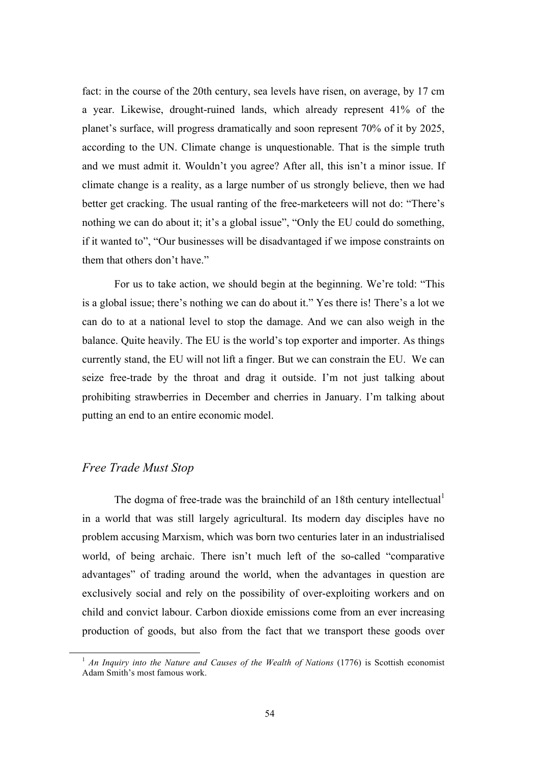fact: in the course of the 20th century, sea levels have risen, on average, by 17 cm a year. Likewise, drought-ruined lands, which already represent 41% of the planet's surface, will progress dramatically and soon represent 70% of it by 2025, according to the UN. Climate change is unquestionable. That is the simple truth and we must admit it. Wouldn't you agree? After all, this isn't a minor issue. If climate change is a reality, as a large number of us strongly believe, then we had better get cracking. The usual ranting of the free-marketeers will not do: "There's nothing we can do about it; it's a global issue", "Only the EU could do something, if it wanted to", "Our businesses will be disadvantaged if we impose constraints on them that others don't have."

For us to take action, we should begin at the beginning. We're told: "This is a global issue; there's nothing we can do about it." Yes there is! There's a lot we can do to at a national level to stop the damage. And we can also weigh in the balance. Quite heavily. The EU is the world's top exporter and importer. As things currently stand, the EU will not lift a finger. But we can constrain the EU. We can seize free-trade by the throat and drag it outside. I'm not just talking about prohibiting strawberries in December and cherries in January. I'm talking about putting an end to an entire economic model.

## *Free Trade Must Stop*

The dogma of free-trade was the brainchild of an 18th century intellectual[1] in a world that was still largely agricultural. Its modern day disciples have no problem accusing Marxism, which was born two centuries later in an industrialised world, of being archaic. There isn't much left of the so-called "comparative advantages" of trading around the world, when the advantages in question are exclusively social and rely on the possibility of over-exploiting workers and on child and convict labour. Carbon dioxide emissions come from an ever increasing production of goods, but also from the fact that we transport these goods over

[1] *An Inquiry into the Nature and Causes of the Wealth of Nations* (1776) is Scottish economist Adam Smith's most famous work.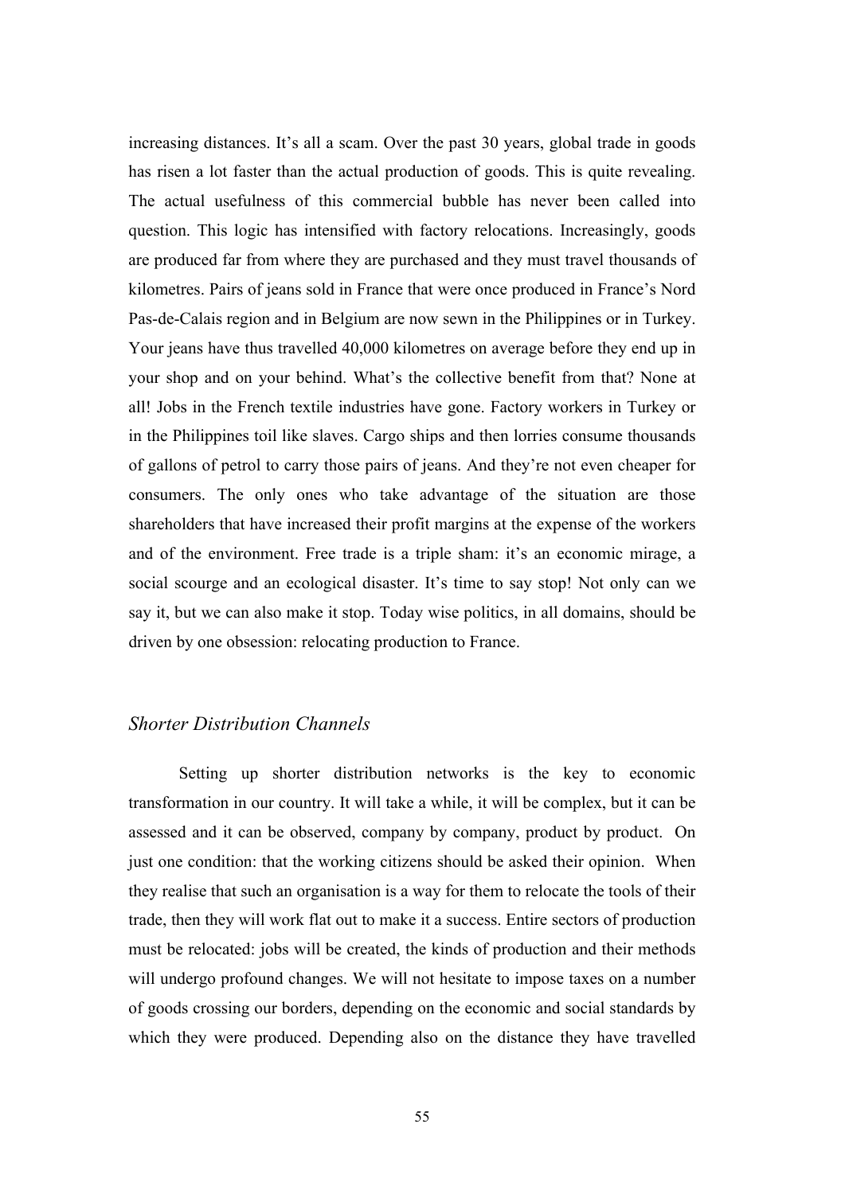increasing distances. It's all a scam. Over the past 30 years, global trade in goods has risen a lot faster than the actual production of goods. This is quite revealing. The actual usefulness of this commercial bubble has never been called into question. This logic has intensified with factory relocations. Increasingly, goods are produced far from where they are purchased and they must travel thousands of kilometres. Pairs of jeans sold in France that were once produced in France's Nord Pas-de-Calais region and in Belgium are now sewn in the Philippines or in Turkey. Your jeans have thus travelled 40,000 kilometres on average before they end up in your shop and on your behind. What's the collective benefit from that? None at all! Jobs in the French textile industries have gone. Factory workers in Turkey or in the Philippines toil like slaves. Cargo ships and then lorries consume thousands of gallons of petrol to carry those pairs of jeans. And they're not even cheaper for consumers. The only ones who take advantage of the situation are those shareholders that have increased their profit margins at the expense of the workers and of the environment. Free trade is a triple sham: it's an economic mirage, a social scourge and an ecological disaster. It's time to say stop! Not only can we say it, but we can also make it stop. Today wise politics, in all domains, should be driven by one obsession: relocating production to France.

### *Shorter Distribution Channels*

Setting up shorter distribution networks is the key to economic transformation in our country. It will take a while, it will be complex, but it can be assessed and it can be observed, company by company, product by product. On just one condition: that the working citizens should be asked their opinion. When they realise that such an organisation is a way for them to relocate the tools of their trade, then they will work flat out to make it a success. Entire sectors of production must be relocated: jobs will be created, the kinds of production and their methods will undergo profound changes. We will not hesitate to impose taxes on a number of goods crossing our borders, depending on the economic and social standards by which they were produced. Depending also on the distance they have travelled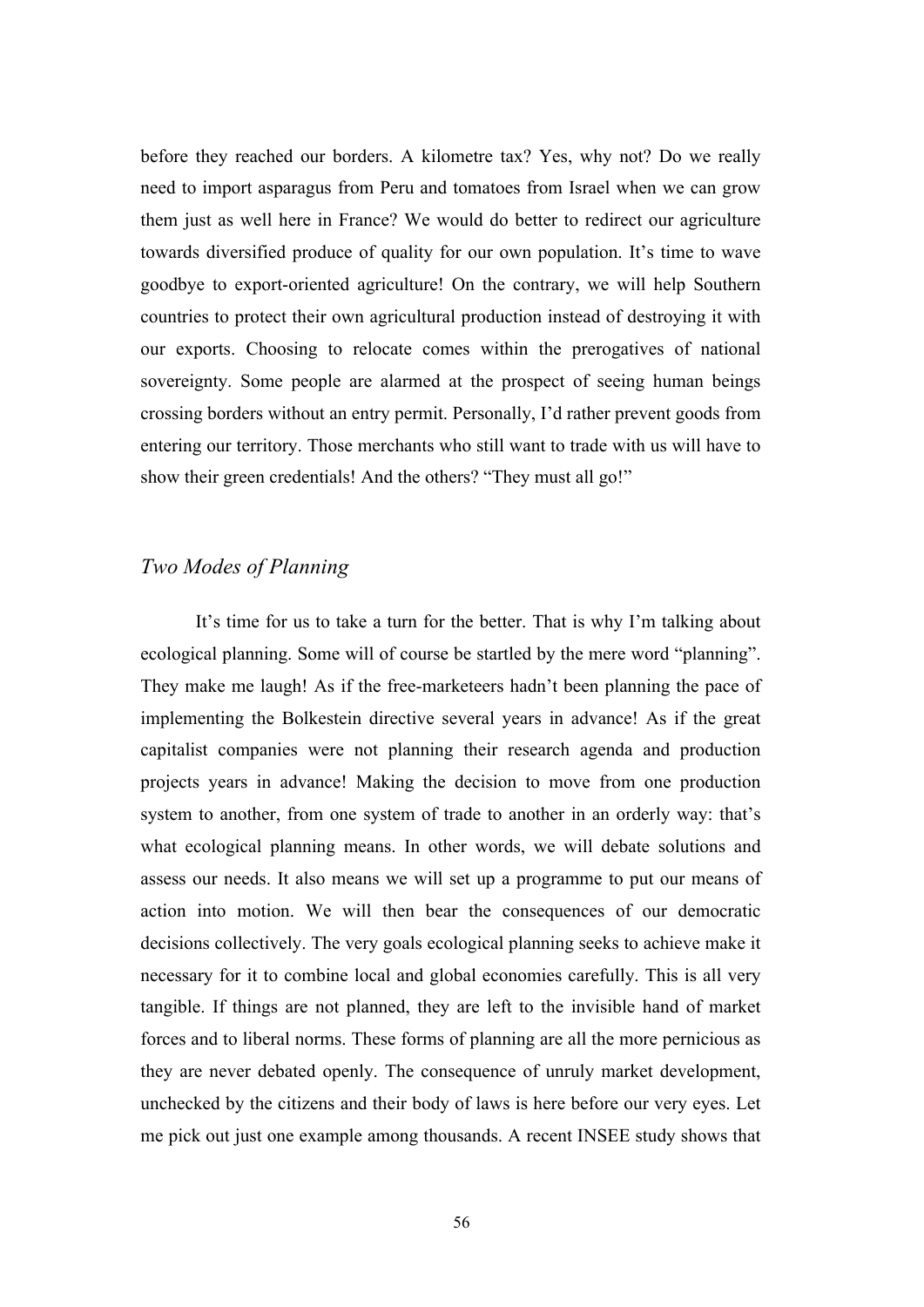before they reached our borders. A kilometre tax? Yes, why not? Do we really need to import asparagus from Peru and tomatoes from Israel when we can grow them just as well here in France? We would do better to redirect our agriculture towards diversified produce of quality for our own population. It's time to wave goodbye to export-oriented agriculture! On the contrary, we will help Southern countries to protect their own agricultural production instead of destroying it with our exports. Choosing to relocate comes within the prerogatives of national sovereignty. Some people are alarmed at the prospect of seeing human beings crossing borders without an entry permit. Personally, I'd rather prevent goods from entering our territory. Those merchants who still want to trade with us will have to show their green credentials! And the others? "They must all go!"

## *Two Modes of Planning*

It's time for us to take a turn for the better. That is why I'm talking about ecological planning. Some will of course be startled by the mere word "planning". They make me laugh! As if the free-marketeers hadn't been planning the pace of implementing the Bolkestein directive several years in advance! As if the great capitalist companies were not planning their research agenda and production projects years in advance! Making the decision to move from one production system to another, from one system of trade to another in an orderly way: that's what ecological planning means. In other words, we will debate solutions and assess our needs. It also means we will set up a programme to put our means of action into motion. We will then bear the consequences of our democratic decisions collectively. The very goals ecological planning seeks to achieve make it necessary for it to combine local and global economies carefully. This is all very tangible. If things are not planned, they are left to the invisible hand of market forces and to liberal norms. These forms of planning are all the more pernicious as they are never debated openly. The consequence of unruly market development, unchecked by the citizens and their body of laws is here before our very eyes. Let me pick out just one example among thousands. A recent INSEE study shows that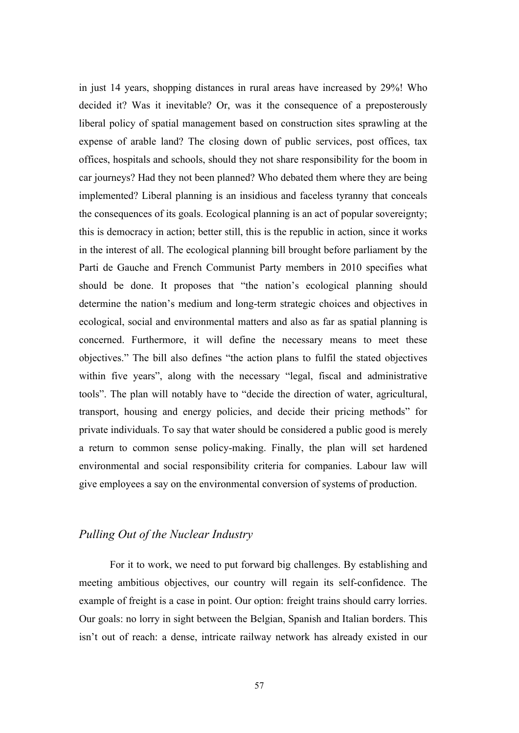in just 14 years, shopping distances in rural areas have increased by 29%! Who decided it? Was it inevitable? Or, was it the consequence of a preposterously liberal policy of spatial management based on construction sites sprawling at the expense of arable land? The closing down of public services, post offices, tax offices, hospitals and schools, should they not share responsibility for the boom in car journeys? Had they not been planned? Who debated them where they are being implemented? Liberal planning is an insidious and faceless tyranny that conceals the consequences of its goals. Ecological planning is an act of popular sovereignty; this is democracy in action; better still, this is the republic in action, since it works in the interest of all. The ecological planning bill brought before parliament by the Parti de Gauche and French Communist Party members in 2010 specifies what should be done. It proposes that "the nation's ecological planning should determine the nation's medium and long-term strategic choices and objectives in ecological, social and environmental matters and also as far as spatial planning is concerned. Furthermore, it will define the necessary means to meet these objectives." The bill also defines "the action plans to fulfil the stated objectives within five years", along with the necessary "legal, fiscal and administrative tools". The plan will notably have to "decide the direction of water, agricultural, transport, housing and energy policies, and decide their pricing methods" for private individuals. To say that water should be considered a public good is merely a return to common sense policy-making. Finally, the plan will set hardened environmental and social responsibility criteria for companies. Labour law will give employees a say on the environmental conversion of systems of production.

## *Pulling Out of the Nuclear Industry*

For it to work, we need to put forward big challenges. By establishing and meeting ambitious objectives, our country will regain its self-confidence. The example of freight is a case in point. Our option: freight trains should carry lorries. Our goals: no lorry in sight between the Belgian, Spanish and Italian borders. This isn't out of reach: a dense, intricate railway network has already existed in our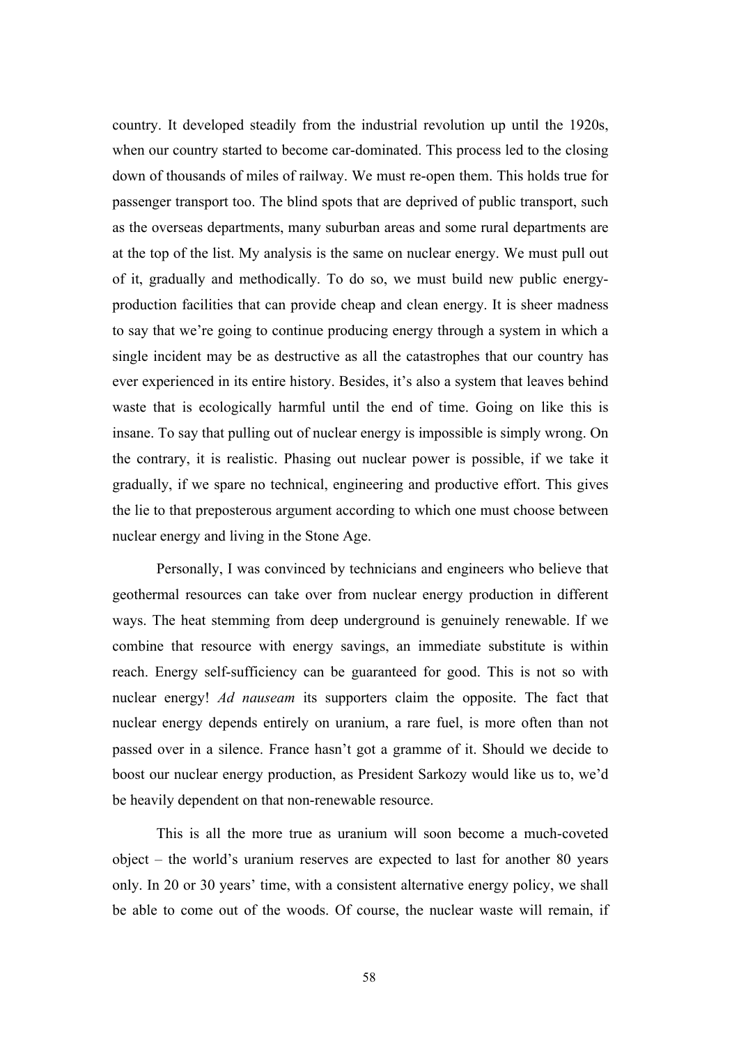country. It developed steadily from the industrial revolution up until the 1920s, when our country started to become car-dominated. This process led to the closing down of thousands of miles of railway. We must re-open them. This holds true for passenger transport too. The blind spots that are deprived of public transport, such as the overseas departments, many suburban areas and some rural departments are at the top of the list. My analysis is the same on nuclear energy. We must pull out of it, gradually and methodically. To do so, we must build new public energy-production facilities that can provide cheap and clean energy. It is sheer madness to say that we're going to continue producing energy through a system in which a single incident may be as destructive as all the catastrophes that our country has ever experienced in its entire history. Besides, it's also a system that leaves behind waste that is ecologically harmful until the end of time. Going on like this is insane. To say that pulling out of nuclear energy is impossible is simply wrong. On the contrary, it is realistic. Phasing out nuclear power is possible, if we take it gradually, if we spare no technical, engineering and productive effort. This gives the lie to that preposterous argument according to which one must choose between nuclear energy and living in the Stone Age.

Personally, I was convinced by technicians and engineers who believe that geothermal resources can take over from nuclear energy production in different ways. The heat stemming from deep underground is genuinely renewable. If we combine that resource with energy savings, an immediate substitute is within reach. Energy self-sufficiency can be guaranteed for good. This is not so with nuclear energy! *Ad nauseam* its supporters claim the opposite. The fact that nuclear energy depends entirely on uranium, a rare fuel, is more often than not passed over in a silence. France hasn't got a gramme of it. Should we decide to boost our nuclear energy production, as President Sarkozy would like us to, we'd be heavily dependent on that non-renewable resource.

This is all the more true as uranium will soon become a much-coveted object – the world's uranium reserves are expected to last for another 80 years only. In 20 or 30 years' time, with a consistent alternative energy policy, we shall be able to come out of the woods. Of course, the nuclear waste will remain, if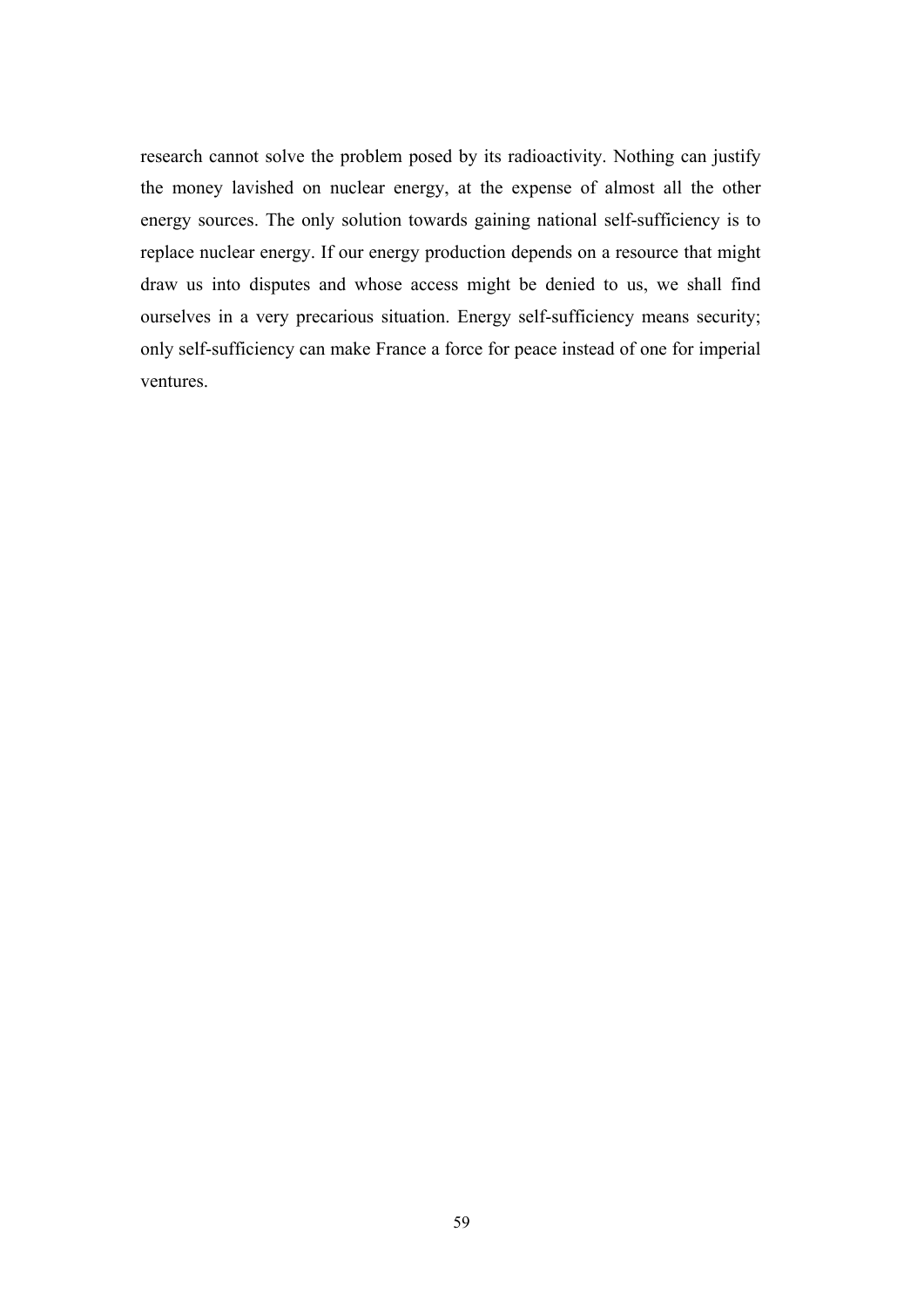research cannot solve the problem posed by its radioactivity. Nothing can justify the money lavished on nuclear energy, at the expense of almost all the other energy sources. The only solution towards gaining national self-sufficiency is to replace nuclear energy. If our energy production depends on a resource that might draw us into disputes and whose access might be denied to us, we shall find ourselves in a very precarious situation. Energy self-sufficiency means security; only self-sufficiency can make France a force for peace instead of one for imperial ventures.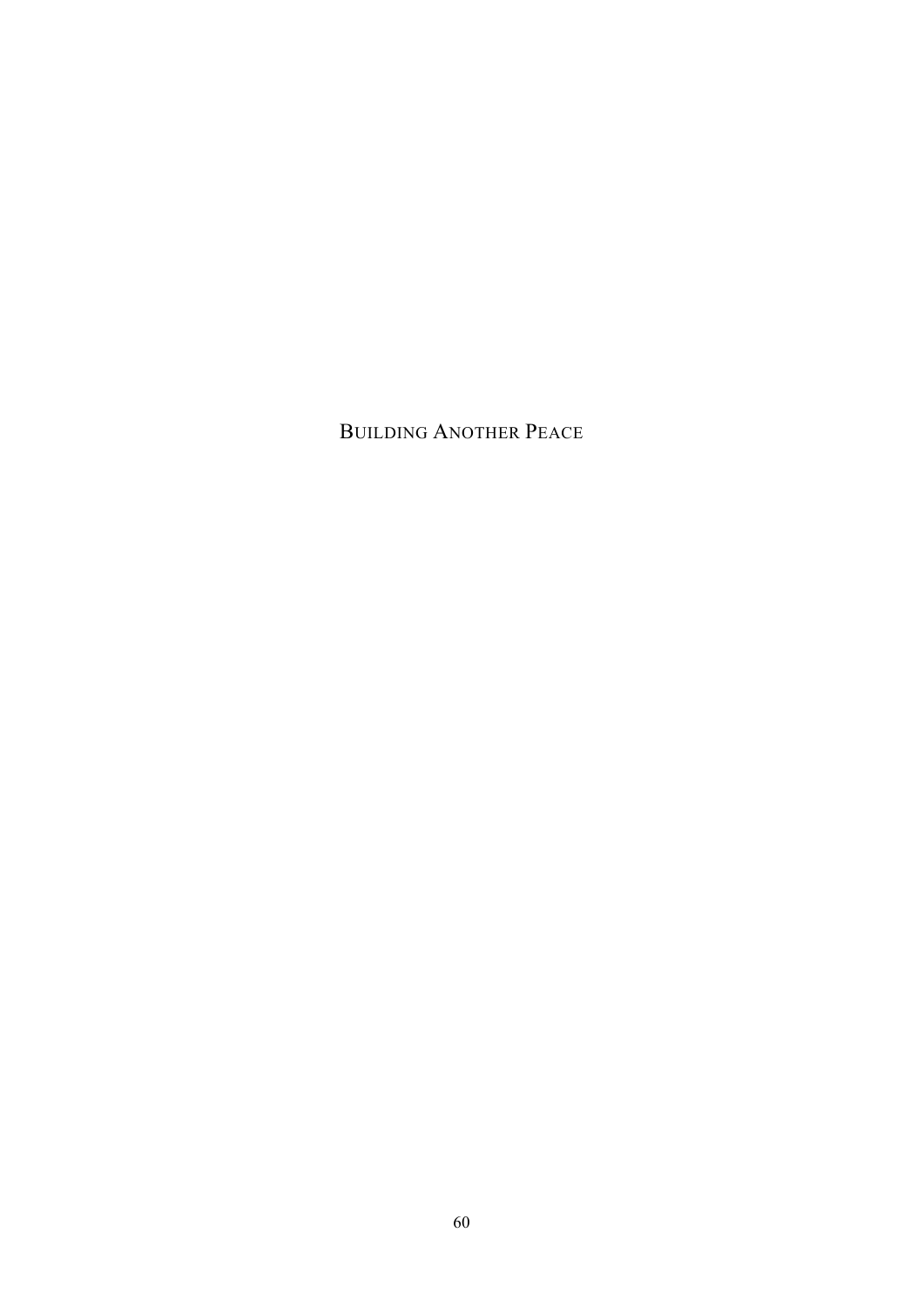# BUILDING ANOTHER PEACE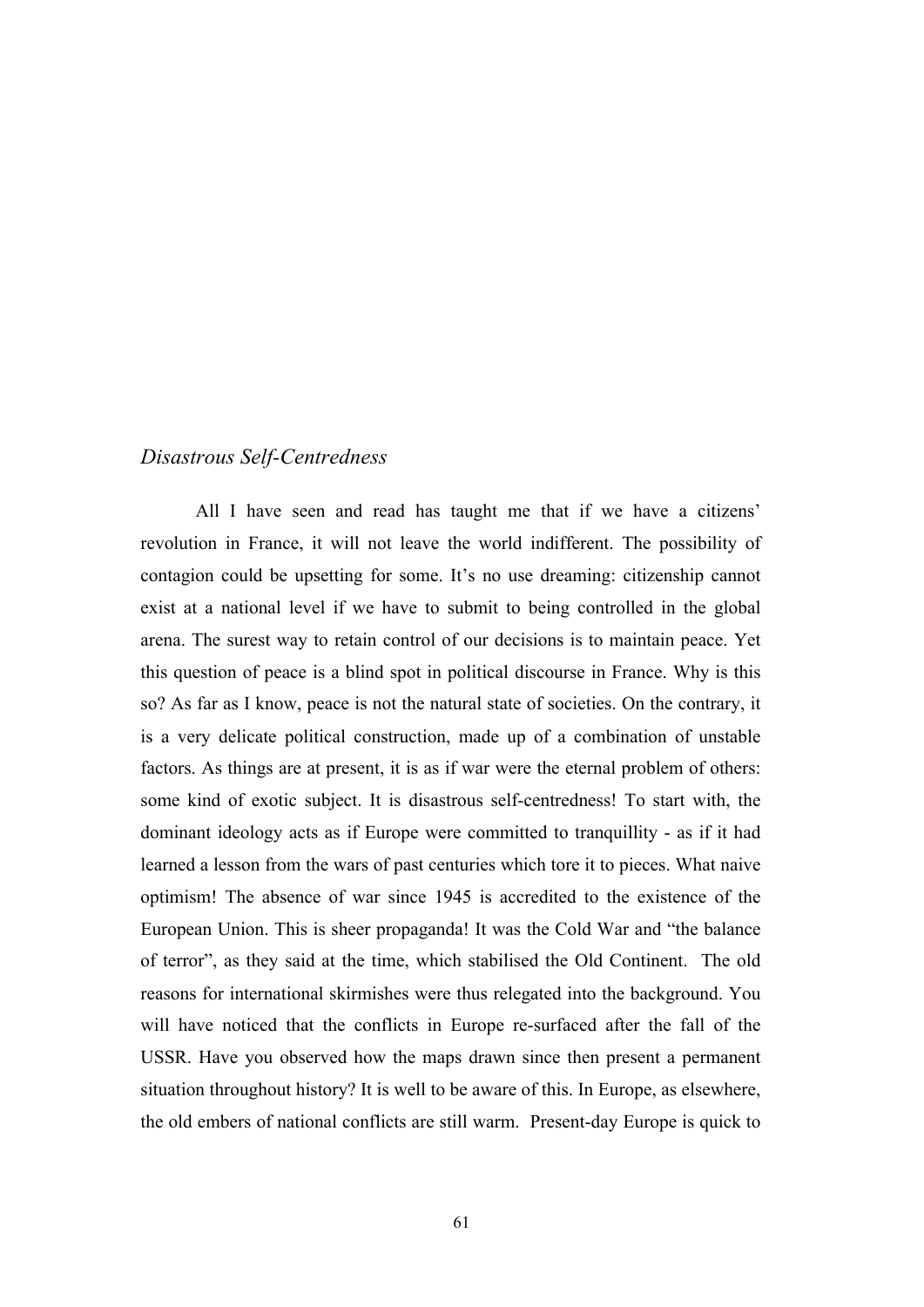## *Disastrous Self-Centredness*

All I have seen and read has taught me that if we have a citizens' revolution in France, it will not leave the world indifferent. The possibility of contagion could be upsetting for some. It's no use dreaming: citizenship cannot exist at a national level if we have to submit to being controlled in the global arena. The surest way to retain control of our decisions is to maintain peace. Yet this question of peace is a blind spot in political discourse in France. Why is this so? As far as I know, peace is not the natural state of societies. On the contrary, it is a very delicate political construction, made up of a combination of unstable factors. As things are at present, it is as if war were the eternal problem of others: some kind of exotic subject. It is disastrous self-centredness! To start with, the dominant ideology acts as if Europe were committed to tranquillity - as if it had learned a lesson from the wars of past centuries which tore it to pieces. What naive optimism! The absence of war since 1945 is accredited to the existence of the European Union. This is sheer propaganda! It was the Cold War and "the balance of terror", as they said at the time, which stabilised the Old Continent. The old reasons for international skirmishes were thus relegated into the background. You will have noticed that the conflicts in Europe re-surfaced after the fall of the USSR. Have you observed how the maps drawn since then present a permanent situation throughout history? It is well to be aware of this. In Europe, as elsewhere, the old embers of national conflicts are still warm. Present-day Europe is quick to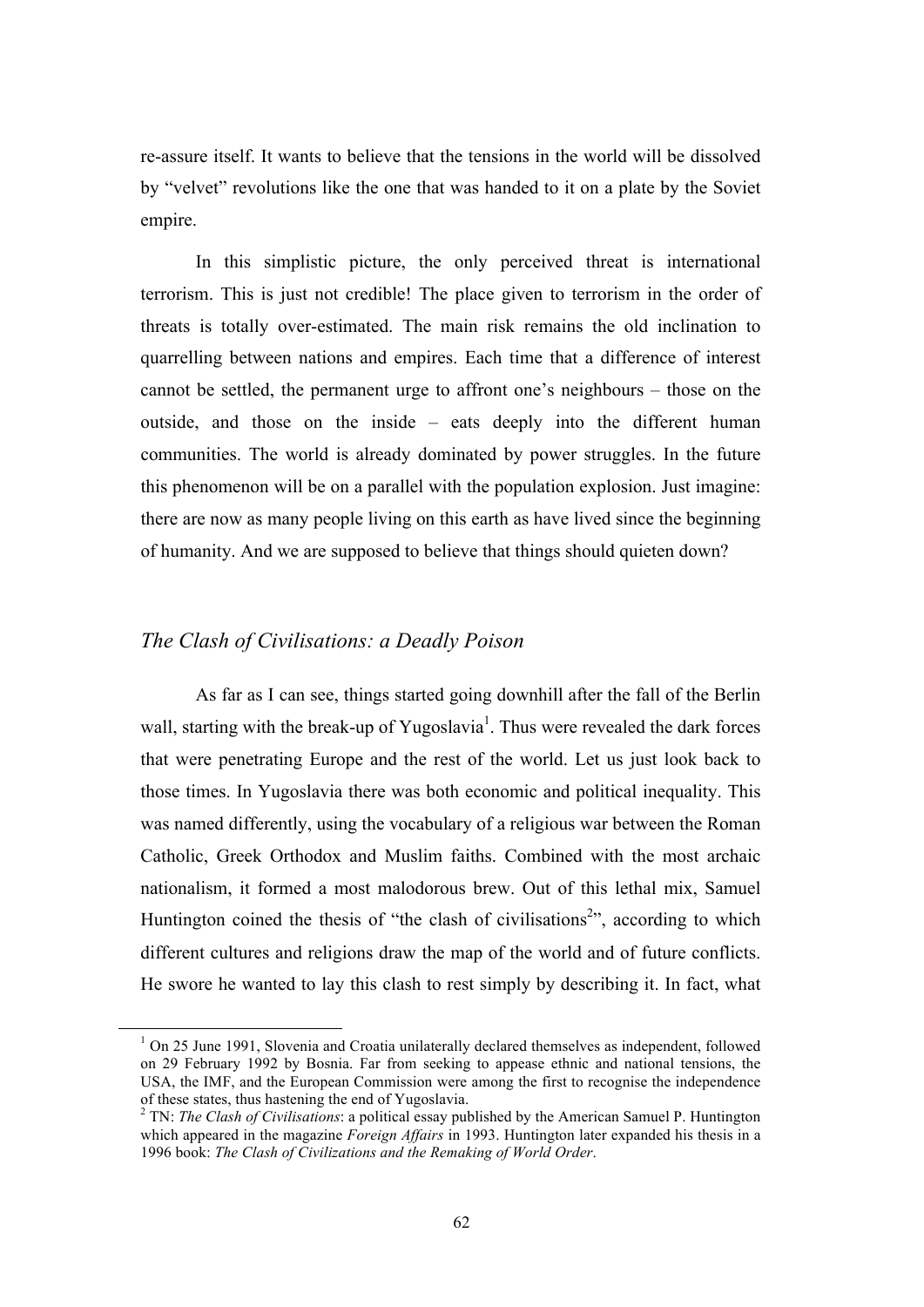re-assure itself. It wants to believe that the tensions in the world will be dissolved by "velvet" revolutions like the one that was handed to it on a plate by the Soviet empire.

In this simplistic picture, the only perceived threat is international terrorism. This is just not credible! The place given to terrorism in the order of threats is totally over-estimated. The main risk remains the old inclination to quarrelling between nations and empires. Each time that a difference of interest cannot be settled, the permanent urge to affront one's neighbours – those on the outside, and those on the inside – eats deeply into the different human communities. The world is already dominated by power struggles. In the future this phenomenon will be on a parallel with the population explosion. Just imagine: there are now as many people living on this earth as have lived since the beginning of humanity. And we are supposed to believe that things should quieten down?

## *The Clash of Civilisations: a Deadly Poison*

As far as I can see, things started going downhill after the fall of the Berlin wall, starting with the break-up of Yugoslavia[1]. Thus were revealed the dark forces that were penetrating Europe and the rest of the world. Let us just look back to those times. In Yugoslavia there was both economic and political inequality. This was named differently, using the vocabulary of a religious war between the Roman Catholic, Greek Orthodox and Muslim faiths. Combined with the most archaic nationalism, it formed a most malodorous brew. Out of this lethal mix, Samuel Huntington coined the thesis of "the clash of civilisations[2]", according to which different cultures and religions draw the map of the world and of future conflicts. He swore he wanted to lay this clash to rest simply by describing it. In fact, what

---

[1] On 25 June 1991, Slovenia and Croatia unilaterally declared themselves as independent, followed on 29 February 1992 by Bosnia. Far from seeking to appease ethnic and national tensions, the USA, the IMF, and the European Commission were among the first to recognise the independence of these states, thus hastening the end of Yugoslavia.

[2] TN: *The Clash of Civilisations*: a political essay published by the American Samuel P. Huntington which appeared in the magazine *Foreign Affairs* in 1993. Huntington later expanded his thesis in a 1996 book: *The Clash of Civilizations and the Remaking of World Order*.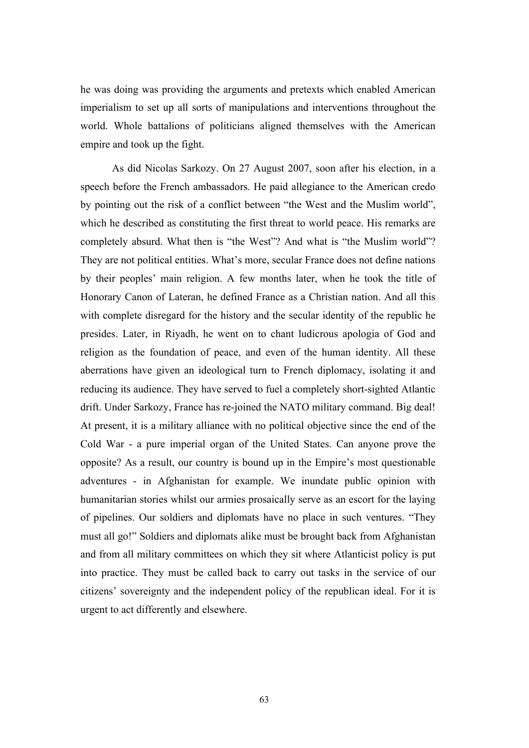he was doing was providing the arguments and pretexts which enabled American imperialism to set up all sorts of manipulations and interventions throughout the world. Whole battalions of politicians aligned themselves with the American empire and took up the fight.

As did Nicolas Sarkozy. On 27 August 2007, soon after his election, in a speech before the French ambassadors. He paid allegiance to the American credo by pointing out the risk of a conflict between "the West and the Muslim world", which he described as constituting the first threat to world peace. His remarks are completely absurd. What then is "the West"? And what is "the Muslim world"? They are not political entities. What's more, secular France does not define nations by their peoples' main religion. A few months later, when he took the title of Honorary Canon of Lateran, he defined France as a Christian nation. And all this with complete disregard for the history and the secular identity of the republic he presides. Later, in Riyadh, he went on to chant ludicrous apologia of God and religion as the foundation of peace, and even of the human identity. All these aberrations have given an ideological turn to French diplomacy, isolating it and reducing its audience. They have served to fuel a completely short-sighted Atlantic drift. Under Sarkozy, France has re-joined the NATO military command. Big deal! At present, it is a military alliance with no political objective since the end of the Cold War - a pure imperial organ of the United States. Can anyone prove the opposite? As a result, our country is bound up in the Empire's most questionable adventures - in Afghanistan for example. We inundate public opinion with humanitarian stories whilst our armies prosaically serve as an escort for the laying of pipelines. Our soldiers and diplomats have no place in such ventures. "They must all go!" Soldiers and diplomats alike must be brought back from Afghanistan and from all military committees on which they sit where Atlanticist policy is put into practice. They must be called back to carry out tasks in the service of our citizens' sovereignty and the independent policy of the republican ideal. For it is urgent to act differently and elsewhere.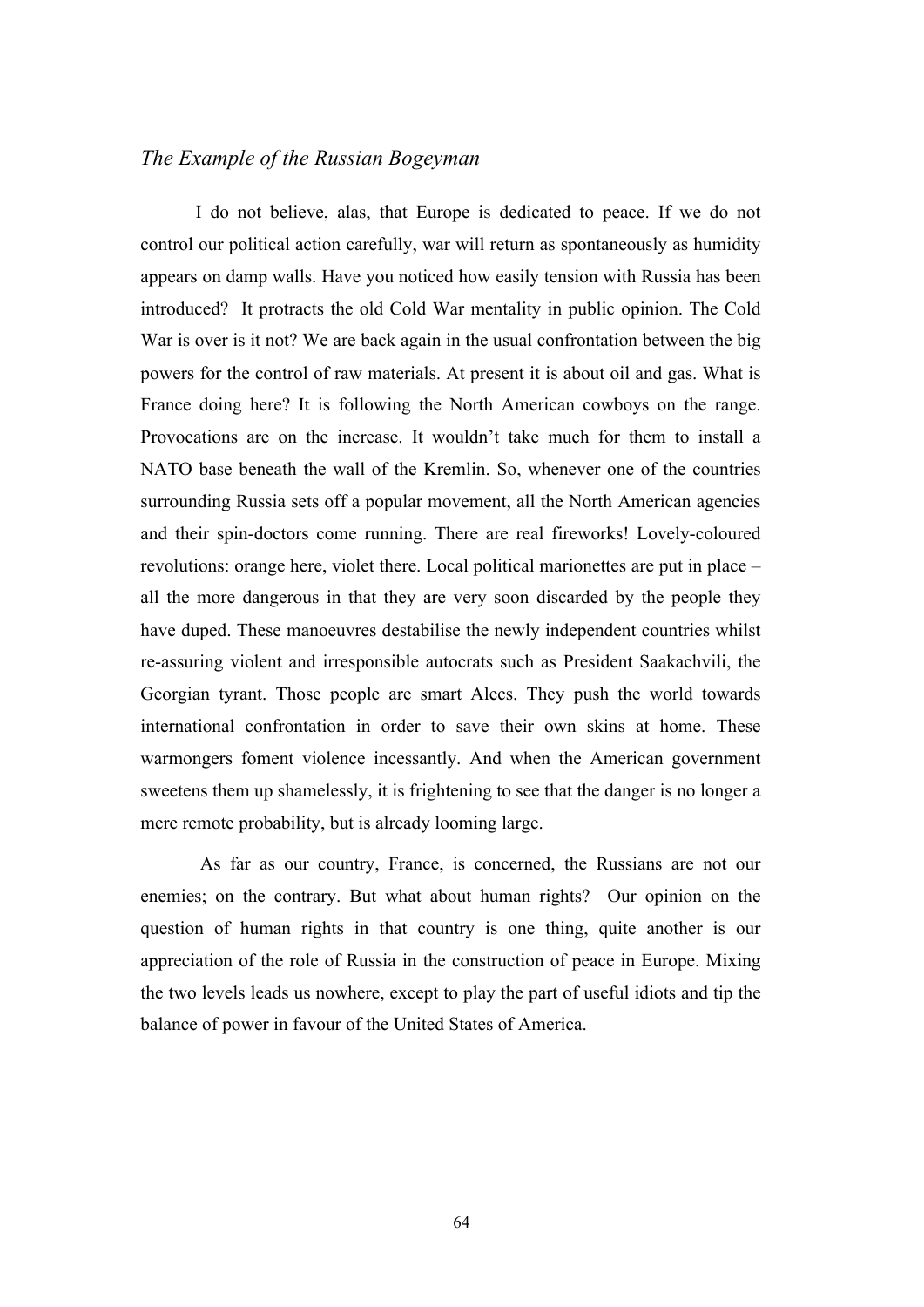*The Example of the Russian Bogeyman*

I do not believe, alas, that Europe is dedicated to peace. If we do not control our political action carefully, war will return as spontaneously as humidity appears on damp walls. Have you noticed how easily tension with Russia has been introduced? It protracts the old Cold War mentality in public opinion. The Cold War is over is it not? We are back again in the usual confrontation between the big powers for the control of raw materials. At present it is about oil and gas. What is France doing here? It is following the North American cowboys on the range. Provocations are on the increase. It wouldn't take much for them to install a NATO base beneath the wall of the Kremlin. So, whenever one of the countries surrounding Russia sets off a popular movement, all the North American agencies and their spin-doctors come running. There are real fireworks! Lovely-coloured revolutions: orange here, violet there. Local political marionettes are put in place – all the more dangerous in that they are very soon discarded by the people they have duped. These manoeuvres destabilise the newly independent countries whilst re-assuring violent and irresponsible autocrats such as President Saakachvili, the Georgian tyrant. Those people are smart Alecs. They push the world towards international confrontation in order to save their own skins at home. These warmongers foment violence incessantly. And when the American government sweetens them up shamelessly, it is frightening to see that the danger is no longer a mere remote probability, but is already looming large.

As far as our country, France, is concerned, the Russians are not our enemies; on the contrary. But what about human rights? Our opinion on the question of human rights in that country is one thing, quite another is our appreciation of the role of Russia in the construction of peace in Europe. Mixing the two levels leads us nowhere, except to play the part of useful idiots and tip the balance of power in favour of the United States of America.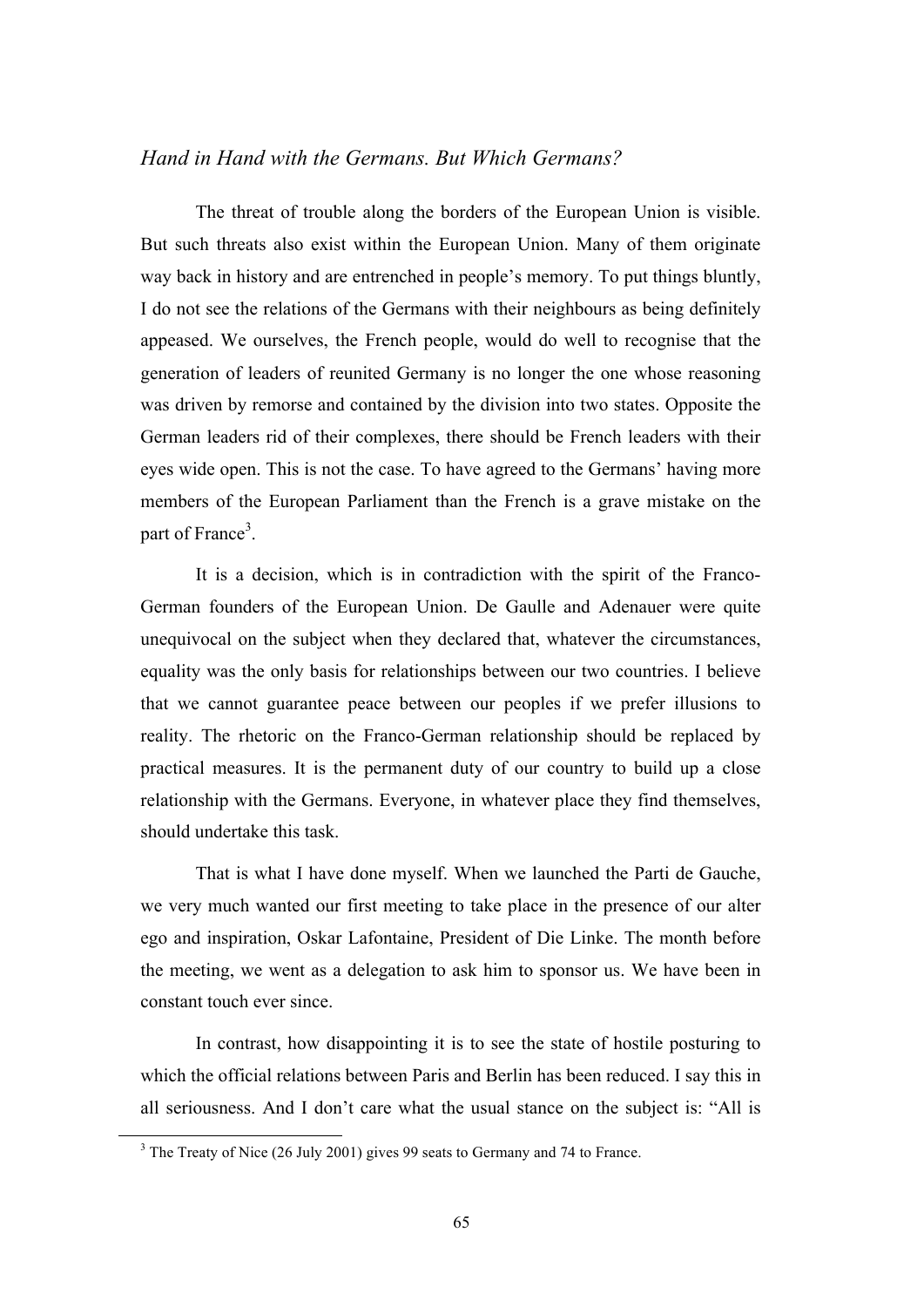*Hand in Hand with the Germans. But Which Germans?*

The threat of trouble along the borders of the European Union is visible. But such threats also exist within the European Union. Many of them originate way back in history and are entrenched in people's memory. To put things bluntly, I do not see the relations of the Germans with their neighbours as being definitely appeased. We ourselves, the French people, would do well to recognise that the generation of leaders of reunited Germany is no longer the one whose reasoning was driven by remorse and contained by the division into two states. Opposite the German leaders rid of their complexes, there should be French leaders with their eyes wide open. This is not the case. To have agreed to the Germans' having more members of the European Parliament than the French is a grave mistake on the part of France[3].

It is a decision, which is in contradiction with the spirit of the Franco-German founders of the European Union. De Gaulle and Adenauer were quite unequivocal on the subject when they declared that, whatever the circumstances, equality was the only basis for relationships between our two countries. I believe that we cannot guarantee peace between our peoples if we prefer illusions to reality. The rhetoric on the Franco-German relationship should be replaced by practical measures. It is the permanent duty of our country to build up a close relationship with the Germans. Everyone, in whatever place they find themselves, should undertake this task.

That is what I have done myself. When we launched the Parti de Gauche, we very much wanted our first meeting to take place in the presence of our alter ego and inspiration, Oskar Lafontaine, President of Die Linke. The month before the meeting, we went as a delegation to ask him to sponsor us. We have been in constant touch ever since.

In contrast, how disappointing it is to see the state of hostile posturing to which the official relations between Paris and Berlin has been reduced. I say this in all seriousness. And I don't care what the usual stance on the subject is: "All is

[3] The Treaty of Nice (26 July 2001) gives 99 seats to Germany and 74 to France.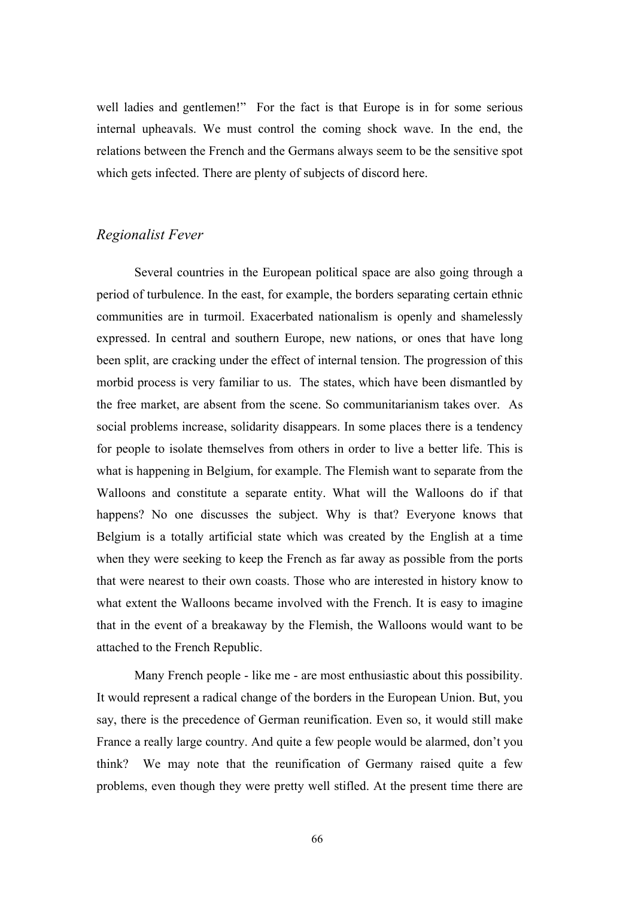well ladies and gentlemen!" For the fact is that Europe is in for some serious internal upheavals. We must control the coming shock wave. In the end, the relations between the French and the Germans always seem to be the sensitive spot which gets infected. There are plenty of subjects of discord here.

## *Regionalist Fever*

Several countries in the European political space are also going through a period of turbulence. In the east, for example, the borders separating certain ethnic communities are in turmoil. Exacerbated nationalism is openly and shamelessly expressed. In central and southern Europe, new nations, or ones that have long been split, are cracking under the effect of internal tension. The progression of this morbid process is very familiar to us. The states, which have been dismantled by the free market, are absent from the scene. So communitarianism takes over. As social problems increase, solidarity disappears. In some places there is a tendency for people to isolate themselves from others in order to live a better life. This is what is happening in Belgium, for example. The Flemish want to separate from the Walloons and constitute a separate entity. What will the Walloons do if that happens? No one discusses the subject. Why is that? Everyone knows that Belgium is a totally artificial state which was created by the English at a time when they were seeking to keep the French as far away as possible from the ports that were nearest to their own coasts. Those who are interested in history know to what extent the Walloons became involved with the French. It is easy to imagine that in the event of a breakaway by the Flemish, the Walloons would want to be attached to the French Republic.

Many French people - like me - are most enthusiastic about this possibility. It would represent a radical change of the borders in the European Union. But, you say, there is the precedence of German reunification. Even so, it would still make France a really large country. And quite a few people would be alarmed, don't you think? We may note that the reunification of Germany raised quite a few problems, even though they were pretty well stifled. At the present time there are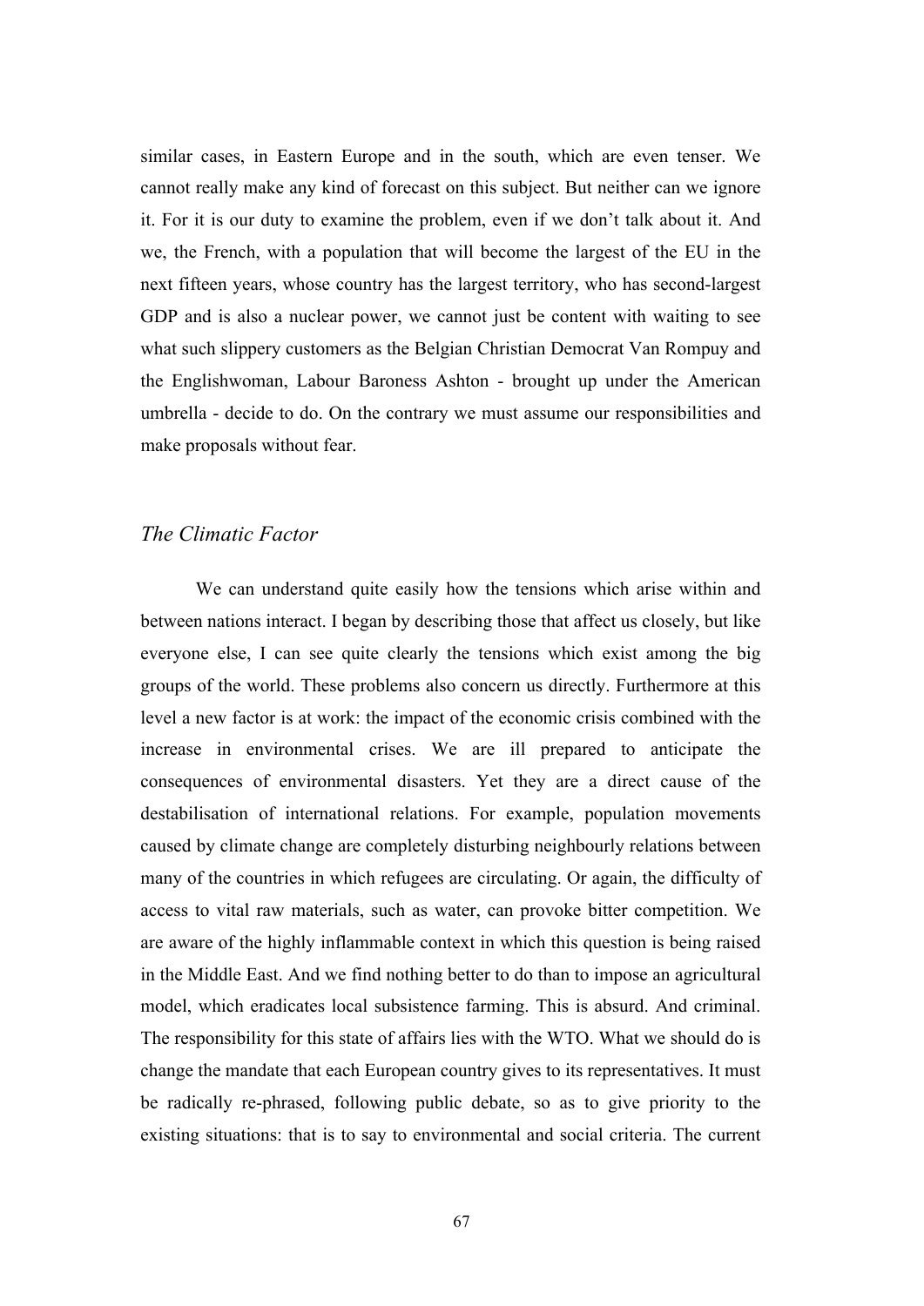similar cases, in Eastern Europe and in the south, which are even tenser. We cannot really make any kind of forecast on this subject. But neither can we ignore it. For it is our duty to examine the problem, even if we don't talk about it. And we, the French, with a population that will become the largest of the EU in the next fifteen years, whose country has the largest territory, who has second-largest GDP and is also a nuclear power, we cannot just be content with waiting to see what such slippery customers as the Belgian Christian Democrat Van Rompuy and the Englishwoman, Labour Baroness Ashton - brought up under the American umbrella - decide to do. On the contrary we must assume our responsibilities and make proposals without fear.

## *The Climatic Factor*

We can understand quite easily how the tensions which arise within and between nations interact. I began by describing those that affect us closely, but like everyone else, I can see quite clearly the tensions which exist among the big groups of the world. These problems also concern us directly. Furthermore at this level a new factor is at work: the impact of the economic crisis combined with the increase in environmental crises. We are ill prepared to anticipate the consequences of environmental disasters. Yet they are a direct cause of the destabilisation of international relations. For example, population movements caused by climate change are completely disturbing neighbourly relations between many of the countries in which refugees are circulating. Or again, the difficulty of access to vital raw materials, such as water, can provoke bitter competition. We are aware of the highly inflammable context in which this question is being raised in the Middle East. And we find nothing better to do than to impose an agricultural model, which eradicates local subsistence farming. This is absurd. And criminal. The responsibility for this state of affairs lies with the WTO. What we should do is change the mandate that each European country gives to its representatives. It must be radically re-phrased, following public debate, so as to give priority to the existing situations: that is to say to environmental and social criteria. The current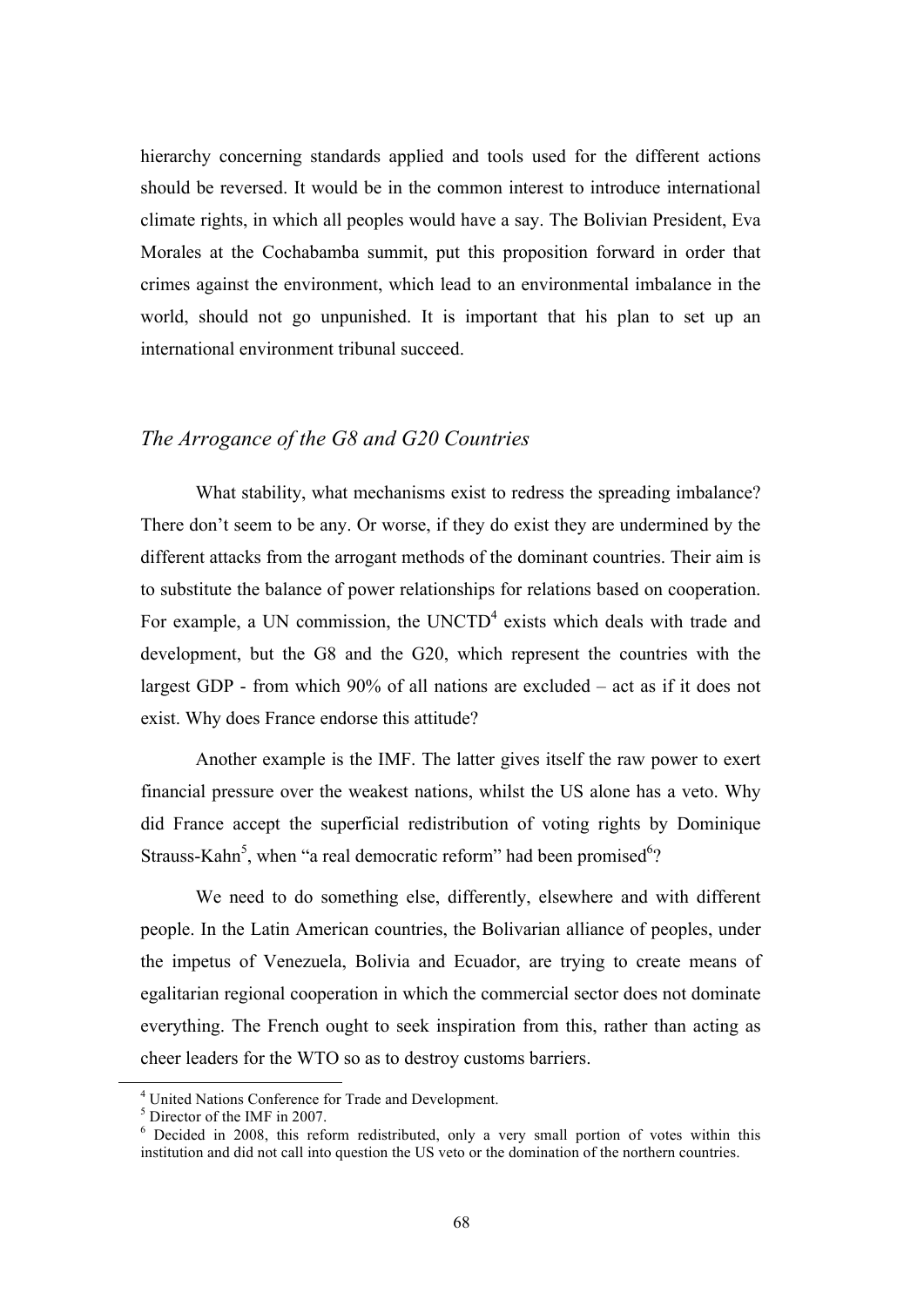hierarchy concerning standards applied and tools used for the different actions should be reversed. It would be in the common interest to introduce international climate rights, in which all peoples would have a say. The Bolivian President, Eva Morales at the Cochabamba summit, put this proposition forward in order that crimes against the environment, which lead to an environmental imbalance in the world, should not go unpunished. It is important that his plan to set up an international environment tribunal succeed.

## *The Arrogance of the G8 and G20 Countries*

What stability, what mechanisms exist to redress the spreading imbalance? There don't seem to be any. Or worse, if they do exist they are undermined by the different attacks from the arrogant methods of the dominant countries. Their aim is to substitute the balance of power relationships for relations based on cooperation. For example, a UN commission, the UNCTD[4] exists which deals with trade and development, but the G8 and the G20, which represent the countries with the largest GDP - from which 90% of all nations are excluded – act as if it does not exist. Why does France endorse this attitude?

Another example is the IMF. The latter gives itself the raw power to exert financial pressure over the weakest nations, whilst the US alone has a veto. Why did France accept the superficial redistribution of voting rights by Dominique Strauss-Kahn[5], when "a real democratic reform" had been promised[6]?

We need to do something else, differently, elsewhere and with different people. In the Latin American countries, the Bolivarian alliance of peoples, under the impetus of Venezuela, Bolivia and Ecuador, are trying to create means of egalitarian regional cooperation in which the commercial sector does not dominate everything. The French ought to seek inspiration from this, rather than acting as cheer leaders for the WTO so as to destroy customs barriers.

---

[4] United Nations Conference for Trade and Development.

[5] Director of the IMF in 2007.

[6] Decided in 2008, this reform redistributed, only a very small portion of votes within this institution and did not call into question the US veto or the domination of the northern countries.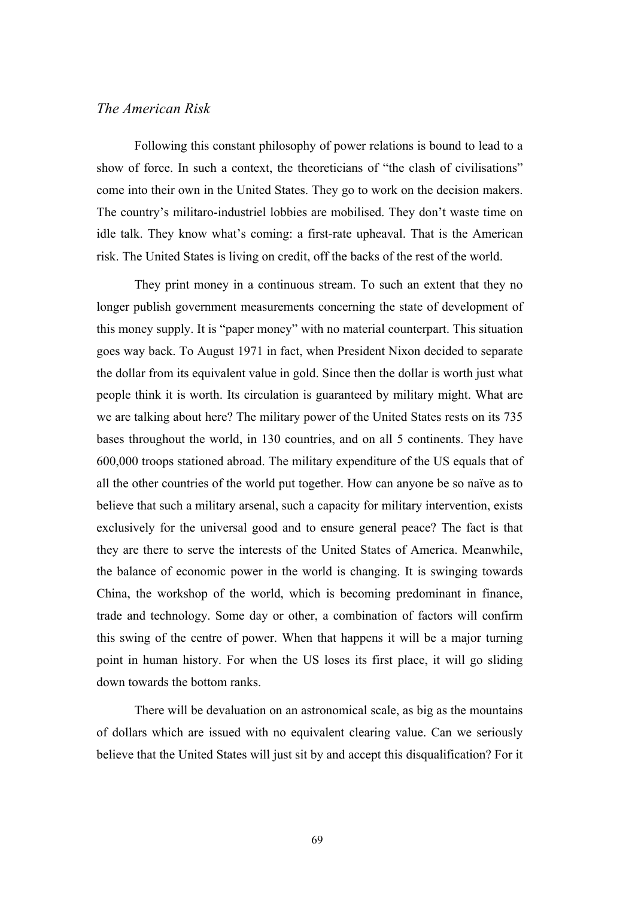*The American Risk*

Following this constant philosophy of power relations is bound to lead to a show of force. In such a context, the theoreticians of "the clash of civilisations" come into their own in the United States. They go to work on the decision makers. The country's militaro-industriel lobbies are mobilised. They don't waste time on idle talk. They know what's coming: a first-rate upheaval. That is the American risk. The United States is living on credit, off the backs of the rest of the world.

They print money in a continuous stream. To such an extent that they no longer publish government measurements concerning the state of development of this money supply. It is "paper money" with no material counterpart. This situation goes way back. To August 1971 in fact, when President Nixon decided to separate the dollar from its equivalent value in gold. Since then the dollar is worth just what people think it is worth. Its circulation is guaranteed by military might. What are we are talking about here? The military power of the United States rests on its 735 bases throughout the world, in 130 countries, and on all 5 continents. They have 600,000 troops stationed abroad. The military expenditure of the US equals that of all the other countries of the world put together. How can anyone be so naïve as to believe that such a military arsenal, such a capacity for military intervention, exists exclusively for the universal good and to ensure general peace? The fact is that they are there to serve the interests of the United States of America. Meanwhile, the balance of economic power in the world is changing. It is swinging towards China, the workshop of the world, which is becoming predominant in finance, trade and technology. Some day or other, a combination of factors will confirm this swing of the centre of power. When that happens it will be a major turning point in human history. For when the US loses its first place, it will go sliding down towards the bottom ranks.

There will be devaluation on an astronomical scale, as big as the mountains of dollars which are issued with no equivalent clearing value. Can we seriously believe that the United States will just sit by and accept this disqualification? For it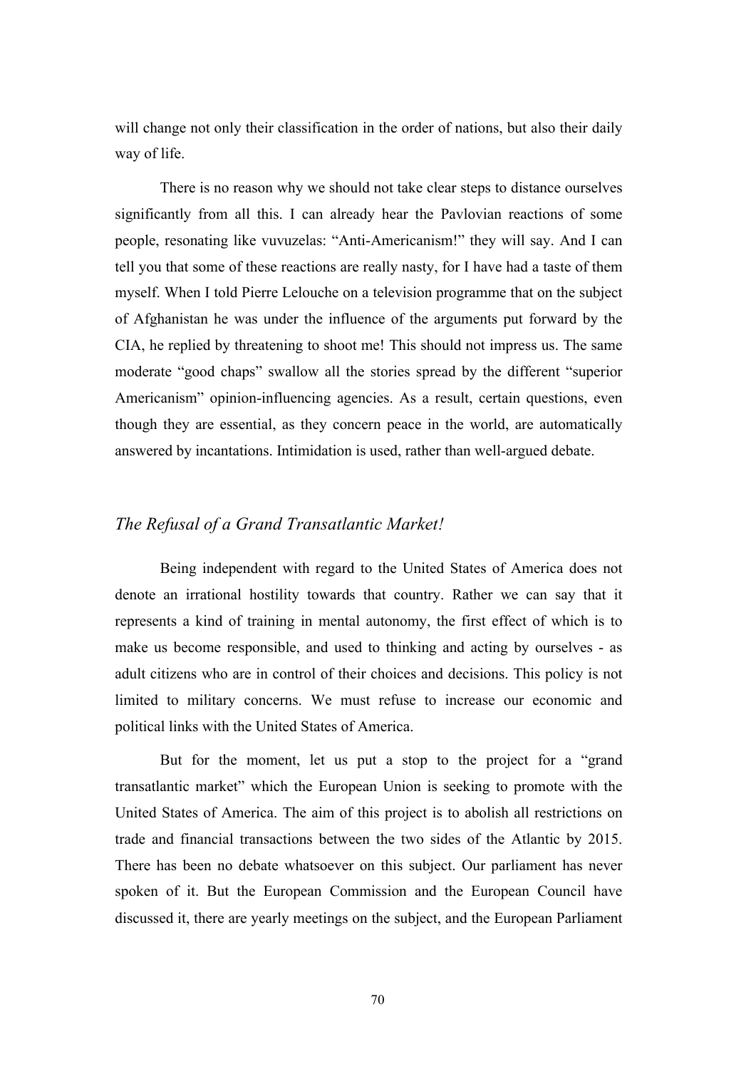will change not only their classification in the order of nations, but also their daily way of life.

There is no reason why we should not take clear steps to distance ourselves significantly from all this. I can already hear the Pavlovian reactions of some people, resonating like vuvuzelas: "Anti-Americanism!" they will say. And I can tell you that some of these reactions are really nasty, for I have had a taste of them myself. When I told Pierre Lelouche on a television programme that on the subject of Afghanistan he was under the influence of the arguments put forward by the CIA, he replied by threatening to shoot me! This should not impress us. The same moderate "good chaps" swallow all the stories spread by the different "superior Americanism" opinion-influencing agencies. As a result, certain questions, even though they are essential, as they concern peace in the world, are automatically answered by incantations. Intimidation is used, rather than well-argued debate.

## *The Refusal of a Grand Transatlantic Market!*

Being independent with regard to the United States of America does not denote an irrational hostility towards that country. Rather we can say that it represents a kind of training in mental autonomy, the first effect of which is to make us become responsible, and used to thinking and acting by ourselves - as adult citizens who are in control of their choices and decisions. This policy is not limited to military concerns. We must refuse to increase our economic and political links with the United States of America.

But for the moment, let us put a stop to the project for a "grand transatlantic market" which the European Union is seeking to promote with the United States of America. The aim of this project is to abolish all restrictions on trade and financial transactions between the two sides of the Atlantic by 2015. There has been no debate whatsoever on this subject. Our parliament has never spoken of it. But the European Commission and the European Council have discussed it, there are yearly meetings on the subject, and the European Parliament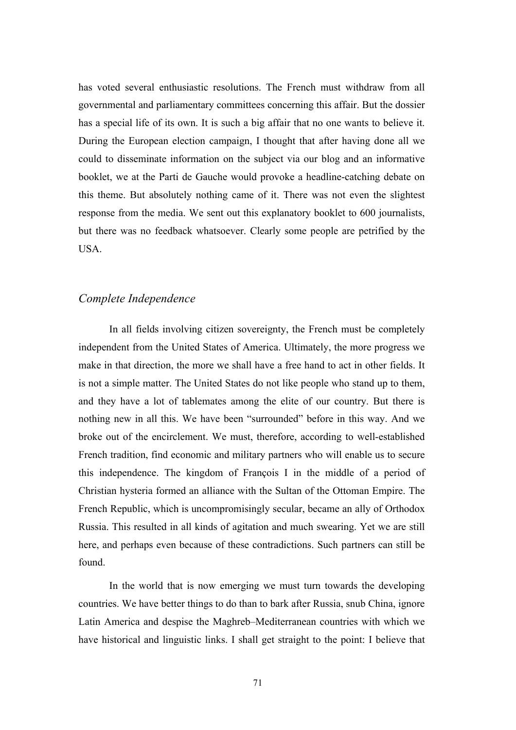has voted several enthusiastic resolutions. The French must withdraw from all governmental and parliamentary committees concerning this affair. But the dossier has a special life of its own. It is such a big affair that no one wants to believe it. During the European election campaign, I thought that after having done all we could to disseminate information on the subject via our blog and an informative booklet, we at the Parti de Gauche would provoke a headline-catching debate on this theme. But absolutely nothing came of it. There was not even the slightest response from the media. We sent out this explanatory booklet to 600 journalists, but there was no feedback whatsoever. Clearly some people are petrified by the USA.

## *Complete Independence*

In all fields involving citizen sovereignty, the French must be completely independent from the United States of America. Ultimately, the more progress we make in that direction, the more we shall have a free hand to act in other fields. It is not a simple matter. The United States do not like people who stand up to them, and they have a lot of tablemates among the elite of our country. But there is nothing new in all this. We have been "surrounded" before in this way. And we broke out of the encirclement. We must, therefore, according to well-established French tradition, find economic and military partners who will enable us to secure this independence. The kingdom of François I in the middle of a period of Christian hysteria formed an alliance with the Sultan of the Ottoman Empire. The French Republic, which is uncompromisingly secular, became an ally of Orthodox Russia. This resulted in all kinds of agitation and much swearing. Yet we are still here, and perhaps even because of these contradictions. Such partners can still be found.

In the world that is now emerging we must turn towards the developing countries. We have better things to do than to bark after Russia, snub China, ignore Latin America and despise the Maghreb–Mediterranean countries with which we have historical and linguistic links. I shall get straight to the point: I believe that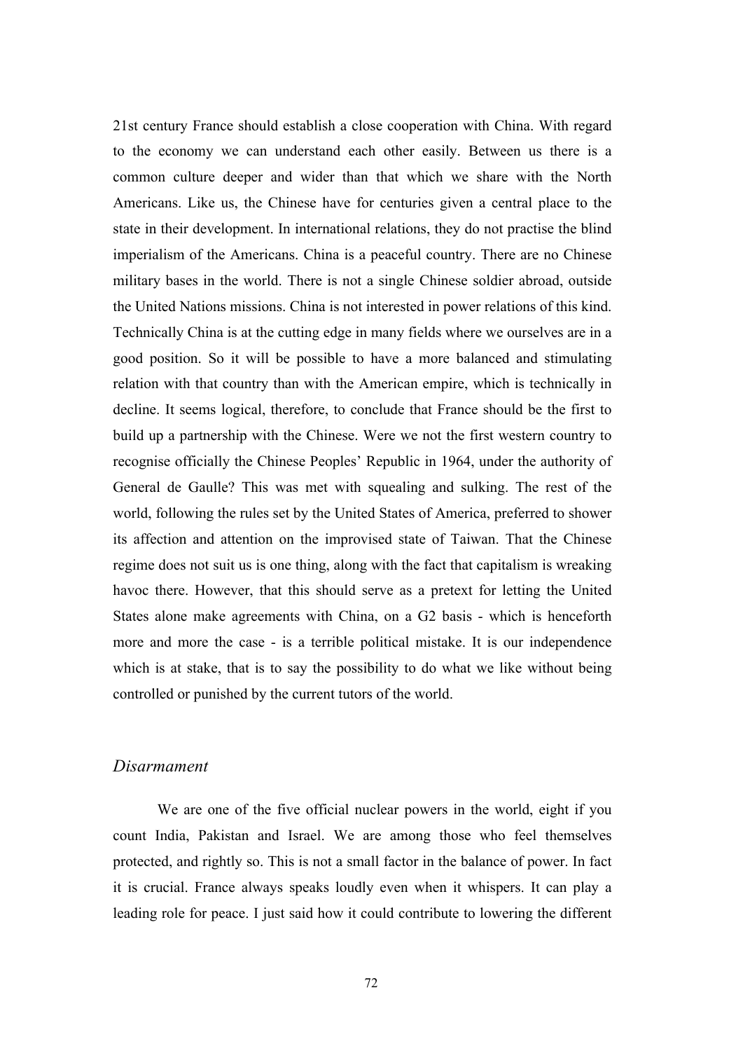21st century France should establish a close cooperation with China. With regard to the economy we can understand each other easily. Between us there is a common culture deeper and wider than that which we share with the North Americans. Like us, the Chinese have for centuries given a central place to the state in their development. In international relations, they do not practise the blind imperialism of the Americans. China is a peaceful country. There are no Chinese military bases in the world. There is not a single Chinese soldier abroad, outside the United Nations missions. China is not interested in power relations of this kind. Technically China is at the cutting edge in many fields where we ourselves are in a good position. So it will be possible to have a more balanced and stimulating relation with that country than with the American empire, which is technically in decline. It seems logical, therefore, to conclude that France should be the first to build up a partnership with the Chinese. Were we not the first western country to recognise officially the Chinese Peoples' Republic in 1964, under the authority of General de Gaulle? This was met with squealing and sulking. The rest of the world, following the rules set by the United States of America, preferred to shower its affection and attention on the improvised state of Taiwan. That the Chinese regime does not suit us is one thing, along with the fact that capitalism is wreaking havoc there. However, that this should serve as a pretext for letting the United States alone make agreements with China, on a G2 basis - which is henceforth more and more the case - is a terrible political mistake. It is our independence which is at stake, that is to say the possibility to do what we like without being controlled or punished by the current tutors of the world.

## *Disarmament*

We are one of the five official nuclear powers in the world, eight if you count India, Pakistan and Israel. We are among those who feel themselves protected, and rightly so. This is not a small factor in the balance of power. In fact it is crucial. France always speaks loudly even when it whispers. It can play a leading role for peace. I just said how it could contribute to lowering the different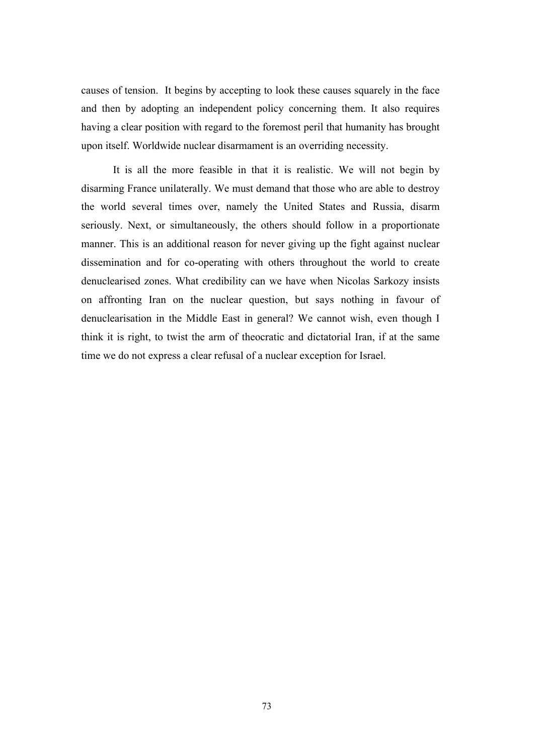causes of tension. It begins by accepting to look these causes squarely in the face and then by adopting an independent policy concerning them. It also requires having a clear position with regard to the foremost peril that humanity has brought upon itself. Worldwide nuclear disarmament is an overriding necessity.

It is all the more feasible in that it is realistic. We will not begin by disarming France unilaterally. We must demand that those who are able to destroy the world several times over, namely the United States and Russia, disarm seriously. Next, or simultaneously, the others should follow in a proportionate manner. This is an additional reason for never giving up the fight against nuclear dissemination and for co-operating with others throughout the world to create denuclearised zones. What credibility can we have when Nicolas Sarkozy insists on affronting Iran on the nuclear question, but says nothing in favour of denuclearisation in the Middle East in general? We cannot wish, even though I think it is right, to twist the arm of theocratic and dictatorial Iran, if at the same time we do not express a clear refusal of a nuclear exception for Israel.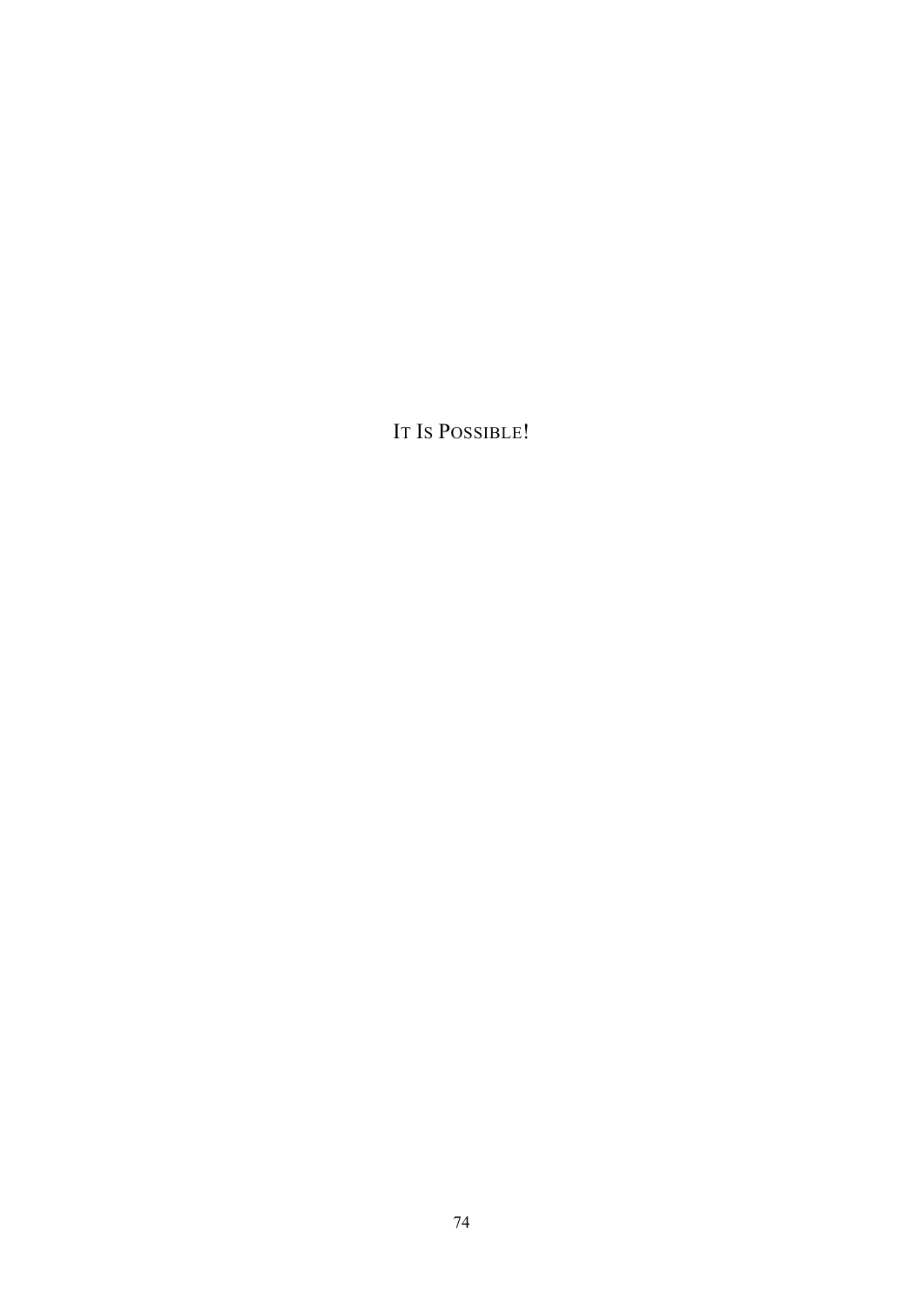IT IS POSSIBLE!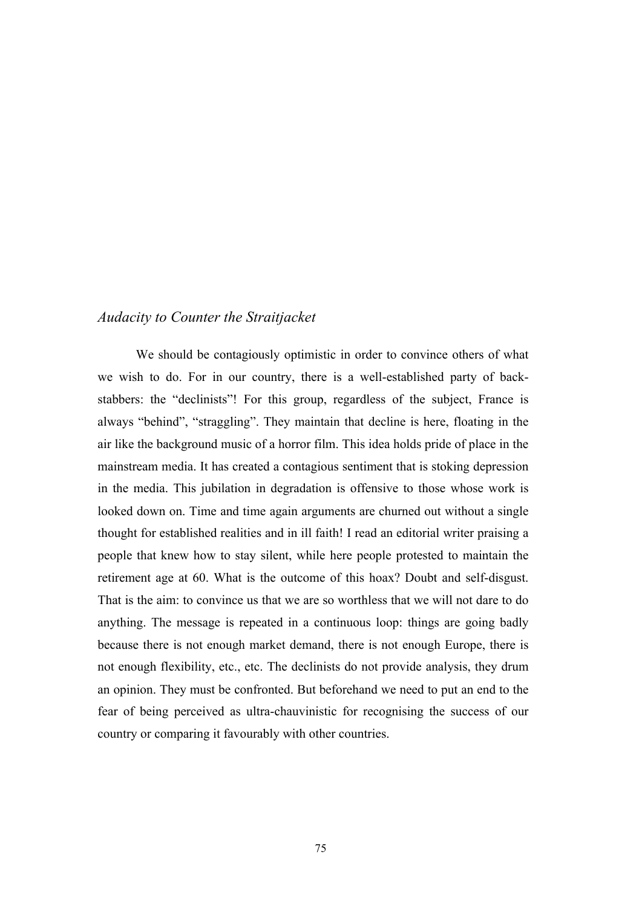## *Audacity to Counter the Straitjacket*

We should be contagiously optimistic in order to convince others of what we wish to do. For in our country, there is a well-established party of back-stabbers: the “declinists”! For this group, regardless of the subject, France is always “behind”, “straggling”. They maintain that decline is here, floating in the air like the background music of a horror film. This idea holds pride of place in the mainstream media. It has created a contagious sentiment that is stoking depression in the media. This jubilation in degradation is offensive to those whose work is looked down on. Time and time again arguments are churned out without a single thought for established realities and in ill faith! I read an editorial writer praising a people that knew how to stay silent, while here people protested to maintain the retirement age at 60. What is the outcome of this hoax? Doubt and self-disgust. That is the aim: to convince us that we are so worthless that we will not dare to do anything. The message is repeated in a continuous loop: things are going badly because there is not enough market demand, there is not enough Europe, there is not enough flexibility, etc., etc. The declinists do not provide analysis, they drum an opinion. They must be confronted. But beforehand we need to put an end to the fear of being perceived as ultra-chauvinistic for recognising the success of our country or comparing it favourably with other countries.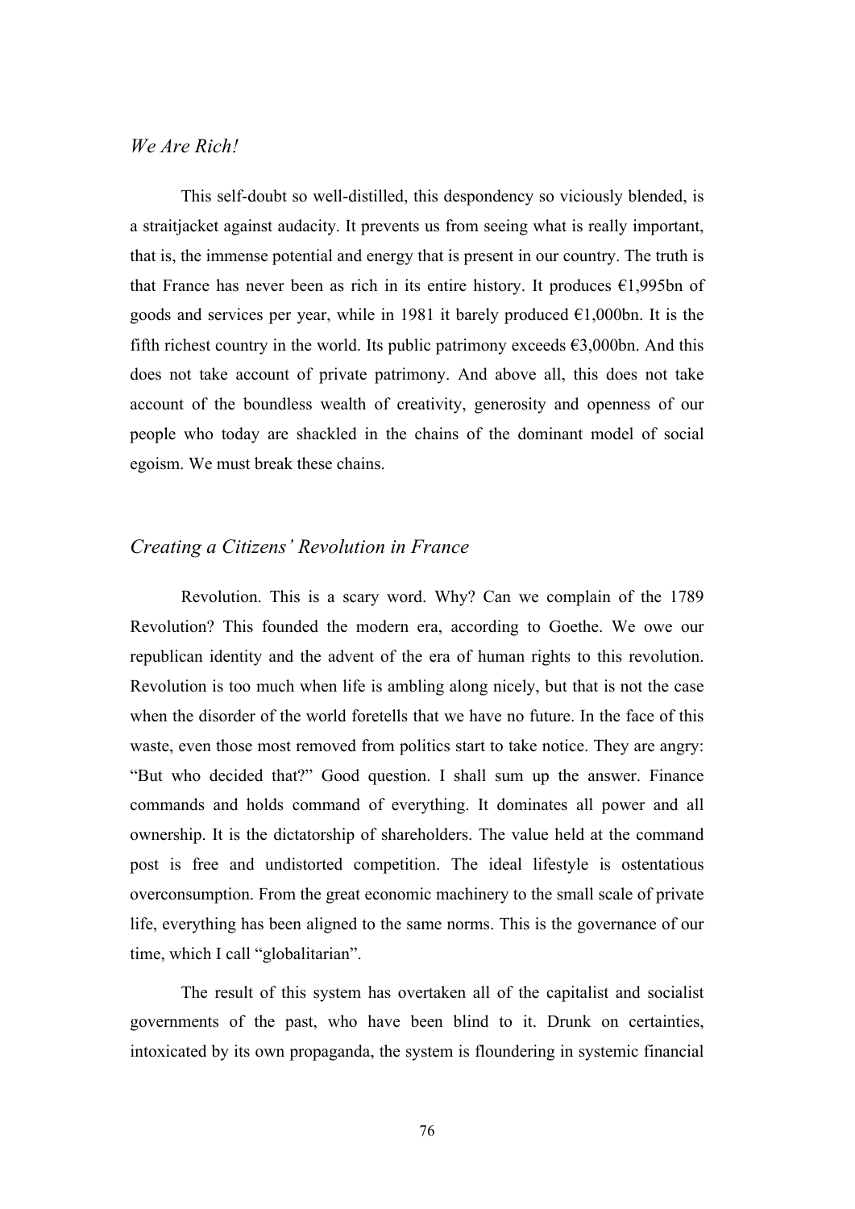### *We Are Rich!*

This self-doubt so well-distilled, this despondency so viciously blended, is a straitjacket against audacity. It prevents us from seeing what is really important, that is, the immense potential and energy that is present in our country. The truth is that France has never been as rich in its entire history. It produces €1,995bn of goods and services per year, while in 1981 it barely produced €1,000bn. It is the fifth richest country in the world. Its public patrimony exceeds €3,000bn. And this does not take account of private patrimony. And above all, this does not take account of the boundless wealth of creativity, generosity and openness of our people who today are shackled in the chains of the dominant model of social egoism. We must break these chains.

### *Creating a Citizens' Revolution in France*

Revolution. This is a scary word. Why? Can we complain of the 1789 Revolution? This founded the modern era, according to Goethe. We owe our republican identity and the advent of the era of human rights to this revolution. Revolution is too much when life is ambling along nicely, but that is not the case when the disorder of the world foretells that we have no future. In the face of this waste, even those most removed from politics start to take notice. They are angry: "But who decided that?" Good question. I shall sum up the answer. Finance commands and holds command of everything. It dominates all power and all ownership. It is the dictatorship of shareholders. The value held at the command post is free and undistorted competition. The ideal lifestyle is ostentatious overconsumption. From the great economic machinery to the small scale of private life, everything has been aligned to the same norms. This is the governance of our time, which I call "globalitarian".

The result of this system has overtaken all of the capitalist and socialist governments of the past, who have been blind to it. Drunk on certainties, intoxicated by its own propaganda, the system is floundering in systemic financial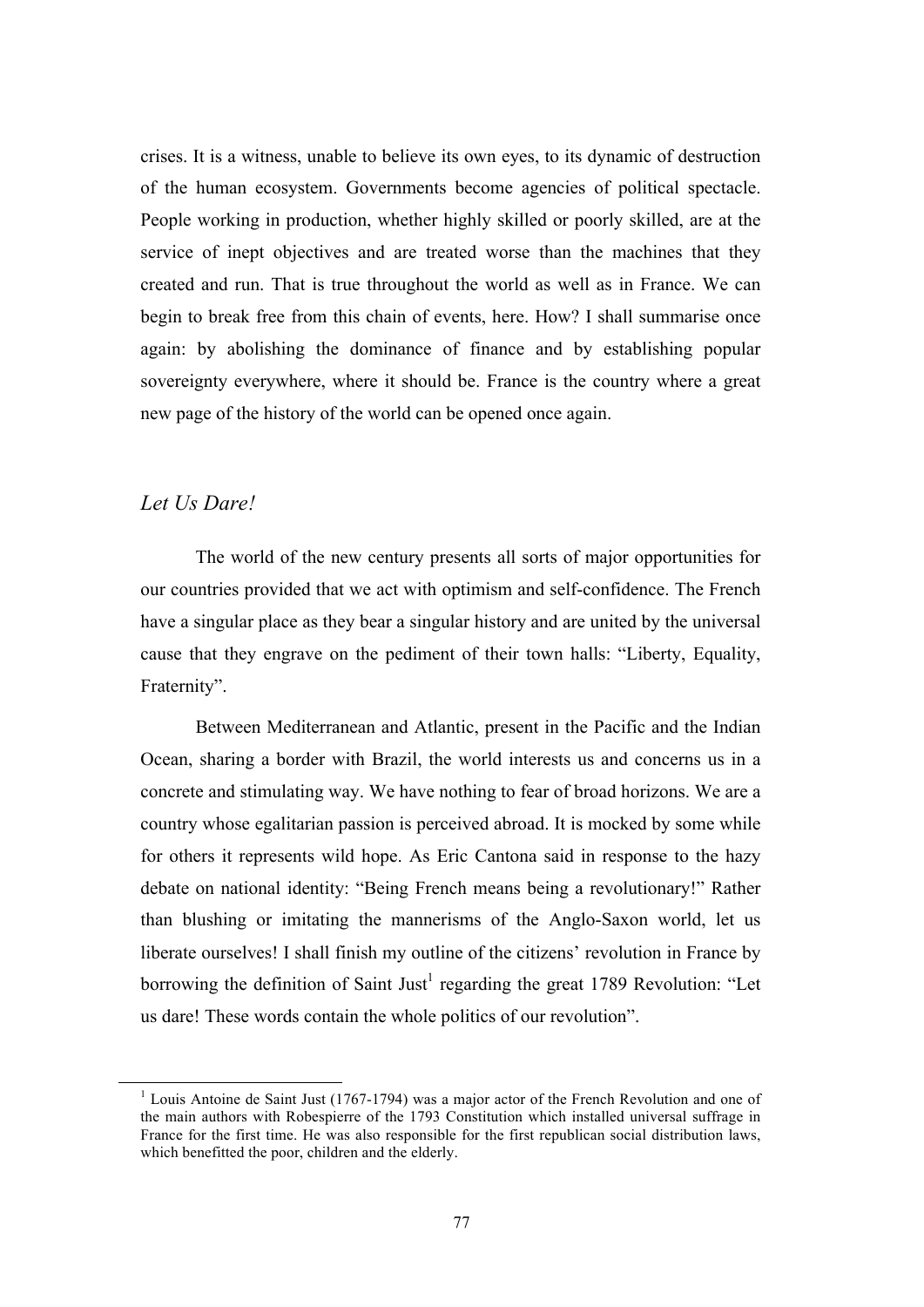crises. It is a witness, unable to believe its own eyes, to its dynamic of destruction of the human ecosystem. Governments become agencies of political spectacle. People working in production, whether highly skilled or poorly skilled, are at the service of inept objectives and are treated worse than the machines that they created and run. That is true throughout the world as well as in France. We can begin to break free from this chain of events, here. How? I shall summarise once again: by abolishing the dominance of finance and by establishing popular sovereignty everywhere, where it should be. France is the country where a great new page of the history of the world can be opened once again.

## *Let Us Dare!*

The world of the new century presents all sorts of major opportunities for our countries provided that we act with optimism and self-confidence. The French have a singular place as they bear a singular history and are united by the universal cause that they engrave on the pediment of their town halls: "Liberty, Equality, Fraternity".

Between Mediterranean and Atlantic, present in the Pacific and the Indian Ocean, sharing a border with Brazil, the world interests us and concerns us in a concrete and stimulating way. We have nothing to fear of broad horizons. We are a country whose egalitarian passion is perceived abroad. It is mocked by some while for others it represents wild hope. As Eric Cantona said in response to the hazy debate on national identity: "Being French means being a revolutionary!" Rather than blushing or imitating the mannerisms of the Anglo-Saxon world, let us liberate ourselves! I shall finish my outline of the citizens' revolution in France by borrowing the definition of Saint Just[1] regarding the great 1789 Revolution: "Let us dare! These words contain the whole politics of our revolution".

---

[1] Louis Antoine de Saint Just (1767-1794) was a major actor of the French Revolution and one of the main authors with Robespierre of the 1793 Constitution which installed universal suffrage in France for the first time. He was also responsible for the first republican social distribution laws, which benefitted the poor, children and the elderly.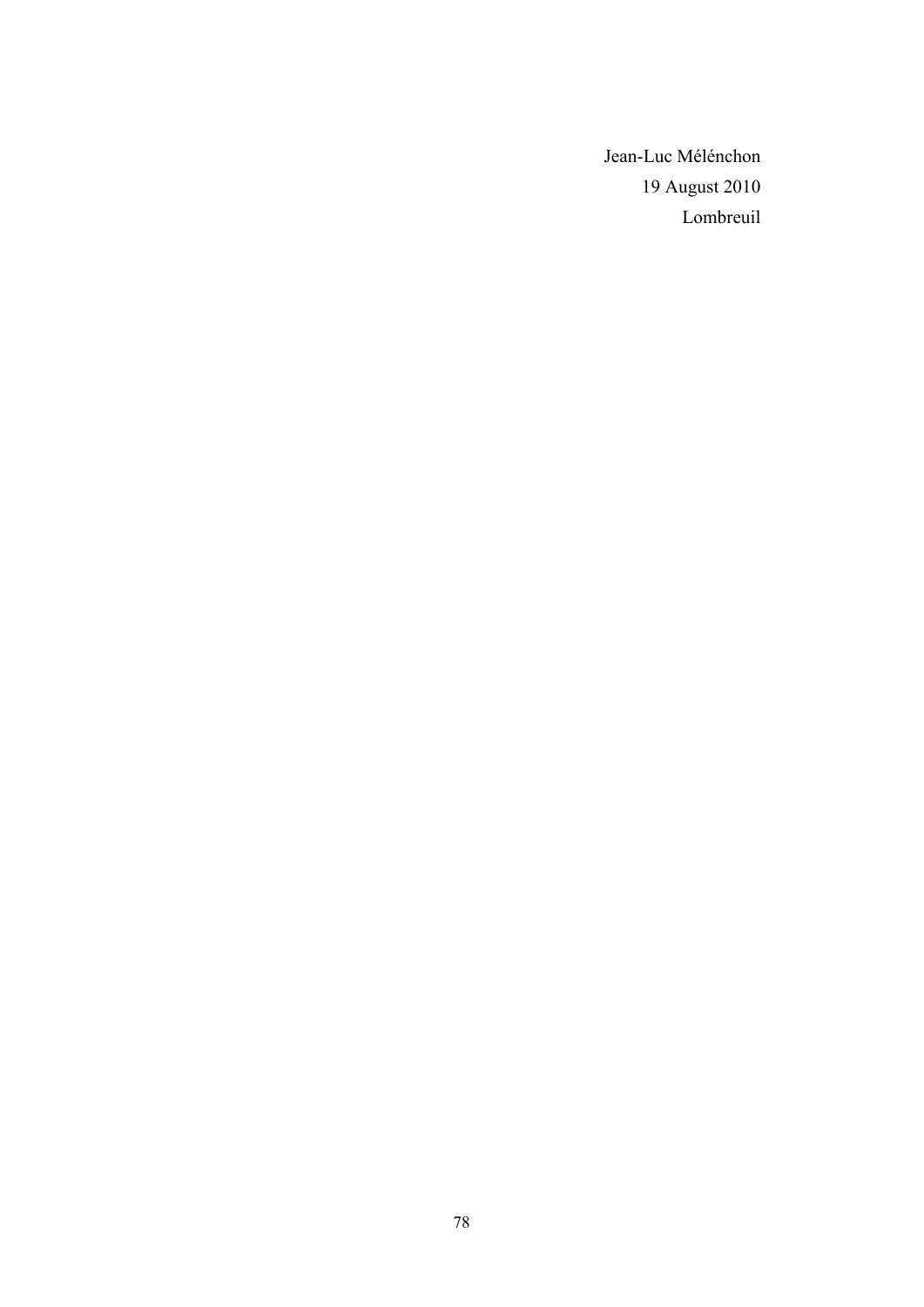Jean-Luc Méléñchon

19 August 2010

Lombreuil